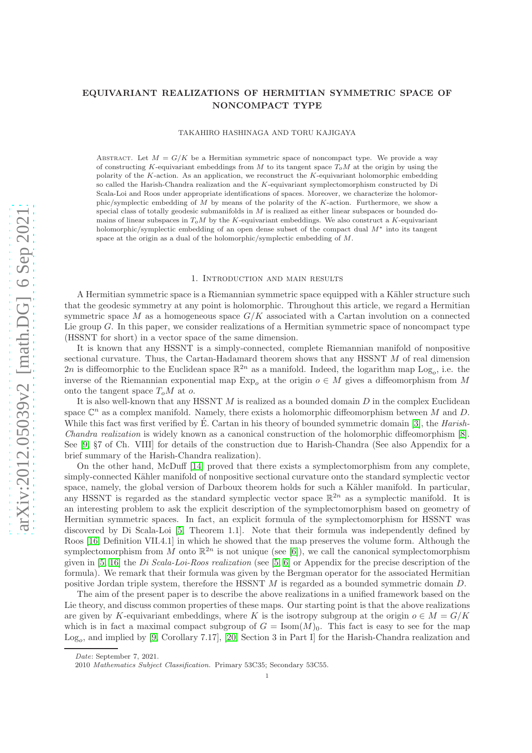# EQUIVARIANT REALIZATIONS OF HERMITIAN SYMMETRIC SPACE OF NONCOMPACT TYPE

TAKAHIRO HASHINAGA AND TORU KAJIGAYA

ABSTRACT. Let $M = G/K$ be a Hermitian symmetric space of noncompact type. We provide a way of constructing $K$-equivariant embeddings from $M$ to its tangent space $T_oM$ at the origin by using the polarity of the $K$-action. As an application, we reconstruct the $K$-equivariant holomorphic embedding so called the Harish-Chandra realization and the $K$-equivariant symplectomorphism constructed by Di Scala-Loi and Roos under appropriate identifications of spaces. Moreover, we characterize the holomorphic/symplectic embedding of $M$ by means of the polarity of the $K$-action. Furthermore, we show a special class of totally geodesic submanifolds in $M$ is realized as either linear subspaces or bounded domains of linear subspaces in $T_oM$ by the $K$-equivariant embeddings. We also construct a $K$-equivariant holomorphic/symplectic embedding of an open dense subset of the compact dual $M^*$ into its tangent space at the origin as a dual of the holomorphic/symplectic embedding of $M$.

## 1. Introduction and main results

A Hermitian symmetric space is a Riemannian symmetric space equipped with a Kähler structure such that the geodesic symmetry at any point is holomorphic. Throughout this article, we regard a Hermitian symmetric space $M$ as a homogeneous space $G/K$ associated with a Cartan involution on a connected Lie group $G$. In this paper, we consider realizations of a Hermitian symmetric space of noncompact type (HSSNT for short) in a vector space of the same dimension.

It is known that any HSSNT is a simply-connected, complete Riemannian manifold of nonpositive sectional curvature. Thus, the Cartan-Hadamard theorem shows that any HSSNT $M$ of real dimension $2n$ is diffeomorphic to the Euclidean space $\mathbb{R}^{2n}$ as a manifold. Indeed, the logarithm map $\mathrm{Log}_o$, i.e. the inverse of the Riemannian exponential map $\mathrm{Exp}_o$ at the origin $o \in M$ gives a diffeomorphism from $M$ onto the tangent space $T_oM$ at $o$.

It is also well-known that any HSSNT $M$ is realized as a bounded domain $D$ in the complex Euclidean space $\mathbb{C}^n$ as a complex manifold. Namely, there exists a holomorphic diffeomorphism between $M$ and $D$. While this fact was first verified by É. Cartan in his theory of bounded symmetric domain [3], the *Harish-Chandra realization* is widely known as a canonical construction of the holomorphic diffeomorphism [8]. See [9, §7 of Ch. VIII] for details of the construction due to Harish-Chandra (See also Appendix for a brief summary of the Harish-Chandra realization).

On the other hand, McDuff [14] proved that there exists a symplectomorphism from any complete, simply-connected Kähler manifold of nonpositive sectional curvature onto the standard symplectic vector space, namely, the global version of Darboux theorem holds for such a Kähler manifold. In particular, any HSSNT is regarded as the standard symplectic vector space $\mathbb{R}^{2n}$ as a symplectic manifold. It is an interesting problem to ask the explicit description of the symplectomorphism based on geometry of Hermitian symmetric spaces. In fact, an explicit formula of the symplectomorphism for HSSNT was discovered by Di Scala-Loi [5, Theorem 1.1]. Note that their formula was independently defined by Roos [16, Definition VII.4.1] in which he showed that the map preserves the volume form. Although the symplectomorphism from $M$ onto $\mathbb{R}^{2n}$ is not unique (see [6]), we call the canonical symplectomorphism given in [5, 16] the *Di Scala-Loi-Roos realization* (see [5, 6] or Appendix for the precise description of the formula). We remark that their formula was given by the Bergman operator for the associated Hermitian positive Jordan triple system, therefore the HSSNT $M$ is regarded as a bounded symmetric domain $D$.

The aim of the present paper is to describe the above realizations in a unified framework based on the Lie theory, and discuss common properties of these maps. Our starting point is that the above realizations are given by $K$-equivariant embeddings, where $K$ is the isotropy subgroup at the origin $o \in M = G/K$ which is in fact a maximal compact subgroup of $G = \mathrm{Isom}(M)_0$. This fact is easy to see for the map $\mathrm{Log}_o$, and implied by [9, Corollary 7.17], [20, Section 3 in Part I] for the Harish-Chandra realization and

*Date*: September 7, 2021.

2010 *Mathematics Subject Classification.* Primary 53C35; Secondary 53C55.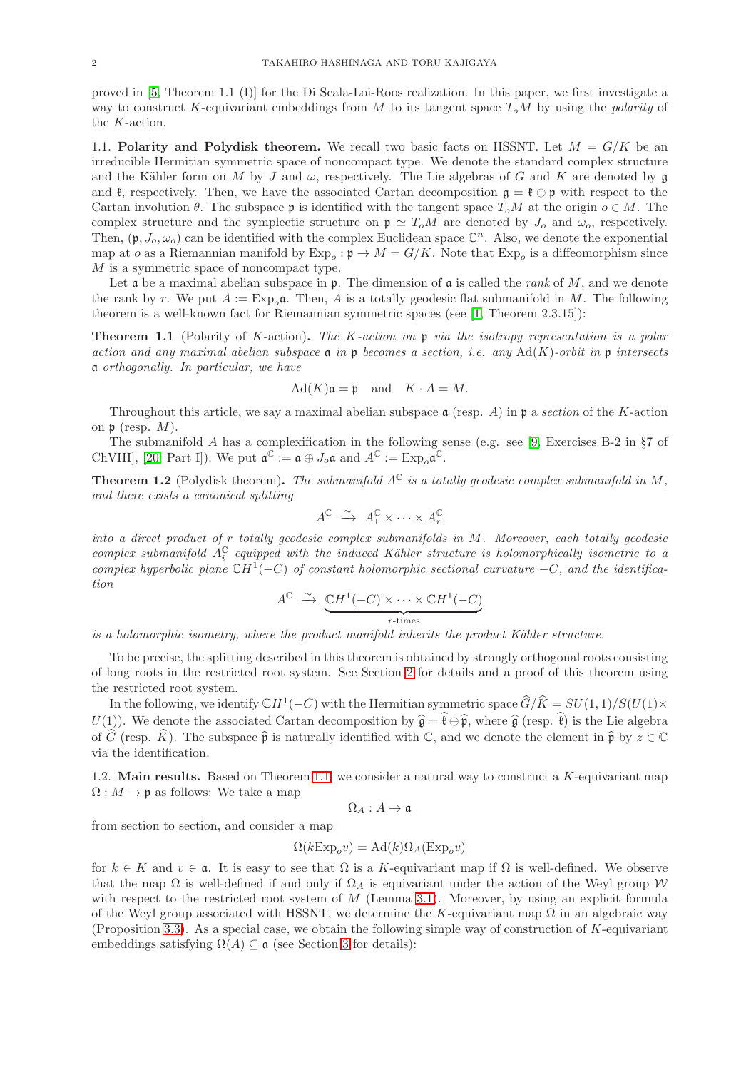proved in [5, Theorem 1.1 (I)] for the Di Scala-Loi-Roos realization. In this paper, we first investigate a way to construct $K$-equivariant embeddings from $M$ to its tangent space $T_oM$ by using the *polarity* of the $K$-action.

1.1. **Polarity and Polydisk theorem.** We recall two basic facts on HSSNT. Let $M = G/K$ be an irreducible Hermitian symmetric space of noncompact type. We denote the standard complex structure and the Kähler form on $M$ by $J$ and $\omega$, respectively. The Lie algebras of $G$ and $K$ are denoted by $\mathfrak{g}$ and $\mathfrak{k}$, respectively. Then, we have the associated Cartan decomposition $\mathfrak{g} = \mathfrak{k} \oplus \mathfrak{p}$ with respect to the Cartan involution $\theta$. The subspace $\mathfrak{p}$ is identified with the tangent space $T_oM$ at the origin $o \in M$. The complex structure and the symplectic structure on $\mathfrak{p} \simeq T_oM$ are denoted by $J_o$ and $\omega_o$, respectively. Then, $(\mathfrak{p}, J_o, \omega_o)$ can be identified with the complex Euclidean space $\mathbb{C}^n$. Also, we denote the exponential map at $o$ as a Riemannian manifold by $\mathrm{Exp}_o : \mathfrak{p} \to M = G/K$. Note that $\mathrm{Exp}_o$ is a diffeomorphism since $M$ is a symmetric space of noncompact type.

Let $\mathfrak{a}$ be a maximal abelian subspace in $\mathfrak{p}$. The dimension of $\mathfrak{a}$ is called the *rank* of $M$, and we denote the rank by $r$. We put $A := \mathrm{Exp}_o\mathfrak{a}$. Then, $A$ is a totally geodesic flat submanifold in $M$. The following theorem is a well-known fact for Riemannian symmetric spaces (see [1, Theorem 2.3.15]):

**Theorem 1.1** (Polarity of $K$-action). *The $K$-action on $\mathfrak{p}$ via the isotropy representation is a polar action and any maximal abelian subspace $\mathfrak{a}$ in $\mathfrak{p}$ becomes a section, i.e. any $\mathrm{Ad}(K)$-orbit in $\mathfrak{p}$ intersects $\mathfrak{a}$ orthogonally. In particular, we have*

$$\mathrm{Ad}(K)\mathfrak{a} = \mathfrak{p} \quad \text{and} \quad K \cdot A = M.$$

Throughout this article, we say a maximal abelian subspace $\mathfrak{a}$ (resp. $A$) in $\mathfrak{p}$ a *section* of the $K$-action on $\mathfrak{p}$ (resp. $M$).

The submanifold $A$ has a complexification in the following sense (e.g. see [9, Exercises B-2 in §7 of ChVIII], [20, Part I]). We put $\mathfrak{a}^{\mathbb{C}} := \mathfrak{a} \oplus J_o\mathfrak{a}$ and $A^{\mathbb{C}} := \mathrm{Exp}_o\mathfrak{a}^{\mathbb{C}}$.

**Theorem 1.2** (Polydisk theorem). *The submanifold $A^{\mathbb{C}}$ is a totally geodesic complex submanifold in $M$, and there exists a canonical splitting*

$$A^{\mathbb{C}} \xrightarrow{\sim} A_1^{\mathbb{C}} \times \cdots \times A_r^{\mathbb{C}}$$

*into a direct product of $r$ totally geodesic complex submanifolds in $M$. Moreover, each totally geodesic complex submanifold $A_i^{\mathbb{C}}$ equipped with the induced Kähler structure is holomorphically isometric to a complex hyperbolic plane $\mathbb{C}H^1(-C)$ of constant holomorphic sectional curvature $-C$, and the identification*

$$A^{\mathbb{C}} \xrightarrow{\sim} \underbrace{\mathbb{C}H^1(-C) \times \cdots \times \mathbb{C}H^1(-C)}_{r\text{-times}}$$

*is a holomorphic isometry, where the product manifold inherits the product Kähler structure.*

To be precise, the splitting described in this theorem is obtained by strongly orthogonal roots consisting of long roots in the restricted root system. See Section 2 for details and a proof of this theorem using the restricted root system.

In the following, we identify $\mathbb{C}H^1(-C)$ with the Hermitian symmetric space $\widehat{G}/\widehat{K} = SU(1,1)/S(U(1) \times U(1))$. We denote the associated Cartan decomposition by $\widehat{\mathfrak{g}} = \widehat{\mathfrak{k}} \oplus \widehat{\mathfrak{p}}$, where $\widehat{\mathfrak{g}}$ (resp. $\widehat{\mathfrak{k}}$) is the Lie algebra of $\widehat{G}$ (resp. $\widehat{K}$). The subspace $\widehat{\mathfrak{p}}$ is naturally identified with $\mathbb{C}$, and we denote the element in $\widehat{\mathfrak{p}}$ by $z \in \mathbb{C}$ via the identification.

1.2. **Main results.** Based on Theorem 1.1, we consider a natural way to construct a $K$-equivariant map $\Omega : M \to \mathfrak{p}$ as follows: We take a map

$$\Omega_A : A \to \mathfrak{a}$$

from section to section, and consider a map

$$\Omega(k\mathrm{Exp}_o v) = \mathrm{Ad}(k)\Omega_A(\mathrm{Exp}_o v)$$

for $k \in K$ and $v \in \mathfrak{a}$. It is easy to see that $\Omega$ is a $K$-equivariant map if $\Omega$ is well-defined. We observe that the map $\Omega$ is well-defined if and only if $\Omega_A$ is equivariant under the action of the Weyl group $\mathcal{W}$ with respect to the restricted root system of $M$ (Lemma 3.1). Moreover, by using an explicit formula of the Weyl group associated with HSSNT, we determine the $K$-equivariant map $\Omega$ in an algebraic way (Proposition 3.3). As a special case, we obtain the following simple way of construction of $K$-equivariant embeddings satisfying $\Omega(A) \subseteq \mathfrak{a}$ (see Section 3 for details):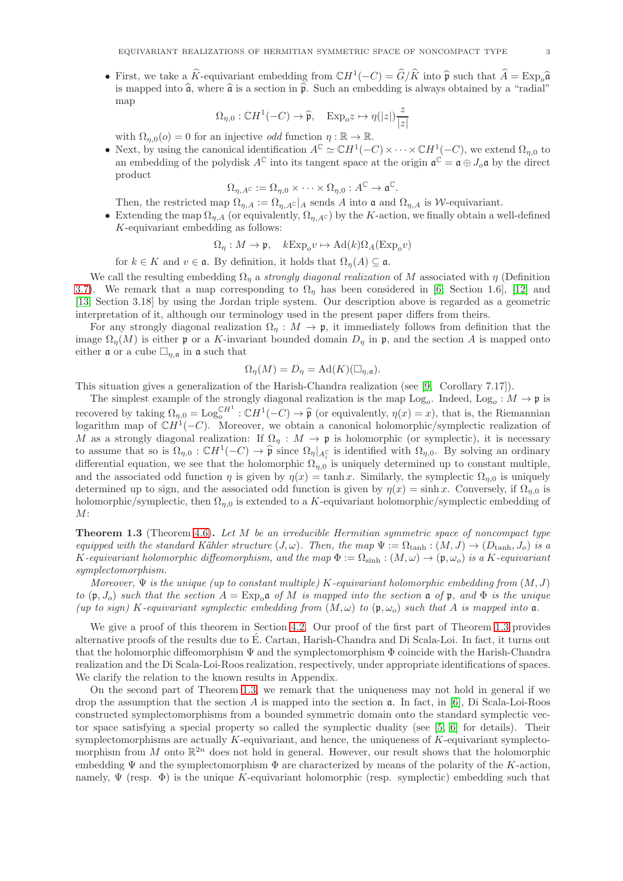- First, we take a $\widehat{K}$-equivariant embedding from $\mathbb{C}H^1(-C) = \widehat{G}/\widehat{K}$ into $\widehat{\mathfrak{p}}$ such that $\widehat{A} = \mathrm{Exp}_o\widehat{\mathfrak{a}}$ is mapped into $\widehat{\mathfrak{a}}$, where $\widehat{\mathfrak{a}}$ is a section in $\widehat{\mathfrak{p}}$. Such an embedding is always obtained by a "radial" map

$$\Omega_{\eta,0} : \mathbb{C}H^1(-C) \to \widehat{\mathfrak{p}}, \quad \mathrm{Exp}_o z \mapsto \eta(|z|)\frac{z}{|z|}$$

  with $\Omega_{\eta,0}(o) = 0$ for an injective *odd* function $\eta : \mathbb{R} \to \mathbb{R}$.
- Next, by using the canonical identification $A^{\mathbb{C}} \simeq \mathbb{C}H^1(-C) \times \cdots \times \mathbb{C}H^1(-C)$, we extend $\Omega_{\eta,0}$ to an embedding of the polydisk $A^{\mathbb{C}}$ into its tangent space at the origin $\mathfrak{a}^{\mathbb{C}} = \mathfrak{a} \oplus J_o\mathfrak{a}$ by the direct product

$$\Omega_{\eta,A^{\mathbb{C}}} := \Omega_{\eta,0} \times \cdots \times \Omega_{\eta,0} : A^{\mathbb{C}} \to \mathfrak{a}^{\mathbb{C}}.$$

  Then, the restricted map $\Omega_{\eta,A} := \Omega_{\eta,A^{\mathbb{C}}}|_A$ sends $A$ into $\mathfrak{a}$ and $\Omega_{\eta,A}$ is $\mathcal{W}$-equivariant.
- Extending the map $\Omega_{\eta,A}$ (or equivalently, $\Omega_{\eta,A^{\mathbb{C}}}$) by the $K$-action, we finally obtain a well-defined $K$-equivariant embedding as follows:

$$\Omega_\eta : M \to \mathfrak{p}, \quad k\mathrm{Exp}_o v \mapsto \mathrm{Ad}(k)\Omega_A(\mathrm{Exp}_o v)$$

  for $k \in K$ and $v \in \mathfrak{a}$. By definition, it holds that $\Omega_\eta(A) \subseteq \mathfrak{a}$.

We call the resulting embedding $\Omega_\eta$ a *strongly diagonal realization* of $M$ associated with $\eta$ (Definition 3.7). We remark that a map corresponding to $\Omega_\eta$ has been considered in [6, Section 1.6], [12] and [13, Section 3.18] by using the Jordan triple system. Our description above is regarded as a geometric interpretation of it, although our terminology used in the present paper differs from theirs.

For any strongly diagonal realization $\Omega_\eta : M \to \mathfrak{p}$, it immediately follows from definition that the image $\Omega_\eta(M)$ is either $\mathfrak{p}$ or a $K$-invariant bounded domain $D_\eta$ in $\mathfrak{p}$, and the section $A$ is mapped onto either $\mathfrak{a}$ or a cube $\square_{\eta,\mathfrak{a}}$ in $\mathfrak{a}$ such that

$$\Omega_\eta(M) = D_\eta = \mathrm{Ad}(K)(\square_{\eta,\mathfrak{a}}).$$

This situation gives a generalization of the Harish-Chandra realization (see [9, Corollary 7.17]).

The simplest example of the strongly diagonal realization is the map $\mathrm{Log}_o$. Indeed, $\mathrm{Log}_o : M \to \mathfrak{p}$ is recovered by taking $\Omega_{\eta,0} = \mathrm{Log}_o^{\mathbb{C}H^1} : \mathbb{C}H^1(-C) \to \widehat{\mathfrak{p}}$ (or equivalently, $\eta(x) = x$), that is, the Riemannian logarithm map of $\mathbb{C}H^1(-C)$. Moreover, we obtain a canonical holomorphic/symplectic realization of $M$ as a strongly diagonal realization: If $\Omega_\eta : M \to \mathfrak{p}$ is holomorphic (or symplectic), it is necessary to assume that so is $\Omega_{\eta,0} : \mathbb{C}H^1(-C) \to \widehat{\mathfrak{p}}$ since $\Omega_\eta|_{A_i^{\mathbb{C}}}$ is identified with $\Omega_{\eta,0}$. By solving an ordinary differential equation, we see that the holomorphic $\Omega_{\eta,0}$ is uniquely determined up to constant multiple, and the associated odd function $\eta$ is given by $\eta(x) = \tanh x$. Similarly, the symplectic $\Omega_{\eta,0}$ is uniquely determined up to sign, and the associated odd function is given by $\eta(x) = \sinh x$. Conversely, if $\Omega_{\eta,0}$ is holomorphic/symplectic, then $\Omega_{\eta,0}$ is extended to a $K$-equivariant holomorphic/symplectic embedding of $M$:

**Theorem 1.3** (Theorem 4.6)**.** *Let $M$ be an irreducible Hermitian symmetric space of noncompact type equipped with the standard Kähler structure $(J,\omega)$. Then, the map $\Psi := \Omega_{\tanh} : (M,J) \to (D_{\tanh}, J_o)$ is a $K$-equivariant holomorphic diffeomorphism, and the map $\Phi := \Omega_{\sinh} : (M,\omega) \to (\mathfrak{p},\omega_o)$ is a $K$-equivariant symplectomorphism.*

*Moreover, $\Psi$ is the unique (up to constant multiple) $K$-equivariant holomorphic embedding from $(M,J)$ to $(\mathfrak{p},J_o)$ such that the section $A = \mathrm{Exp}_o\mathfrak{a}$ of $M$ is mapped into the section $\mathfrak{a}$ of $\mathfrak{p}$, and $\Phi$ is the unique (up to sign) $K$-equivariant symplectic embedding from $(M,\omega)$ to $(\mathfrak{p},\omega_o)$ such that $A$ is mapped into $\mathfrak{a}$.*

We give a proof of this theorem in Section 4.2. Our proof of the first part of Theorem 1.3 provides alternative proofs of the results due to É. Cartan, Harish-Chandra and Di Scala-Loi. In fact, it turns out that the holomorphic diffeomorphism $\Psi$ and the symplectomorphism $\Phi$ coincide with the Harish-Chandra realization and the Di Scala-Loi-Roos realization, respectively, under appropriate identifications of spaces. We clarify the relation to the known results in Appendix.

On the second part of Theorem 1.3, we remark that the uniqueness may not hold in general if we drop the assumption that the section $A$ is mapped into the section $\mathfrak{a}$. In fact, in [6], Di Scala-Loi-Roos constructed symplectomorphisms from a bounded symmetric domain onto the standard symplectic vector space satisfying a special property so called the symplectic duality (see [5, 6] for details). Their symplectomorphisms are actually $K$-equivariant, and hence, the uniqueness of $K$-equivariant symplectomorphism from $M$ onto $\mathbb{R}^{2n}$ does not hold in general. However, our result shows that the holomorphic embedding $\Psi$ and the symplectomorphism $\Phi$ are characterized by means of the polarity of the $K$-action, namely, $\Psi$ (resp. $\Phi$) is the unique $K$-equivariant holomorphic (resp. symplectic) embedding such that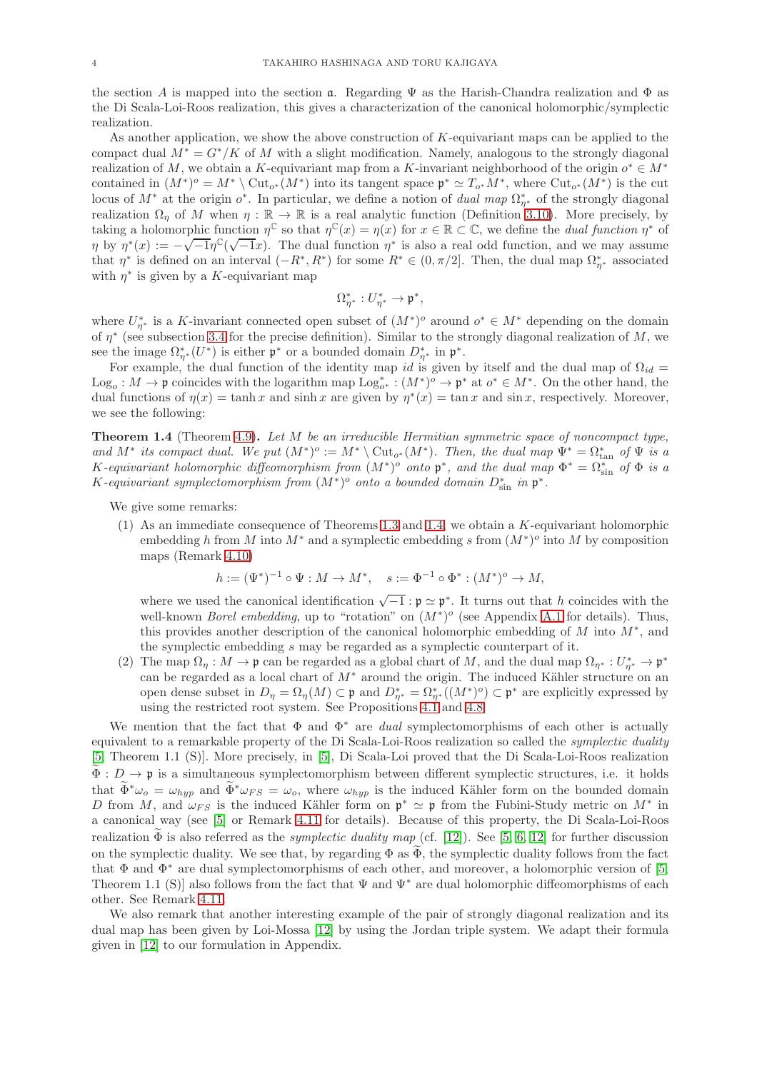the section $A$ is mapped into the section $\mathfrak{a}$. Regarding $\Psi$ as the Harish-Chandra realization and $\Phi$ as the Di Scala-Loi-Roos realization, this gives a characterization of the canonical holomorphic/symplectic realization.

As another application, we show the above construction of $K$-equivariant maps can be applied to the compact dual $M^* = G^*/K$ of $M$ with a slight modification. Namely, analogous to the strongly diagonal realization of $M$, we obtain a $K$-equivariant map from a $K$-invariant neighborhood of the origin $o^* \in M^*$ contained in $(M^*)^o = M^* \setminus \mathrm{Cut}_{o^*}(M^*)$ into its tangent space $\mathfrak{p}^* \simeq T_{o^*}M^*$, where $\mathrm{Cut}_{o^*}(M^*)$ is the cut locus of $M^*$ at the origin $o^*$. In particular, we define a notion of *dual map* $\Omega^*_{\eta^*}$ of the strongly diagonal realization $\Omega_\eta$ of $M$ when $\eta : \mathbb{R} \to \mathbb{R}$ is a real analytic function (Definition 3.10). More precisely, by taking a holomorphic function $\eta^{\mathbb{C}}$ so that $\eta^{\mathbb{C}}(x) = \eta(x)$ for $x \in \mathbb{R} \subset \mathbb{C}$, we define the *dual function* $\eta^*$ of $\eta$ by $\eta^*(x) := -\sqrt{-1}\eta^{\mathbb{C}}(\sqrt{-1}x)$. The dual function $\eta^*$ is also a real odd function, and we may assume that $\eta^*$ is defined on an interval $(-R^*, R^*)$ for some $R^* \in (0, \pi/2]$. Then, the dual map $\Omega^*_{\eta^*}$ associated with $\eta^*$ is given by a $K$-equivariant map

$$\Omega^*_{\eta^*} : U^*_{\eta^*} \to \mathfrak{p}^*,$$

where $U^*_{\eta^*}$ is a $K$-invariant connected open subset of $(M^*)^o$ around $o^* \in M^*$ depending on the domain of $\eta^*$ (see subsection 3.4 for the precise definition). Similar to the strongly diagonal realization of $M$, we see the image $\Omega^*_{\eta^*}(U^*)$ is either $\mathfrak{p}^*$ or a bounded domain $D^*_{\eta^*}$ in $\mathfrak{p}^*$.

For example, the dual function of the identity map $id$ is given by itself and the dual map of $\Omega_{id} = \mathrm{Log}_o : M \to \mathfrak{p}$ coincides with the logarithm map $\mathrm{Log}^*_{o^*} : (M^*)^o \to \mathfrak{p}^*$ at $o^* \in M^*$. On the other hand, the dual functions of $\eta(x) = \tanh x$ and $\sinh x$ are given by $\eta^*(x) = \tan x$ and $\sin x$, respectively. Moreover, we see the following:

**Theorem 1.4** (Theorem 4.9)**.** *Let $M$ be an irreducible Hermitian symmetric space of noncompact type, and $M^*$ its compact dual. We put $(M^*)^o := M^* \setminus \mathrm{Cut}_{o^*}(M^*)$. Then, the dual map $\Psi^* = \Omega^*_{\tan}$ of $\Psi$ is a $K$-equivariant holomorphic diffeomorphism from $(M^*)^o$ onto $\mathfrak{p}^*$, and the dual map $\Phi^* = \Omega^*_{\sin}$ of $\Phi$ is a $K$-equivariant symplectomorphism from $(M^*)^o$ onto a bounded domain $D^*_{\sin}$ in $\mathfrak{p}^*$.*

We give some remarks:

(1) As an immediate consequence of Theorems 1.3 and 1.4, we obtain a $K$-equivariant holomorphic embedding $h$ from $M$ into $M^*$ and a symplectic embedding $s$ from $(M^*)^o$ into $M$ by composition maps (Remark 4.10)

$$h := (\Psi^*)^{-1} \circ \Psi : M \to M^*, \quad s := \Phi^{-1} \circ \Phi^* : (M^*)^o \to M,$$

where we used the canonical identification $\sqrt{-1} : \mathfrak{p} \simeq \mathfrak{p}^*$. It turns out that $h$ coincides with the well-known *Borel embedding*, up to "rotation" on $(M^*)^o$ (see Appendix A.1 for details). Thus, this provides another description of the canonical holomorphic embedding of $M$ into $M^*$, and the symplectic embedding $s$ may be regarded as a symplectic counterpart of it.

(2) The map $\Omega_\eta : M \to \mathfrak{p}$ can be regarded as a global chart of $M$, and the dual map $\Omega_{\eta^*} : U^*_{\eta^*} \to \mathfrak{p}^*$ can be regarded as a local chart of $M^*$ around the origin. The induced Kähler structure on an open dense subset in $D_\eta = \Omega_\eta(M) \subset \mathfrak{p}$ and $D^*_{\eta^*} = \Omega^*_{\eta^*}((M^*)^o) \subset \mathfrak{p}^*$ are explicitly expressed by using the restricted root system. See Propositions 4.1 and 4.8.

We mention that the fact that $\Phi$ and $\Phi^*$ are *dual* symplectomorphisms of each other is actually equivalent to a remarkable property of the Di Scala-Loi-Roos realization so called the *symplectic duality* [5, Theorem 1.1 (S)]. More precisely, in [5], Di Scala-Loi proved that the Di Scala-Loi-Roos realization $\widetilde{\Phi} : D \to \mathfrak{p}$ is a simultaneous symplectomorphism between different symplectic structures, i.e. it holds that $\widetilde{\Phi}^*\omega_o = \omega_{hyp}$ and $\widetilde{\Phi}^*\omega_{FS} = \omega_o$, where $\omega_{hyp}$ is the induced Kähler form on the bounded domain $D$ from $M$, and $\omega_{FS}$ is the induced Kähler form on $\mathfrak{p}^* \simeq \mathfrak{p}$ from the Fubini-Study metric on $M^*$ in a canonical way (see [5] or Remark 4.11 for details). Because of this property, the Di Scala-Loi-Roos realization $\widetilde{\Phi}$ is also referred as the *symplectic duality map* (cf. [12]). See [5, 6, 12] for further discussion on the symplectic duality. We see that, by regarding $\Phi$ as $\widetilde{\Phi}$, the symplectic duality follows from the fact that $\Phi$ and $\Phi^*$ are dual symplectomorphisms of each other, and moreover, a holomorphic version of [5, Theorem 1.1 (S)] also follows from the fact that $\Psi$ and $\Psi^*$ are dual holomorphic diffeomorphisms of each other. See Remark 4.11.

We also remark that another interesting example of the pair of strongly diagonal realization and its dual map has been given by Loi-Mossa [12] by using the Jordan triple system. We adapt their formula given in [12] to our formulation in Appendix.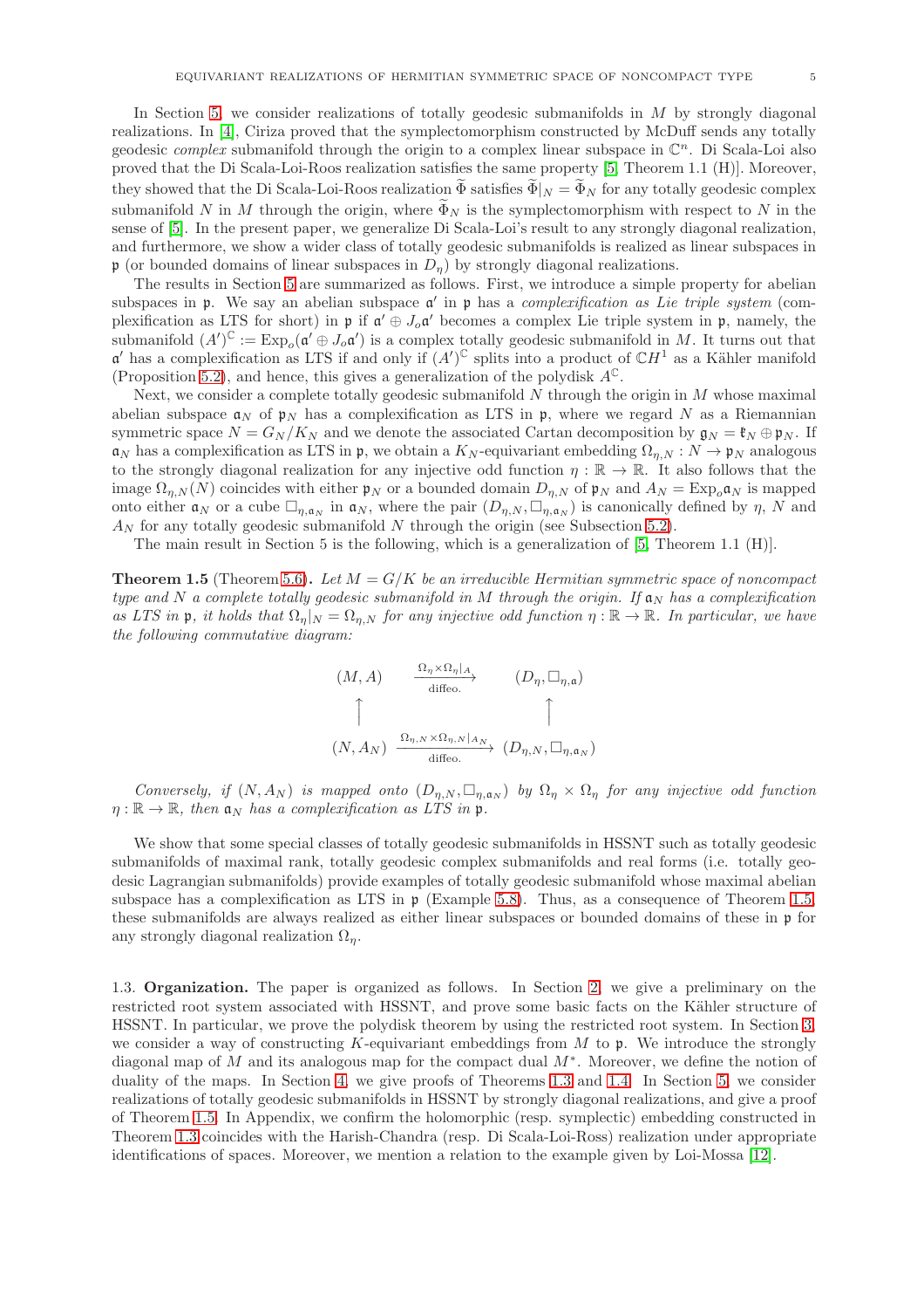In Section 5, we consider realizations of totally geodesic submanifolds in $M$ by strongly diagonal realizations. In [4], Ciriza proved that the symplectomorphism constructed by McDuff sends any totally geodesic *complex* submanifold through the origin to a complex linear subspace in $\mathbb{C}^n$. Di Scala-Loi also proved that the Di Scala-Loi-Roos realization satisfies the same property [5, Theorem 1.1 (H)]. Moreover, they showed that the Di Scala-Loi-Roos realization $\widetilde{\Phi}$ satisfies $\widetilde{\Phi}|_N = \widetilde{\Phi}_N$ for any totally geodesic complex submanifold $N$ in $M$ through the origin, where $\widetilde{\Phi}_N$ is the symplectomorphism with respect to $N$ in the sense of [5]. In the present paper, we generalize Di Scala-Loi's result to any strongly diagonal realization, and furthermore, we show a wider class of totally geodesic submanifolds is realized as linear subspaces in $\mathfrak{p}$ (or bounded domains of linear subspaces in $D_\eta$) by strongly diagonal realizations.

The results in Section 5 are summarized as follows. First, we introduce a simple property for abelian subspaces in $\mathfrak{p}$. We say an abelian subspace $\mathfrak{a}'$ in $\mathfrak{p}$ has a *complexification as Lie triple system* (complexification as LTS for short) in $\mathfrak{p}$ if $\mathfrak{a}' \oplus J_o\mathfrak{a}'$ becomes a complex Lie triple system in $\mathfrak{p}$, namely, the submanifold $(A')^{\mathbb{C}} := \mathrm{Exp}_o(\mathfrak{a}' \oplus J_o\mathfrak{a}')$ is a complex totally geodesic submanifold in $M$. It turns out that $\mathfrak{a}'$ has a complexification as LTS if and only if $(A')^{\mathbb{C}}$ splits into a product of $\mathbb{C}H^1$ as a Kähler manifold (Proposition 5.2), and hence, this gives a generalization of the polydisk $A^{\mathbb{C}}$.

Next, we consider a complete totally geodesic submanifold $N$ through the origin in $M$ whose maximal abelian subspace $\mathfrak{a}_N$ of $\mathfrak{p}_N$ has a complexification as LTS in $\mathfrak{p}$, where we regard $N$ as a Riemannian symmetric space $N = G_N/K_N$ and we denote the associated Cartan decomposition by $\mathfrak{g}_N = \mathfrak{k}_N \oplus \mathfrak{p}_N$. If $\mathfrak{a}_N$ has a complexification as LTS in $\mathfrak{p}$, we obtain a $K_N$-equivariant embedding $\Omega_{\eta,N} : N \to \mathfrak{p}_N$ analogous to the strongly diagonal realization for any injective odd function $\eta : \mathbb{R} \to \mathbb{R}$. It also follows that the image $\Omega_{\eta,N}(N)$ coincides with either $\mathfrak{p}_N$ or a bounded domain $D_{\eta,N}$ of $\mathfrak{p}_N$ and $A_N = \mathrm{Exp}_o\mathfrak{a}_N$ is mapped onto either $\mathfrak{a}_N$ or a cube $\square_{\eta,\mathfrak{a}_N}$ in $\mathfrak{a}_N$, where the pair $(D_{\eta,N}, \square_{\eta,\mathfrak{a}_N})$ is canonically defined by $\eta$, $N$ and $A_N$ for any totally geodesic submanifold $N$ through the origin (see Subsection 5.2).

The main result in Section 5 is the following, which is a generalization of [5, Theorem 1.1 (H)].

**Theorem 1.5** (Theorem 5.6)**.** *Let $M = G/K$ be an irreducible Hermitian symmetric space of noncompact type and $N$ a complete totally geodesic submanifold in $M$ through the origin. If $\mathfrak{a}_N$ has a complexification as LTS in $\mathfrak{p}$, it holds that $\Omega_\eta|_N = \Omega_{\eta,N}$ for any injective odd function $\eta : \mathbb{R} \to \mathbb{R}$. In particular, we have the following commutative diagram:*

$$
\begin{array}{ccc}
(M, A) & \xrightarrow[\text{diffeo.}]{\Omega_\eta \times \Omega_\eta|_A} & (D_\eta, \square_{\eta,\mathfrak{a}}) \\
\uparrow & & \uparrow \\
(N, A_N) & \xrightarrow[\text{diffeo.}]{\Omega_{\eta,N} \times \Omega_{\eta,N}|_{A_N}} & (D_{\eta,N}, \square_{\eta,\mathfrak{a}_N})
\end{array}
$$

*Conversely, if $(N, A_N)$ is mapped onto $(D_{\eta,N}, \square_{\eta,\mathfrak{a}_N})$ by $\Omega_\eta \times \Omega_\eta$ for any injective odd function $\eta : \mathbb{R} \to \mathbb{R}$, then $\mathfrak{a}_N$ has a complexification as LTS in $\mathfrak{p}$.*

We show that some special classes of totally geodesic submanifolds in HSSNT such as totally geodesic submanifolds of maximal rank, totally geodesic complex submanifolds and real forms (i.e. totally geodesic Lagrangian submanifolds) provide examples of totally geodesic submanifold whose maximal abelian subspace has a complexification as LTS in $\mathfrak{p}$ (Example 5.8). Thus, as a consequence of Theorem 1.5, these submanifolds are always realized as either linear subspaces or bounded domains of these in $\mathfrak{p}$ for any strongly diagonal realization $\Omega_\eta$.

1.3. **Organization.** The paper is organized as follows. In Section 2, we give a preliminary on the restricted root system associated with HSSNT, and prove some basic facts on the Kähler structure of HSSNT. In particular, we prove the polydisk theorem by using the restricted root system. In Section 3, we consider a way of constructing $K$-equivariant embeddings from $M$ to $\mathfrak{p}$. We introduce the strongly diagonal map of $M$ and its analogous map for the compact dual $M^*$. Moreover, we define the notion of duality of the maps. In Section 4, we give proofs of Theorems 1.3 and 1.4. In Section 5, we consider realizations of totally geodesic submanifolds in HSSNT by strongly diagonal realizations, and give a proof of Theorem 1.5. In Appendix, we confirm the holomorphic (resp. symplectic) embedding constructed in Theorem 1.3 coincides with the Harish-Chandra (resp. Di Scala-Loi-Ross) realization under appropriate identifications of spaces. Moreover, we mention a relation to the example given by Loi-Mossa [12].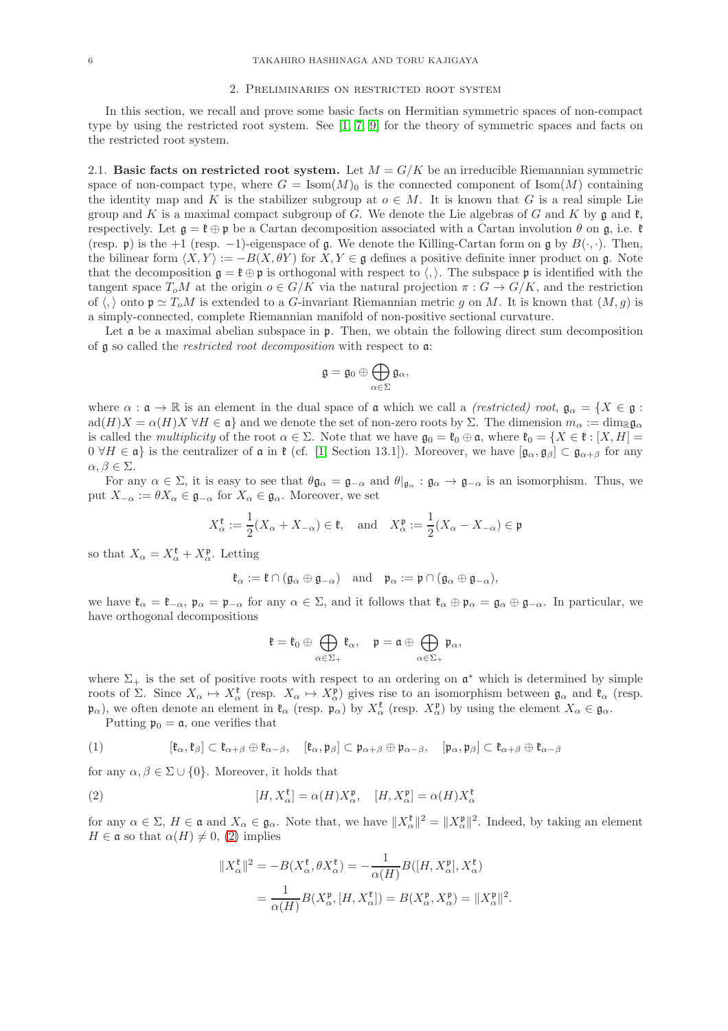## 2. Preliminaries on restricted root system

In this section, we recall and prove some basic facts on Hermitian symmetric spaces of non-compact type by using the restricted root system. See [1, 7, 9] for the theory of symmetric spaces and facts on the restricted root system.

### 2.1. Basic facts on restricted root system.

Let $M = G/K$ be an irreducible Riemannian symmetric space of non-compact type, where $G = \mathrm{Isom}(M)_0$ is the connected component of $\mathrm{Isom}(M)$ containing the identity map and $K$ is the stabilizer subgroup at $o \in M$. It is known that $G$ is a real simple Lie group and $K$ is a maximal compact subgroup of $G$. We denote the Lie algebras of $G$ and $K$ by $\mathfrak{g}$ and $\mathfrak{k}$, respectively. Let $\mathfrak{g} = \mathfrak{k} \oplus \mathfrak{p}$ be a Cartan decomposition associated with a Cartan involution $\theta$ on $\mathfrak{g}$, i.e. $\mathfrak{k}$ (resp. $\mathfrak{p}$) is the $+1$ (resp. $-1$)-eigenspace of $\mathfrak{g}$. We denote the Killing-Cartan form on $\mathfrak{g}$ by $B(\cdot, \cdot)$. Then, the bilinear form $\langle X, Y \rangle := -B(X, \theta Y)$ for $X, Y \in \mathfrak{g}$ defines a positive definite inner product on $\mathfrak{g}$. Note that the decomposition $\mathfrak{g} = \mathfrak{k} \oplus \mathfrak{p}$ is orthogonal with respect to $\langle, \rangle$. The subspace $\mathfrak{p}$ is identified with the tangent space $T_oM$ at the origin $o \in G/K$ via the natural projection $\pi : G \to G/K$, and the restriction of $\langle, \rangle$ onto $\mathfrak{p} \simeq T_oM$ is extended to a $G$-invariant Riemannian metric $g$ on $M$. It is known that $(M, g)$ is a simply-connected, complete Riemannian manifold of non-positive sectional curvature.

Let $\mathfrak{a}$ be a maximal abelian subspace in $\mathfrak{p}$. Then, we obtain the following direct sum decomposition of $\mathfrak{g}$ so called the *restricted root decomposition* with respect to $\mathfrak{a}$:

$$\mathfrak{g} = \mathfrak{g}_0 \oplus \bigoplus_{\alpha \in \Sigma} \mathfrak{g}_\alpha,$$

where $\alpha : \mathfrak{a} \to \mathbb{R}$ is an element in the dual space of $\mathfrak{a}$ which we call a *(restricted) root*, $\mathfrak{g}_\alpha = \{X \in \mathfrak{g} : \mathrm{ad}(H)X = \alpha(H)X \ \forall H \in \mathfrak{a}\}$ and we denote the set of non-zero roots by $\Sigma$. The dimension $m_\alpha := \dim_{\mathbb{R}} \mathfrak{g}_\alpha$ is called the *multiplicity* of the root $\alpha \in \Sigma$. Note that we have $\mathfrak{g}_0 = \mathfrak{k}_0 \oplus \mathfrak{a}$, where $\mathfrak{k}_0 = \{X \in \mathfrak{k} : [X, H] = 0 \ \forall H \in \mathfrak{a}\}$ is the centralizer of $\mathfrak{a}$ in $\mathfrak{k}$ (cf. [1, Section 13.1]). Moreover, we have $[\mathfrak{g}_\alpha, \mathfrak{g}_\beta] \subset \mathfrak{g}_{\alpha+\beta}$ for any $\alpha, \beta \in \Sigma$.

For any $\alpha \in \Sigma$, it is easy to see that $\theta \mathfrak{g}_\alpha = \mathfrak{g}_{-\alpha}$ and $\theta|_{\mathfrak{g}_\alpha} : \mathfrak{g}_\alpha \to \mathfrak{g}_{-\alpha}$ is an isomorphism. Thus, we put $X_{-\alpha} := \theta X_\alpha \in \mathfrak{g}_{-\alpha}$ for $X_\alpha \in \mathfrak{g}_\alpha$. Moreover, we set

$$X_\alpha^{\mathfrak{k}} := \frac{1}{2}(X_\alpha + X_{-\alpha}) \in \mathfrak{k}, \quad \text{and} \quad X_\alpha^{\mathfrak{p}} := \frac{1}{2}(X_\alpha - X_{-\alpha}) \in \mathfrak{p}$$

so that $X_\alpha = X_\alpha^{\mathfrak{k}} + X_\alpha^{\mathfrak{p}}$. Letting

$$\mathfrak{k}_\alpha := \mathfrak{k} \cap (\mathfrak{g}_\alpha \oplus \mathfrak{g}_{-\alpha}) \quad \text{and} \quad \mathfrak{p}_\alpha := \mathfrak{p} \cap (\mathfrak{g}_\alpha \oplus \mathfrak{g}_{-\alpha}),$$

we have $\mathfrak{k}_\alpha = \mathfrak{k}_{-\alpha}$, $\mathfrak{p}_\alpha = \mathfrak{p}_{-\alpha}$ for any $\alpha \in \Sigma$, and it follows that $\mathfrak{k}_\alpha \oplus \mathfrak{p}_\alpha = \mathfrak{g}_\alpha \oplus \mathfrak{g}_{-\alpha}$. In particular, we have orthogonal decompositions

$$\mathfrak{k} = \mathfrak{k}_0 \oplus \bigoplus_{\alpha \in \Sigma_+} \mathfrak{k}_\alpha, \quad \mathfrak{p} = \mathfrak{a} \oplus \bigoplus_{\alpha \in \Sigma_+} \mathfrak{p}_\alpha,$$

where $\Sigma_+$ is the set of positive roots with respect to an ordering on $\mathfrak{a}^*$ which is determined by simple roots of $\Sigma$. Since $X_\alpha \mapsto X_\alpha^{\mathfrak{k}}$ (resp. $X_\alpha \mapsto X_\alpha^{\mathfrak{p}}$) gives rise to an isomorphism between $\mathfrak{g}_\alpha$ and $\mathfrak{k}_\alpha$ (resp. $\mathfrak{p}_\alpha$), we often denote an element in $\mathfrak{k}_\alpha$ (resp. $\mathfrak{p}_\alpha$) by $X_\alpha^{\mathfrak{k}}$ (resp. $X_\alpha^{\mathfrak{p}}$) by using the element $X_\alpha \in \mathfrak{g}_\alpha$.

Putting $\mathfrak{p}_0 = \mathfrak{a}$, one verifies that

$$[\mathfrak{k}_\alpha, \mathfrak{k}_\beta] \subset \mathfrak{k}_{\alpha+\beta} \oplus \mathfrak{k}_{\alpha-\beta}, \quad [\mathfrak{k}_\alpha, \mathfrak{p}_\beta] \subset \mathfrak{p}_{\alpha+\beta} \oplus \mathfrak{p}_{\alpha-\beta}, \quad [\mathfrak{p}_\alpha, \mathfrak{p}_\beta] \subset \mathfrak{k}_{\alpha+\beta} \oplus \mathfrak{k}_{\alpha-\beta} \tag{1}$$

for any $\alpha, \beta \in \Sigma \cup \{0\}$. Moreover, it holds that

$$[H, X_\alpha^{\mathfrak{k}}] = \alpha(H) X_\alpha^{\mathfrak{p}}, \quad [H, X_\alpha^{\mathfrak{p}}] = \alpha(H) X_\alpha^{\mathfrak{k}} \tag{2}$$

for any $\alpha \in \Sigma$, $H \in \mathfrak{a}$ and $X_\alpha \in \mathfrak{g}_\alpha$. Note that, we have $\|X_\alpha^{\mathfrak{k}}\|^2 = \|X_\alpha^{\mathfrak{p}}\|^2$. Indeed, by taking an element $H \in \mathfrak{a}$ so that $\alpha(H) \neq 0$, (2) implies

$$\begin{aligned}
\|X_\alpha^{\mathfrak{k}}\|^2 &= -B(X_\alpha^{\mathfrak{k}}, \theta X_\alpha^{\mathfrak{k}}) = -\frac{1}{\alpha(H)} B([H, X_\alpha^{\mathfrak{p}}], X_\alpha^{\mathfrak{k}}) \\
&= \frac{1}{\alpha(H)} B(X_\alpha^{\mathfrak{p}}, [H, X_\alpha^{\mathfrak{k}}]) = B(X_\alpha^{\mathfrak{p}}, X_\alpha^{\mathfrak{p}}) = \|X_\alpha^{\mathfrak{p}}\|^2.
\end{aligned}$$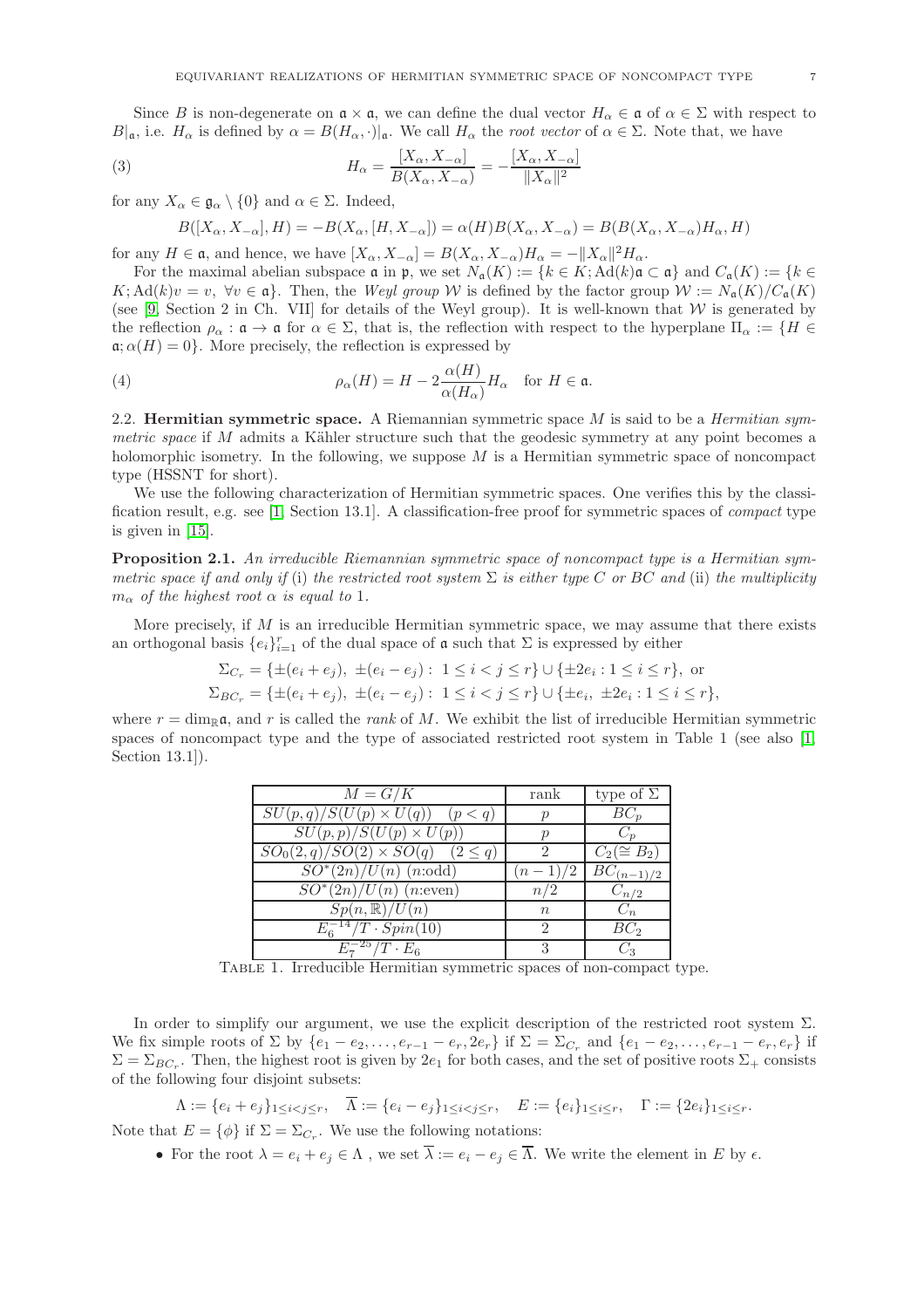Since $B$ is non-degenerate on $\mathfrak{a} \times \mathfrak{a}$, we can define the dual vector $H_\alpha \in \mathfrak{a}$ of $\alpha \in \Sigma$ with respect to $B|_{\mathfrak{a}}$, i.e. $H_\alpha$ is defined by $\alpha = B(H_\alpha, \cdot)|_{\mathfrak{a}}$. We call $H_\alpha$ the *root vector* of $\alpha \in \Sigma$. Note that, we have

$$H_\alpha = \frac{[X_\alpha, X_{-\alpha}]}{B(X_\alpha, X_{-\alpha})} = -\frac{[X_\alpha, X_{-\alpha}]}{\|X_\alpha\|^2} \tag{3}$$

for any $X_\alpha \in \mathfrak{g}_\alpha \setminus \{0\}$ and $\alpha \in \Sigma$. Indeed,

$$B([X_\alpha, X_{-\alpha}], H) = -B(X_\alpha, [H, X_{-\alpha}]) = \alpha(H)B(X_\alpha, X_{-\alpha}) = B(B(X_\alpha, X_{-\alpha})H_\alpha, H)$$

for any $H \in \mathfrak{a}$, and hence, we have $[X_\alpha, X_{-\alpha}] = B(X_\alpha, X_{-\alpha})H_\alpha = -\|X_\alpha\|^2 H_\alpha$.

For the maximal abelian subspace $\mathfrak{a}$ in $\mathfrak{p}$, we set $N_{\mathfrak{a}}(K) := \{k \in K; \mathrm{Ad}(k)\mathfrak{a} \subset \mathfrak{a}\}$ and $C_{\mathfrak{a}}(K) := \{k \in K; \mathrm{Ad}(k)v = v, \ \forall v \in \mathfrak{a}\}$. Then, the *Weyl group* $\mathcal{W}$ is defined by the factor group $\mathcal{W} := N_{\mathfrak{a}}(K)/C_{\mathfrak{a}}(K)$ (see [9, Section 2 in Ch. VII] for details of the Weyl group). It is well-known that $\mathcal{W}$ is generated by the reflection $\rho_\alpha : \mathfrak{a} \to \mathfrak{a}$ for $\alpha \in \Sigma$, that is, the reflection with respect to the hyperplane $\Pi_\alpha := \{H \in \mathfrak{a}; \alpha(H) = 0\}$. More precisely, the reflection is expressed by

$$\rho_\alpha(H) = H - 2\frac{\alpha(H)}{\alpha(H_\alpha)}H_\alpha \quad \text{for } H \in \mathfrak{a}. \tag{4}$$

### 2.2. Hermitian symmetric space.

A Riemannian symmetric space $M$ is said to be a *Hermitian symmetric space* if $M$ admits a Kähler structure such that the geodesic symmetry at any point becomes a holomorphic isometry. In the following, we suppose $M$ is a Hermitian symmetric space of noncompact type (HSSNT for short).

We use the following characterization of Hermitian symmetric spaces. One verifies this by the classification result, e.g. see [1, Section 13.1]. A classification-free proof for symmetric spaces of *compact* type is given in [15].

**Proposition 2.1.** *An irreducible Riemannian symmetric space of noncompact type is a Hermitian symmetric space if and only if* (i) *the restricted root system* $\Sigma$ *is either type* $C$ *or* $BC$ *and* (ii) *the multiplicity* $m_\alpha$ *of the highest root* $\alpha$ *is equal to* 1.

More precisely, if $M$ is an irreducible Hermitian symmetric space, we may assume that there exists an orthogonal basis $\{e_i\}_{i=1}^r$ of the dual space of $\mathfrak{a}$ such that $\Sigma$ is expressed by either

$$\Sigma_{C_r} = \{\pm(e_i + e_j), \ \pm(e_i - e_j) : \ 1 \le i < j \le r\} \cup \{\pm 2e_i : 1 \le i \le r\}, \text{ or}$$
$$\Sigma_{BC_r} = \{\pm(e_i + e_j), \ \pm(e_i - e_j) : \ 1 \le i < j \le r\} \cup \{\pm e_i, \ \pm 2e_i : 1 \le i \le r\},$$

where $r = \dim_{\mathbb{R}} \mathfrak{a}$, and $r$ is called the *rank* of $M$. We exhibit the list of irreducible Hermitian symmetric spaces of noncompact type and the type of associated restricted root system in Table 1 (see also [1, Section 13.1]).

| $M = G/K$ | rank | type of $\Sigma$ |
|---|---|---|
| $SU(p,q)/S(U(p) \times U(q)) \quad (p < q)$ | $p$ | $BC_p$ |
| $SU(p,p)/S(U(p) \times U(p))$ | $p$ | $C_p$ |
| $SO_0(2,q)/SO(2) \times SO(q) \quad (2 \le q)$ | $2$ | $C_2 (\cong B_2)$ |
| $SO^*(2n)/U(n)$ ($n$:odd) | $(n-1)/2$ | $BC_{(n-1)/2}$ |
| $SO^*(2n)/U(n)$ ($n$:even) | $n/2$ | $C_{n/2}$ |
| $Sp(n, \mathbb{R})/U(n)$ | $n$ | $C_n$ |
| $E_6^{-14}/T \cdot Spin(10)$ | $2$ | $BC_2$ |
| $E_7^{-25}/T \cdot E_6$ | $3$ | $C_3$ |

Table 1. Irreducible Hermitian symmetric spaces of non-compact type.

In order to simplify our argument, we use the explicit description of the restricted root system $\Sigma$. We fix simple roots of $\Sigma$ by $\{e_1 - e_2, \dots, e_{r-1} - e_r, 2e_r\}$ if $\Sigma = \Sigma_{C_r}$ and $\{e_1 - e_2, \dots, e_{r-1} - e_r, e_r\}$ if $\Sigma = \Sigma_{BC_r}$. Then, the highest root is given by $2e_1$ for both cases, and the set of positive roots $\Sigma_+$ consists of the following four disjoint subsets:

$$\Lambda := \{e_i + e_j\}_{1 \le i < j \le r}, \quad \overline{\Lambda} := \{e_i - e_j\}_{1 \le i < j \le r}, \quad E := \{e_i\}_{1 \le i \le r}, \quad \Gamma := \{2e_i\}_{1 \le i \le r}.$$

Note that $E = \{\phi\}$ if $\Sigma = \Sigma_{C_r}$. We use the following notations:

- For the root $\lambda = e_i + e_j \in \Lambda$ , we set $\overline{\lambda} := e_i - e_j \in \overline{\Lambda}$. We write the element in $E$ by $\epsilon$.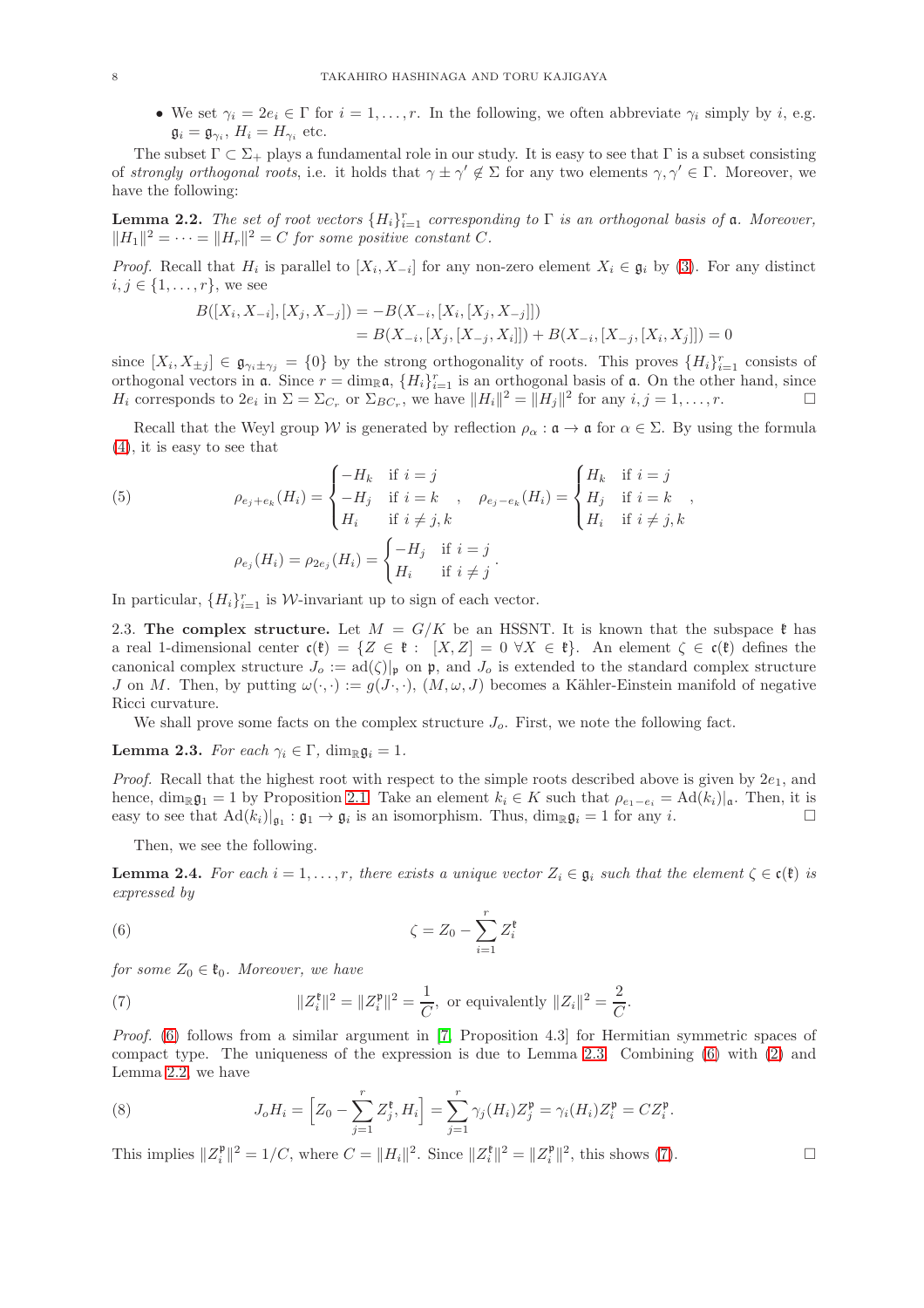- We set $\gamma_i = 2e_i \in \Gamma$ for $i = 1, \dots, r$. In the following, we often abbreviate $\gamma_i$ simply by $i$, e.g. $\mathfrak{g}_i = \mathfrak{g}_{\gamma_i}$, $H_i = H_{\gamma_i}$ etc.

The subset $\Gamma \subset \Sigma_+$ plays a fundamental role in our study. It is easy to see that $\Gamma$ is a subset consisting of *strongly orthogonal roots*, i.e. it holds that $\gamma \pm \gamma' \notin \Sigma$ for any two elements $\gamma, \gamma' \in \Gamma$. Moreover, we have the following:

**Lemma 2.2.** *The set of root vectors $\{H_i\}_{i=1}^r$ corresponding to $\Gamma$ is an orthogonal basis of $\mathfrak{a}$. Moreover, $\|H_1\|^2 = \cdots = \|H_r\|^2 = C$ for some positive constant $C$.*

*Proof.* Recall that $H_i$ is parallel to $[X_i, X_{-i}]$ for any non-zero element $X_i \in \mathfrak{g}_i$ by (3). For any distinct $i, j \in \{1, \dots, r\}$, we see

$$
\begin{aligned}
B([X_i, X_{-i}], [X_j, X_{-j}]) &= -B(X_{-i}, [X_i, [X_j, X_{-j}]]) \\
&= B(X_{-i}, [X_j, [X_{-j}, X_i]]) + B(X_{-i}, [X_{-j}, [X_i, X_j]]) = 0
\end{aligned}
$$

since $[X_i, X_{\pm j}] \in \mathfrak{g}_{\gamma_i \pm \gamma_j} = \{0\}$ by the strong orthogonality of roots. This proves $\{H_i\}_{i=1}^r$ consists of orthogonal vectors in $\mathfrak{a}$. Since $r = \dim_{\mathbb{R}} \mathfrak{a}$, $\{H_i\}_{i=1}^r$ is an orthogonal basis of $\mathfrak{a}$. On the other hand, since $H_i$ corresponds to $2e_i$ in $\Sigma = \Sigma_{C_r}$ or $\Sigma_{BC_r}$, we have $\|H_i\|^2 = \|H_j\|^2$ for any $i, j = 1, \dots, r$. $\square$

Recall that the Weyl group $\mathcal{W}$ is generated by reflection $\rho_\alpha : \mathfrak{a} \to \mathfrak{a}$ for $\alpha \in \Sigma$. By using the formula (4), it is easy to see that

$$
\rho_{e_j + e_k}(H_i) = \begin{cases} -H_k & \text{if } i = j \\ -H_j & \text{if } i = k \\ H_i & \text{if } i \neq j, k \end{cases}, \quad \rho_{e_j - e_k}(H_i) = \begin{cases} H_k & \text{if } i = j \\ H_j & \text{if } i = k \\ H_i & \text{if } i \neq j, k \end{cases}, \tag{5}
$$

$$
\rho_{e_j}(H_i) = \rho_{2e_j}(H_i) = \begin{cases} -H_j & \text{if } i = j \\ H_i & \text{if } i \neq j \end{cases}.
$$

In particular, $\{H_i\}_{i=1}^r$ is $\mathcal{W}$-invariant up to sign of each vector.

2.3. **The complex structure.** Let $M = G/K$ be an HSSNT. It is known that the subspace $\mathfrak{k}$ has a real 1-dimensional center $\mathfrak{c}(\mathfrak{k}) = \{Z \in \mathfrak{k} : [X, Z] = 0 \ \forall X \in \mathfrak{k}\}$. An element $\zeta \in \mathfrak{c}(\mathfrak{k})$ defines the canonical complex structure $J_o := \mathrm{ad}(\zeta)|_{\mathfrak{p}}$ on $\mathfrak{p}$, and $J_o$ is extended to the standard complex structure $J$ on $M$. Then, by putting $\omega(\cdot, \cdot) := g(J\cdot, \cdot)$, $(M, \omega, J)$ becomes a Kähler-Einstein manifold of negative Ricci curvature.

We shall prove some facts on the complex structure $J_o$. First, we note the following fact.

**Lemma 2.3.** *For each $\gamma_i \in \Gamma$, $\dim_{\mathbb{R}} \mathfrak{g}_i = 1$.*

*Proof.* Recall that the highest root with respect to the simple roots described above is given by $2e_1$, and hence, $\dim_{\mathbb{R}} \mathfrak{g}_1 = 1$ by Proposition 2.1. Take an element $k_i \in K$ such that $\rho_{e_1 - e_i} = \mathrm{Ad}(k_i)|_{\mathfrak{a}}$. Then, it is easy to see that $\mathrm{Ad}(k_i)|_{\mathfrak{g}_1} : \mathfrak{g}_1 \to \mathfrak{g}_i$ is an isomorphism. Thus, $\dim_{\mathbb{R}} \mathfrak{g}_i = 1$ for any $i$. $\square$

Then, we see the following.

**Lemma 2.4.** *For each $i = 1, \dots, r$, there exists a unique vector $Z_i \in \mathfrak{g}_i$ such that the element $\zeta \in \mathfrak{c}(\mathfrak{k})$ is expressed by*

$$
\zeta = Z_0 - \sum_{i=1}^r Z_i^{\mathfrak{k}} \tag{6}
$$

*for some $Z_0 \in \mathfrak{k}_0$. Moreover, we have*

$$
\|Z_i^{\mathfrak{k}}\|^2 = \|Z_i^{\mathfrak{p}}\|^2 = \frac{1}{C}, \text{ or equivalently } \|Z_i\|^2 = \frac{2}{C}. \tag{7}
$$

*Proof.* (6) follows from a similar argument in [7, Proposition 4.3] for Hermitian symmetric spaces of compact type. The uniqueness of the expression is due to Lemma 2.3. Combining (6) with (2) and Lemma 2.2, we have

$$
J_o H_i = \Big[ Z_0 - \sum_{j=1}^r Z_j^{\mathfrak{k}}, H_i \Big] = \sum_{j=1}^r \gamma_j(H_i) Z_j^{\mathfrak{p}} = \gamma_i(H_i) Z_i^{\mathfrak{p}} = C Z_i^{\mathfrak{p}}. \tag{8}
$$

This implies $\|Z_i^{\mathfrak{p}}\|^2 = 1/C$, where $C = \|H_i\|^2$. Since $\|Z_i^{\mathfrak{k}}\|^2 = \|Z_i^{\mathfrak{p}}\|^2$, this shows (7). $\square$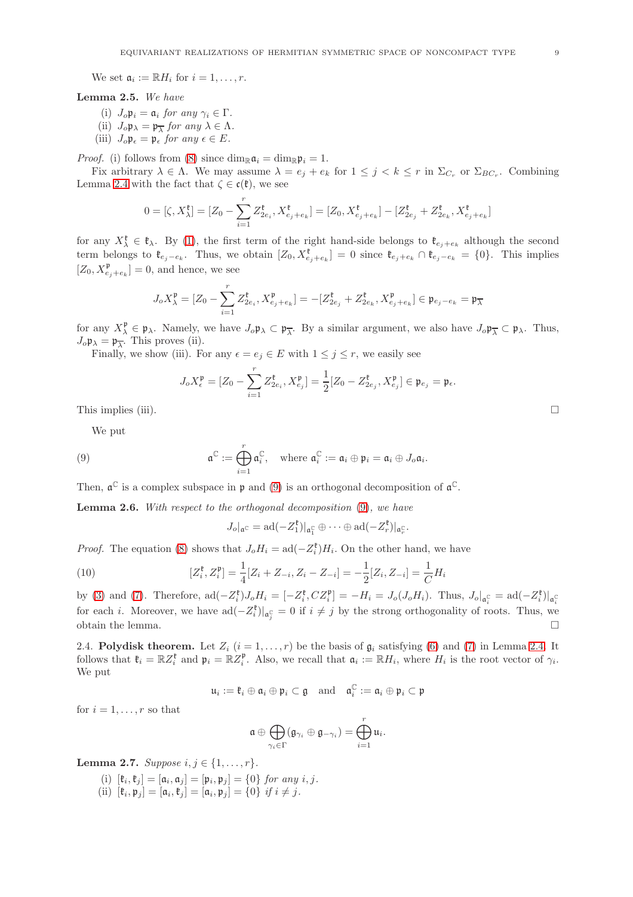We set $\mathfrak{a}_i := \mathbb{R}H_i$ for $i = 1, \ldots, r$.

**Lemma 2.5.** *We have*

(i) $J_o \mathfrak{p}_i = \mathfrak{a}_i$ *for any* $\gamma_i \in \Gamma$.
(ii) $J_o \mathfrak{p}_\lambda = \mathfrak{p}_{\overline{\lambda}}$ *for any* $\lambda \in \Lambda$.
(iii) $J_o \mathfrak{p}_\epsilon = \mathfrak{p}_\epsilon$ *for any* $\epsilon \in E$.

*Proof.* (i) follows from (8) since $\dim_{\mathbb{R}} \mathfrak{a}_i = \dim_{\mathbb{R}} \mathfrak{p}_i = 1$.

Fix arbitrary $\lambda \in \Lambda$. We may assume $\lambda = e_j + e_k$ for $1 \leq j < k \leq r$ in $\Sigma_{C_r}$ or $\Sigma_{BC_r}$. Combining Lemma 2.4 with the fact that $\zeta \in \mathfrak{c}(\mathfrak{k})$, we see

$$0 = [\zeta, X^{\mathfrak{k}}_\lambda] = [Z_0 - \sum_{i=1}^r Z^{\mathfrak{k}}_{2e_i}, X^{\mathfrak{k}}_{e_j+e_k}] = [Z_0, X^{\mathfrak{k}}_{e_j+e_k}] - [Z^{\mathfrak{k}}_{2e_j} + Z^{\mathfrak{k}}_{2e_k}, X^{\mathfrak{k}}_{e_j+e_k}]$$

for any $X^{\mathfrak{k}}_\lambda \in \mathfrak{k}_\lambda$. By (1), the first term of the right hand-side belongs to $\mathfrak{k}_{e_j+e_k}$ although the second term belongs to $\mathfrak{k}_{e_j-e_k}$. Thus, we obtain $[Z_0, X^{\mathfrak{k}}_{e_j+e_k}] = 0$ since $\mathfrak{k}_{e_j+e_k} \cap \mathfrak{k}_{e_j-e_k} = \{0\}$. This implies $[Z_0, X^{\mathfrak{p}}_{e_j+e_k}] = 0$, and hence, we see

$$J_o X^{\mathfrak{p}}_\lambda = [Z_0 - \sum_{i=1}^r Z^{\mathfrak{k}}_{2e_i}, X^{\mathfrak{p}}_{e_j+e_k}] = -[Z^{\mathfrak{k}}_{2e_j} + Z^{\mathfrak{k}}_{2e_k}, X^{\mathfrak{p}}_{e_j+e_k}] \in \mathfrak{p}_{e_j-e_k} = \mathfrak{p}_{\overline{\lambda}}$$

for any $X^{\mathfrak{p}}_\lambda \in \mathfrak{p}_\lambda$. Namely, we have $J_o \mathfrak{p}_\lambda \subset \mathfrak{p}_{\overline{\lambda}}$. By a similar argument, we also have $J_o \mathfrak{p}_{\overline{\lambda}} \subset \mathfrak{p}_\lambda$. Thus, $J_o \mathfrak{p}_\lambda = \mathfrak{p}_{\overline{\lambda}}$. This proves (ii).

Finally, we show (iii). For any $\epsilon = e_j \in E$ with $1 \leq j \leq r$, we easily see

$$J_o X^{\mathfrak{p}}_\epsilon = [Z_0 - \sum_{i=1}^r Z^{\mathfrak{k}}_{2e_i}, X^{\mathfrak{p}}_{e_j}] = \frac{1}{2}[Z_0 - Z^{\mathfrak{k}}_{2e_j}, X^{\mathfrak{p}}_{e_j}] \in \mathfrak{p}_{e_j} = \mathfrak{p}_\epsilon.$$

This implies (iii). $\square$

We put

$$\mathfrak{a}^{\mathbb{C}} := \bigoplus_{i=1}^r \mathfrak{a}^{\mathbb{C}}_i, \quad \text{where } \mathfrak{a}^{\mathbb{C}}_i := \mathfrak{a}_i \oplus \mathfrak{p}_i = \mathfrak{a}_i \oplus J_o \mathfrak{a}_i. \tag{9}$$

Then, $\mathfrak{a}^{\mathbb{C}}$ is a complex subspace in $\mathfrak{p}$ and (9) is an orthogonal decomposition of $\mathfrak{a}^{\mathbb{C}}$.

**Lemma 2.6.** *With respect to the orthogonal decomposition* (9)*, we have*

$$J_o|_{\mathfrak{a}^{\mathbb{C}}} = \mathrm{ad}(-Z^{\mathfrak{k}}_1)|_{\mathfrak{a}^{\mathbb{C}}_1} \oplus \cdots \oplus \mathrm{ad}(-Z^{\mathfrak{k}}_r)|_{\mathfrak{a}^{\mathbb{C}}_r}.$$

*Proof.* The equation (8) shows that $J_o H_i = \mathrm{ad}(-Z^{\mathfrak{k}}_i) H_i$. On the other hand, we have

$$[Z^{\mathfrak{k}}_i, Z^{\mathfrak{p}}_i] = \frac{1}{4}[Z_i + Z_{-i}, Z_i - Z_{-i}] = -\frac{1}{2}[Z_i, Z_{-i}] = \frac{1}{C} H_i \tag{10}$$

by (3) and (7). Therefore, $\mathrm{ad}(-Z^{\mathfrak{k}}_i) J_o H_i = [-Z^{\mathfrak{k}}_i, C Z^{\mathfrak{p}}_i] = -H_i = J_o(J_o H_i)$. Thus, $J_o|_{\mathfrak{a}^{\mathbb{C}}_i} = \mathrm{ad}(-Z^{\mathfrak{k}}_i)|_{\mathfrak{a}^{\mathbb{C}}_i}$ for each $i$. Moreover, we have $\mathrm{ad}(-Z^{\mathfrak{k}}_i)|_{\mathfrak{a}^{\mathbb{C}}_j} = 0$ if $i \neq j$ by the strong orthogonality of roots. Thus, we obtain the lemma. $\square$

2.4. **Polydisk theorem.** Let $Z_i$ $(i = 1, \ldots, r)$ be the basis of $\mathfrak{g}_i$ satisfying (6) and (7) in Lemma 2.4. It follows that $\mathfrak{k}_i = \mathbb{R} Z^{\mathfrak{k}}_i$ and $\mathfrak{p}_i = \mathbb{R} Z^{\mathfrak{p}}_i$. Also, we recall that $\mathfrak{a}_i := \mathbb{R} H_i$, where $H_i$ is the root vector of $\gamma_i$. We put

$$\mathfrak{u}_i := \mathfrak{k}_i \oplus \mathfrak{a}_i \oplus \mathfrak{p}_i \subset \mathfrak{g} \quad \text{and} \quad \mathfrak{a}^{\mathbb{C}}_i := \mathfrak{a}_i \oplus \mathfrak{p}_i \subset \mathfrak{p}$$

for $i = 1, \ldots, r$ so that

$$\mathfrak{a} \oplus \bigoplus_{\gamma_i \in \Gamma} (\mathfrak{g}_{\gamma_i} \oplus \mathfrak{g}_{-\gamma_i}) = \bigoplus_{i=1}^r \mathfrak{u}_i.$$

**Lemma 2.7.** *Suppose* $i, j \in \{1, \ldots, r\}$.

(i) $[\mathfrak{k}_i, \mathfrak{k}_j] = [\mathfrak{a}_i, \mathfrak{a}_j] = [\mathfrak{p}_i, \mathfrak{p}_j] = \{0\}$ *for any* $i, j$.
(ii) $[\mathfrak{k}_i, \mathfrak{p}_j] = [\mathfrak{a}_i, \mathfrak{k}_j] = [\mathfrak{a}_i, \mathfrak{p}_j] = \{0\}$ *if* $i \neq j$.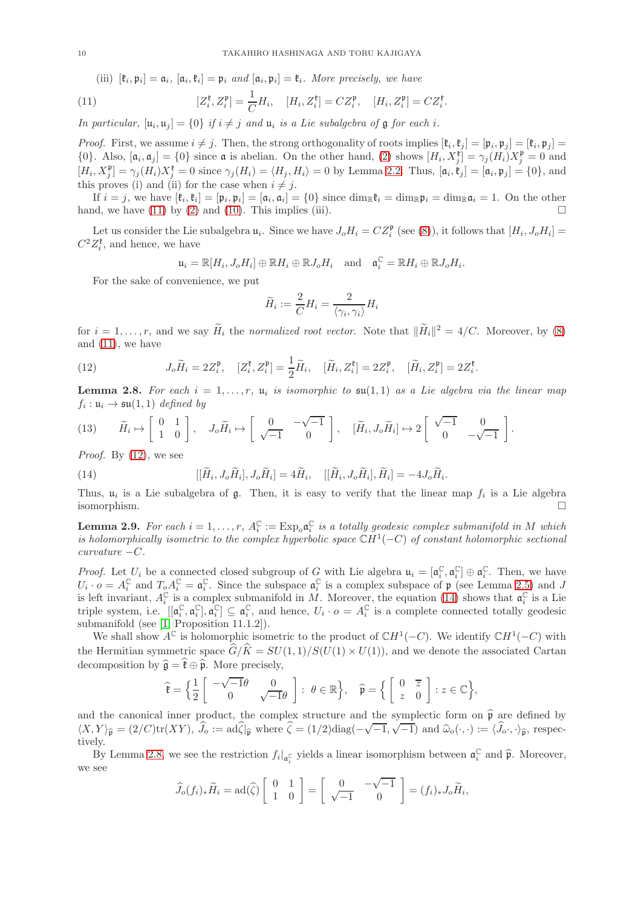(iii) $[\mathfrak{k}_i, \mathfrak{p}_i] = \mathfrak{a}_i$, $[\mathfrak{a}_i, \mathfrak{k}_i] = \mathfrak{p}_i$ *and* $[\mathfrak{a}_i, \mathfrak{p}_i] = \mathfrak{k}_i$. *More precisely, we have*

$$
[Z_i^{\mathfrak{k}}, Z_i^{\mathfrak{p}}] = \frac{1}{C} H_i, \quad [H_i, Z_i^{\mathfrak{k}}] = C Z_i^{\mathfrak{p}}, \quad [H_i, Z_i^{\mathfrak{p}}] = C Z_i^{\mathfrak{k}}. \tag{11}
$$

*In particular,* $[\mathfrak{u}_i, \mathfrak{u}_j] = \{0\}$ *if* $i \neq j$ *and* $\mathfrak{u}_i$ *is a Lie subalgebra of* $\mathfrak{g}$ *for each* $i$.

*Proof.* First, we assume $i \neq j$. Then, the strong orthogonality of roots implies $[\mathfrak{k}_i, \mathfrak{k}_j] = [\mathfrak{p}_i, \mathfrak{p}_j] = [\mathfrak{k}_i, \mathfrak{p}_j] = \{0\}$. Also, $[\mathfrak{a}_i, \mathfrak{a}_j] = \{0\}$ since $\mathfrak{a}$ is abelian. On the other hand, (2) shows $[H_i, X_j^{\mathfrak{k}}] = \gamma_j(H_i) X_j^{\mathfrak{p}} = 0$ and $[H_i, X_j^{\mathfrak{p}}] = \gamma_j(H_i) X_j^{\mathfrak{k}} = 0$ since $\gamma_j(H_i) = \langle H_j, H_i \rangle = 0$ by Lemma 2.2. Thus, $[\mathfrak{a}_i, \mathfrak{k}_j] = [\mathfrak{a}_i, \mathfrak{p}_j] = \{0\}$, and this proves (i) and (ii) for the case when $i \neq j$.

If $i = j$, we have $[\mathfrak{k}_i, \mathfrak{k}_i] = [\mathfrak{p}_i, \mathfrak{p}_i] = [\mathfrak{a}_i, \mathfrak{a}_i] = \{0\}$ since $\dim_{\mathbb{R}} \mathfrak{k}_i = \dim_{\mathbb{R}} \mathfrak{p}_i = \dim_{\mathbb{R}} \mathfrak{a}_i = 1$. On the other hand, we have (11) by (2) and (10). This implies (iii). □

Let us consider the Lie subalgebra $\mathfrak{u}_i$. Since we have $J_o H_i = C Z_i^{\mathfrak{p}}$ (see (8)), it follows that $[H_i, J_o H_i] = C^2 Z_i^{\mathfrak{k}}$, and hence, we have

$$
\mathfrak{u}_i = \mathbb{R}[H_i, J_o H_i] \oplus \mathbb{R} H_i \oplus \mathbb{R} J_o H_i \quad \text{and} \quad \mathfrak{a}_i^{\mathbb{C}} = \mathbb{R} H_i \oplus \mathbb{R} J_o H_i.
$$

For the sake of convenience, we put

$$
\widetilde{H}_i := \frac{2}{C} H_i = \frac{2}{\langle \gamma_i, \gamma_i \rangle} H_i
$$

for $i = 1, \ldots, r$, and we say $\widetilde{H}_i$ the *normalized root vector*. Note that $\|\widetilde{H}_i\|^2 = 4/C$. Moreover, by (8) and (11), we have

$$
J_o \widetilde{H}_i = 2 Z_i^{\mathfrak{p}}, \quad [Z_i^{\mathfrak{k}}, Z_i^{\mathfrak{p}}] = \frac{1}{2} \widetilde{H}_i, \quad [\widetilde{H}_i, Z_i^{\mathfrak{k}}] = 2 Z_i^{\mathfrak{p}}, \quad [\widetilde{H}_i, Z_i^{\mathfrak{p}}] = 2 Z_i^{\mathfrak{k}}. \tag{12}
$$

**Lemma 2.8.** *For each* $i = 1, \ldots, r$, $\mathfrak{u}_i$ *is isomorphic to* $\mathfrak{su}(1,1)$ *as a Lie algebra via the linear map* $f_i : \mathfrak{u}_i \to \mathfrak{su}(1,1)$ *defined by*

$$
\widetilde{H}_i \mapsto \begin{bmatrix} 0 & 1 \\ 1 & 0 \end{bmatrix}, \quad J_o \widetilde{H}_i \mapsto \begin{bmatrix} 0 & -\sqrt{-1} \\ \sqrt{-1} & 0 \end{bmatrix}, \quad [\widetilde{H}_i, J_o \widetilde{H}_i] \mapsto 2 \begin{bmatrix} \sqrt{-1} & 0 \\ 0 & -\sqrt{-1} \end{bmatrix}. \tag{13}
$$

*Proof.* By (12), we see

$$
[[\widetilde{H}_i, J_o \widetilde{H}_i], J_o \widetilde{H}_i] = 4 \widetilde{H}_i, \quad [[\widetilde{H}_i, J_o \widetilde{H}_i], \widetilde{H}_i] = -4 J_o \widetilde{H}_i. \tag{14}
$$

Thus, $\mathfrak{u}_i$ is a Lie subalgebra of $\mathfrak{g}$. Then, it is easy to verify that the linear map $f_i$ is a Lie algebra isomorphism. □

**Lemma 2.9.** *For each* $i = 1, \ldots, r$, $A_i^{\mathbb{C}} := \mathrm{Exp}_o \mathfrak{a}_i^{\mathbb{C}}$ *is a totally geodesic complex submanifold in* $M$ *which is holomorphically isometric to the complex hyperbolic space* $\mathbb{C}H^1(-C)$ *of constant holomorphic sectional curvature* $-C$.

*Proof.* Let $U_i$ be a connected closed subgroup of $G$ with Lie algebra $\mathfrak{u}_i = [\mathfrak{a}_i^{\mathbb{C}}, \mathfrak{a}_i^{\mathbb{C}}] \oplus \mathfrak{a}_i^{\mathbb{C}}$. Then, we have $U_i \cdot o = A_i^{\mathbb{C}}$ and $T_o A_i^{\mathbb{C}} = \mathfrak{a}_i^{\mathbb{C}}$. Since the subspace $\mathfrak{a}_i^{\mathbb{C}}$ is a complex subspace of $\mathfrak{p}$ (see Lemma 2.5) and $J$ is left invariant, $A_i^{\mathbb{C}}$ is a complex submanifold in $M$. Moreover, the equation (14) shows that $\mathfrak{a}_i^{\mathbb{C}}$ is a Lie triple system, i.e. $[[\mathfrak{a}_i^{\mathbb{C}}, \mathfrak{a}_i^{\mathbb{C}}], \mathfrak{a}_i^{\mathbb{C}}] \subseteq \mathfrak{a}_i^{\mathbb{C}}$, and hence, $U_i \cdot o = A_i^{\mathbb{C}}$ is a complete connected totally geodesic submanifold (see [1, Proposition 11.1.2]).

We shall show $A^{\mathbb{C}}$ is holomorphic isometric to the product of $\mathbb{C}H^1(-C)$. We identify $\mathbb{C}H^1(-C)$ with the Hermitian symmetric space $\widehat{G}/\widehat{K} = SU(1,1)/S(U(1) \times U(1))$, and we denote the associated Cartan decomposition by $\widehat{\mathfrak{g}} = \widehat{\mathfrak{k}} \oplus \widehat{\mathfrak{p}}$. More precisely,

$$
\widehat{\mathfrak{k}} = \left\{ \frac{1}{2} \begin{bmatrix} -\sqrt{-1}\theta & 0 \\ 0 & \sqrt{-1}\theta \end{bmatrix} : \theta \in \mathbb{R} \right\}, \quad \widehat{\mathfrak{p}} = \left\{ \begin{bmatrix} 0 & \overline{z} \\ z & 0 \end{bmatrix} : z \in \mathbb{C} \right\},
$$

and the canonical inner product, the complex structure and the symplectic form on $\widehat{\mathfrak{p}}$ are defined by $\langle X, Y \rangle_{\widehat{\mathfrak{p}}} = (2/C)\mathrm{tr}(XY)$, $\widehat{J}_o := \mathrm{ad}\widehat{\zeta}|_{\widehat{\mathfrak{p}}}$ where $\widehat{\zeta} = (1/2)\mathrm{diag}(-\sqrt{-1}, \sqrt{-1})$ and $\widehat{\omega}_o(\cdot,\cdot) := \langle \widehat{J}_o \cdot, \cdot \rangle_{\widehat{\mathfrak{p}}}$, respectively.

By Lemma 2.8, we see the restriction $f_i|_{\mathfrak{a}_i^{\mathbb{C}}}$ yields a linear isomorphism between $\mathfrak{a}_i^{\mathbb{C}}$ and $\widehat{\mathfrak{p}}$. Moreover, we see

$$
\widehat{J}_o (f_i)_* \widetilde{H}_i = \mathrm{ad}(\widehat{\zeta}) \begin{bmatrix} 0 & 1 \\ 1 & 0 \end{bmatrix} = \begin{bmatrix} 0 & -\sqrt{-1} \\ \sqrt{-1} & 0 \end{bmatrix} = (f_i)_* J_o \widetilde{H}_i,
$$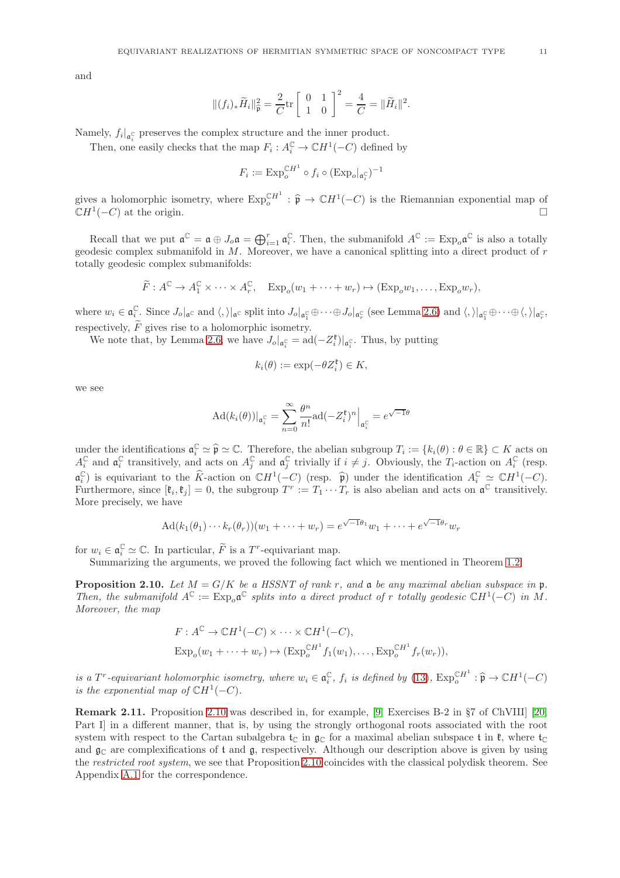and

$$\|(f_i)_*\widetilde{H}_i\|_{\widehat{\mathfrak{p}}}^2 = \frac{2}{C}\mathrm{tr}\begin{bmatrix} 0 & 1 \\ 1 & 0 \end{bmatrix}^2 = \frac{4}{C} = \|\widetilde{H}_i\|^2.$$

Namely, $f_i|_{\mathfrak{a}_i^{\mathbb{C}}}$ preserves the complex structure and the inner product.

Then, one easily checks that the map $F_i : A_i^{\mathbb{C}} \to \mathbb{C}H^1(-C)$ defined by

$$F_i := \mathrm{Exp}_o^{\mathbb{C}H^1} \circ f_i \circ (\mathrm{Exp}_o|_{\mathfrak{a}_i^{\mathbb{C}}})^{-1}$$

gives a holomorphic isometry, where $\mathrm{Exp}_o^{\mathbb{C}H^1} : \widehat{\mathfrak{p}} \to \mathbb{C}H^1(-C)$ is the Riemannian exponential map of $\mathbb{C}H^1(-C)$ at the origin. □

Recall that we put $\mathfrak{a}^{\mathbb{C}} = \mathfrak{a} \oplus J_o\mathfrak{a} = \bigoplus_{i=1}^r \mathfrak{a}_i^{\mathbb{C}}$. Then, the submanifold $A^{\mathbb{C}} := \mathrm{Exp}_o\mathfrak{a}^{\mathbb{C}}$ is also a totally geodesic complex submanifold in $M$. Moreover, we have a canonical splitting into a direct product of $r$ totally geodesic complex submanifolds:

$$\widetilde{F} : A^{\mathbb{C}} \to A_1^{\mathbb{C}} \times \cdots \times A_r^{\mathbb{C}}, \quad \mathrm{Exp}_o(w_1 + \cdots + w_r) \mapsto (\mathrm{Exp}_o w_1, \ldots, \mathrm{Exp}_o w_r),$$

where $w_i \in \mathfrak{a}_i^{\mathbb{C}}$. Since $J_o|_{\mathfrak{a}^{\mathbb{C}}}$ and $\langle , \rangle|_{\mathfrak{a}^{\mathbb{C}}}$ split into $J_o|_{\mathfrak{a}_1^{\mathbb{C}}} \oplus \cdots \oplus J_o|_{\mathfrak{a}_r^{\mathbb{C}}}$ (see Lemma 2.6) and $\langle , \rangle|_{\mathfrak{a}_1^{\mathbb{C}}} \oplus \cdots \oplus \langle , \rangle|_{\mathfrak{a}_r^{\mathbb{C}}}$, respectively, $\widetilde{F}$ gives rise to a holomorphic isometry.

We note that, by Lemma 2.6, we have $J_o|_{\mathfrak{a}_i^{\mathbb{C}}} = \mathrm{ad}(-Z_i^{\mathfrak{k}})|_{\mathfrak{a}_i^{\mathbb{C}}}$. Thus, by putting

$$k_i(\theta) := \exp(-\theta Z_i^{\mathfrak{k}}) \in K,$$

we see

$$\mathrm{Ad}(k_i(\theta))|_{\mathfrak{a}_i^{\mathbb{C}}} = \sum_{n=0}^{\infty} \frac{\theta^n}{n!} \mathrm{ad}(-Z_i^{\mathfrak{k}})^n\Big|_{\mathfrak{a}_i^{\mathbb{C}}} = e^{\sqrt{-1}\theta}$$

under the identifications $\mathfrak{a}_i^{\mathbb{C}} \simeq \widehat{\mathfrak{p}} \simeq \mathbb{C}$. Therefore, the abelian subgroup $T_i := \{k_i(\theta) : \theta \in \mathbb{R}\} \subset K$ acts on $A_i^{\mathbb{C}}$ and $\mathfrak{a}_i^{\mathbb{C}}$ transitively, and acts on $A_j^{\mathbb{C}}$ and $\mathfrak{a}_j^{\mathbb{C}}$ trivially if $i \neq j$. Obviously, the $T_i$-action on $A_i^{\mathbb{C}}$ (resp. $\mathfrak{a}_i^{\mathbb{C}}$) is equivariant to the $\widehat{K}$-action on $\mathbb{C}H^1(-C)$ (resp. $\widehat{\mathfrak{p}}$) under the identification $A_i^{\mathbb{C}} \simeq \mathbb{C}H^1(-C)$. Furthermore, since $[\mathfrak{k}_i, \mathfrak{k}_j] = 0$, the subgroup $T^r := T_1 \cdots T_r$ is also abelian and acts on $\mathfrak{a}^{\mathbb{C}}$ transitively. More precisely, we have

$$\mathrm{Ad}(k_1(\theta_1) \cdots k_r(\theta_r))(w_1 + \cdots + w_r) = e^{\sqrt{-1}\theta_1} w_1 + \cdots + e^{\sqrt{-1}\theta_r} w_r$$

for $w_i \in \mathfrak{a}_i^{\mathbb{C}} \simeq \mathbb{C}$. In particular, $\widetilde{F}$ is a $T^r$-equivariant map.

Summarizing the arguments, we proved the following fact which we mentioned in Theorem 1.2.

**Proposition 2.10.** *Let $M = G/K$ be a HSSNT of rank $r$, and $\mathfrak{a}$ be any maximal abelian subspace in $\mathfrak{p}$. Then, the submanifold $A^{\mathbb{C}} := \mathrm{Exp}_o\mathfrak{a}^{\mathbb{C}}$ splits into a direct product of $r$ totally geodesic $\mathbb{C}H^1(-C)$ in $M$. Moreover, the map*

$$\begin{aligned}
&F : A^{\mathbb{C}} \to \mathbb{C}H^1(-C) \times \cdots \times \mathbb{C}H^1(-C), \\
&\mathrm{Exp}_o(w_1 + \cdots + w_r) \mapsto (\mathrm{Exp}_o^{\mathbb{C}H^1} f_1(w_1), \ldots, \mathrm{Exp}_o^{\mathbb{C}H^1} f_r(w_r)),
\end{aligned}$$

*is a $T^r$-equivariant holomorphic isometry, where $w_i \in \mathfrak{a}_i^{\mathbb{C}}$, $f_i$ is defined by (13), $\mathrm{Exp}_o^{\mathbb{C}H^1} : \widehat{\mathfrak{p}} \to \mathbb{C}H^1(-C)$ is the exponential map of $\mathbb{C}H^1(-C)$.*

**Remark 2.11.** Proposition 2.10 was described in, for example, [9, Exercises B-2 in §7 of ChVIII] [20, Part I] in a different manner, that is, by using the strongly orthogonal roots associated with the root system with respect to the Cartan subalgebra $\mathfrak{t}_{\mathbb{C}}$ in $\mathfrak{g}_{\mathbb{C}}$ for a maximal abelian subspace $\mathfrak{t}$ in $\mathfrak{k}$, where $\mathfrak{t}_{\mathbb{C}}$ and $\mathfrak{g}_{\mathbb{C}}$ are complexifications of $\mathfrak{t}$ and $\mathfrak{g}$, respectively. Although our description above is given by using the *restricted root system*, we see that Proposition 2.10 coincides with the classical polydisk theorem. See Appendix A.1 for the correspondence.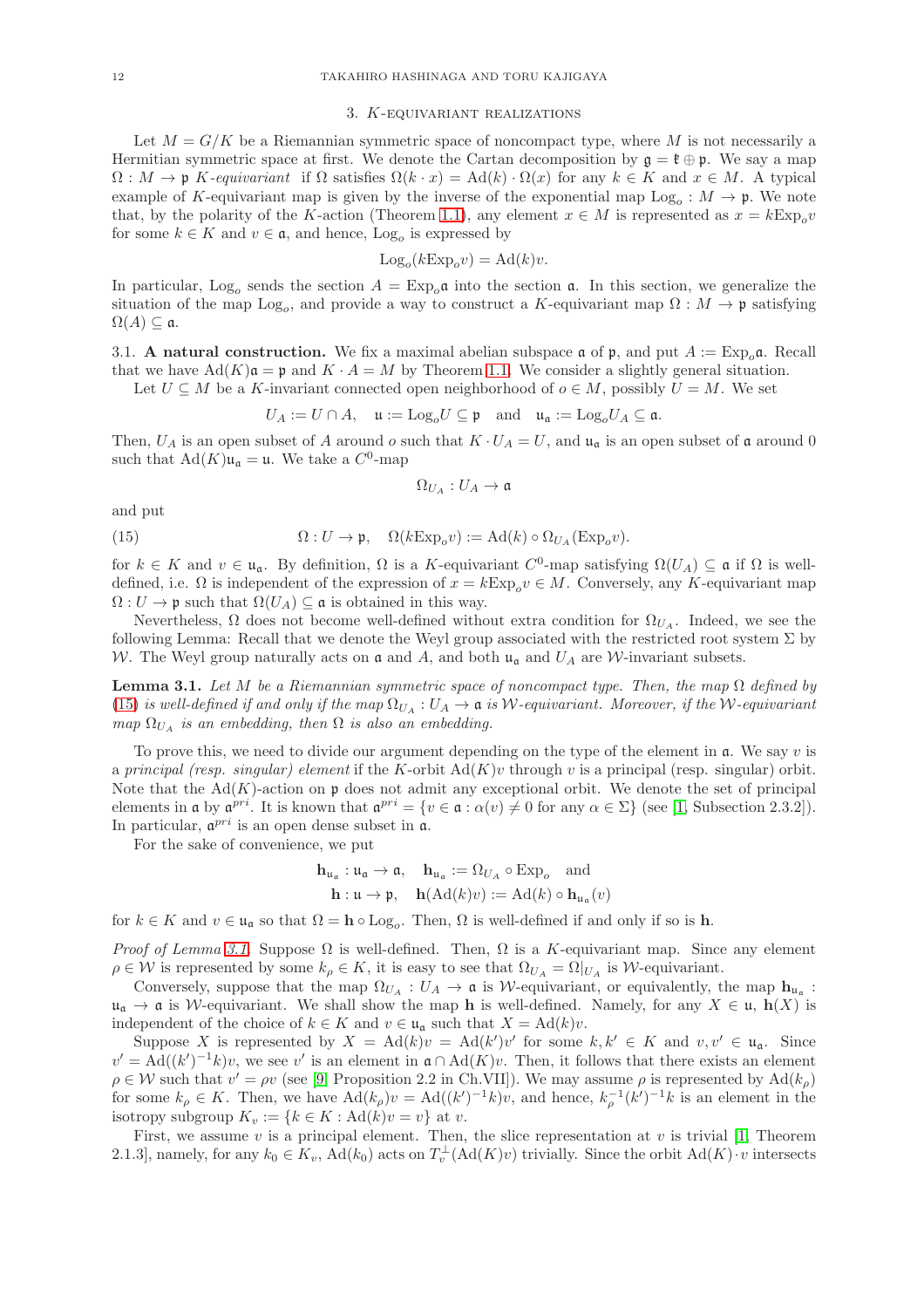## 3. $K$-equivariant realizations

Let $M = G/K$ be a Riemannian symmetric space of noncompact type, where $M$ is not necessarily a Hermitian symmetric space at first. We denote the Cartan decomposition by $\mathfrak{g} = \mathfrak{k} \oplus \mathfrak{p}$. We say a map $\Omega : M \to \mathfrak{p}$ *$K$-equivariant* if $\Omega$ satisfies $\Omega(k \cdot x) = \mathrm{Ad}(k) \cdot \Omega(x)$ for any $k \in K$ and $x \in M$. A typical example of $K$-equivariant map is given by the inverse of the exponential map $\mathrm{Log}_o : M \to \mathfrak{p}$. We note that, by the polarity of the $K$-action (Theorem 1.1), any element $x \in M$ is represented as $x = k\mathrm{Exp}_o v$ for some $k \in K$ and $v \in \mathfrak{a}$, and hence, $\mathrm{Log}_o$ is expressed by

$$\mathrm{Log}_o(k\mathrm{Exp}_o v) = \mathrm{Ad}(k)v.$$

In particular, $\mathrm{Log}_o$ sends the section $A = \mathrm{Exp}_o\mathfrak{a}$ into the section $\mathfrak{a}$. In this section, we generalize the situation of the map $\mathrm{Log}_o$, and provide a way to construct a $K$-equivariant map $\Omega : M \to \mathfrak{p}$ satisfying $\Omega(A) \subseteq \mathfrak{a}$.

3.1. **A natural construction.** We fix a maximal abelian subspace $\mathfrak{a}$ of $\mathfrak{p}$, and put $A := \mathrm{Exp}_o\mathfrak{a}$. Recall that we have $\mathrm{Ad}(K)\mathfrak{a} = \mathfrak{p}$ and $K \cdot A = M$ by Theorem 1.1. We consider a slightly general situation.

Let $U \subseteq M$ be a $K$-invariant connected open neighborhood of $o \in M$, possibly $U = M$. We set

$$U_A := U \cap A, \quad \mathfrak{u} := \mathrm{Log}_o U \subseteq \mathfrak{p} \quad \text{and} \quad \mathfrak{u}_\mathfrak{a} := \mathrm{Log}_o U_A \subseteq \mathfrak{a}.$$

Then, $U_A$ is an open subset of $A$ around $o$ such that $K \cdot U_A = U$, and $\mathfrak{u}_\mathfrak{a}$ is an open subset of $\mathfrak{a}$ around $0$ such that $\mathrm{Ad}(K)\mathfrak{u}_\mathfrak{a} = \mathfrak{u}$. We take a $C^0$-map

$$\Omega_{U_A} : U_A \to \mathfrak{a}$$

and put

$$\Omega : U \to \mathfrak{p}, \quad \Omega(k\mathrm{Exp}_o v) := \mathrm{Ad}(k) \circ \Omega_{U_A}(\mathrm{Exp}_o v). \tag{15}$$

for $k \in K$ and $v \in \mathfrak{u}_\mathfrak{a}$. By definition, $\Omega$ is a $K$-equivariant $C^0$-map satisfying $\Omega(U_A) \subseteq \mathfrak{a}$ if $\Omega$ is well-defined, i.e. $\Omega$ is independent of the expression of $x = k\mathrm{Exp}_o v \in M$. Conversely, any $K$-equivariant map $\Omega : U \to \mathfrak{p}$ such that $\Omega(U_A) \subseteq \mathfrak{a}$ is obtained in this way.

Nevertheless, $\Omega$ does not become well-defined without extra condition for $\Omega_{U_A}$. Indeed, we see the following Lemma: Recall that we denote the Weyl group associated with the restricted root system $\Sigma$ by $\mathcal{W}$. The Weyl group naturally acts on $\mathfrak{a}$ and $A$, and both $\mathfrak{u}_\mathfrak{a}$ and $U_A$ are $\mathcal{W}$-invariant subsets.

**Lemma 3.1.** *Let $M$ be a Riemannian symmetric space of noncompact type. Then, the map $\Omega$ defined by (15) is well-defined if and only if the map $\Omega_{U_A} : U_A \to \mathfrak{a}$ is $\mathcal{W}$-equivariant. Moreover, if the $\mathcal{W}$-equivariant map $\Omega_{U_A}$ is an embedding, then $\Omega$ is also an embedding.*

To prove this, we need to divide our argument depending on the type of the element in $\mathfrak{a}$. We say $v$ is a *principal (resp. singular) element* if the $K$-orbit $\mathrm{Ad}(K)v$ through $v$ is a principal (resp. singular) orbit. Note that the $\mathrm{Ad}(K)$-action on $\mathfrak{p}$ does not admit any exceptional orbit. We denote the set of principal elements in $\mathfrak{a}$ by $\mathfrak{a}^{pri}$. It is known that $\mathfrak{a}^{pri} = \{v \in \mathfrak{a} : \alpha(v) \neq 0 \text{ for any } \alpha \in \Sigma\}$ (see [1, Subsection 2.3.2]). In particular, $\mathfrak{a}^{pri}$ is an open dense subset in $\mathfrak{a}$.

For the sake of convenience, we put

$$\mathbf{h}_{\mathfrak{u}_\mathfrak{a}} : \mathfrak{u}_\mathfrak{a} \to \mathfrak{a}, \quad \mathbf{h}_{\mathfrak{u}_\mathfrak{a}} := \Omega_{U_A} \circ \mathrm{Exp}_o \quad \text{and}$$
$$\mathbf{h} : \mathfrak{u} \to \mathfrak{p}, \quad \mathbf{h}(\mathrm{Ad}(k)v) := \mathrm{Ad}(k) \circ \mathbf{h}_{\mathfrak{u}_\mathfrak{a}}(v)$$

for $k \in K$ and $v \in \mathfrak{u}_\mathfrak{a}$ so that $\Omega = \mathbf{h} \circ \mathrm{Log}_o$. Then, $\Omega$ is well-defined if and only if so is $\mathbf{h}$.

*Proof of Lemma 3.1.* Suppose $\Omega$ is well-defined. Then, $\Omega$ is a $K$-equivariant map. Since any element $\rho \in \mathcal{W}$ is represented by some $k_\rho \in K$, it is easy to see that $\Omega_{U_A} = \Omega|_{U_A}$ is $\mathcal{W}$-equivariant.

Conversely, suppose that the map $\Omega_{U_A} : U_A \to \mathfrak{a}$ is $\mathcal{W}$-equivariant, or equivalently, the map $\mathbf{h}_{\mathfrak{u}_\mathfrak{a}} : \mathfrak{u}_\mathfrak{a} \to \mathfrak{a}$ is $\mathcal{W}$-equivariant. We shall show the map $\mathbf{h}$ is well-defined. Namely, for any $X \in \mathfrak{u}$, $\mathbf{h}(X)$ is independent of the choice of $k \in K$ and $v \in \mathfrak{u}_\mathfrak{a}$ such that $X = \mathrm{Ad}(k)v$.

Suppose $X$ is represented by $X = \mathrm{Ad}(k)v = \mathrm{Ad}(k')v'$ for some $k, k' \in K$ and $v, v' \in \mathfrak{u}_\mathfrak{a}$. Since $v' = \mathrm{Ad}((k')^{-1}k)v$, we see $v'$ is an element in $\mathfrak{a} \cap \mathrm{Ad}(K)v$. Then, it follows that there exists an element $\rho \in \mathcal{W}$ such that $v' = \rho v$ (see [9, Proposition 2.2 in Ch.VII]). We may assume $\rho$ is represented by $\mathrm{Ad}(k_\rho)$ for some $k_\rho \in K$. Then, we have $\mathrm{Ad}(k_\rho)v = \mathrm{Ad}((k')^{-1}k)v$, and hence, $k_\rho^{-1}(k')^{-1}k$ is an element in the isotropy subgroup $K_v := \{k \in K : \mathrm{Ad}(k)v = v\}$ at $v$.

First, we assume $v$ is a principal element. Then, the slice representation at $v$ is trivial [1, Theorem 2.1.3], namely, for any $k_0 \in K_v$, $\mathrm{Ad}(k_0)$ acts on $T_v^\perp(\mathrm{Ad}(K)v)$ trivially. Since the orbit $\mathrm{Ad}(K) \cdot v$ intersects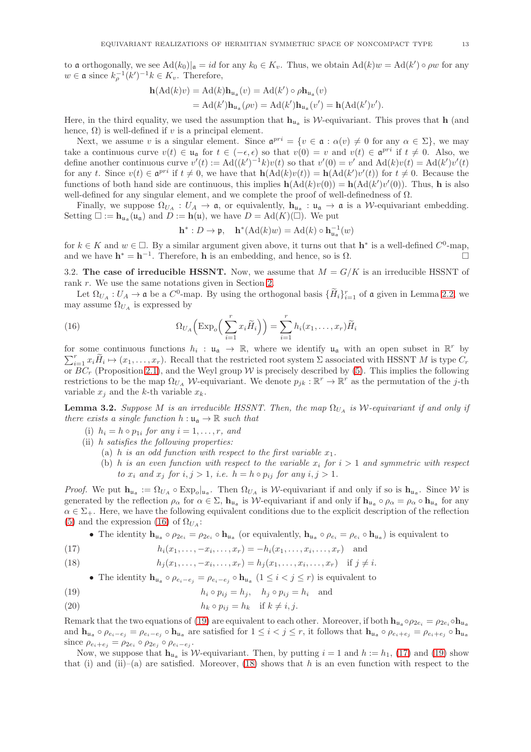to $\mathfrak{a}$ orthogonally, we see $\mathrm{Ad}(k_0)|_{\mathfrak{a}} = id$ for any $k_0 \in K_v$. Thus, we obtain $\mathrm{Ad}(k)w = \mathrm{Ad}(k') \circ \rho w$ for any $w \in \mathfrak{a}$ since $k_\rho^{-1}(k')^{-1}k \in K_v$. Therefore,

$$\begin{aligned}\mathbf{h}(\mathrm{Ad}(k)v) &= \mathrm{Ad}(k)\mathbf{h}_{\mathfrak{u}_{\mathfrak{a}}}(v) = \mathrm{Ad}(k') \circ \rho \mathbf{h}_{\mathfrak{u}_{\mathfrak{a}}}(v) \\ &= \mathrm{Ad}(k')\mathbf{h}_{\mathfrak{u}_{\mathfrak{a}}}(\rho v) = \mathrm{Ad}(k')\mathbf{h}_{\mathfrak{u}_{\mathfrak{a}}}(v') = \mathbf{h}(\mathrm{Ad}(k')v').\end{aligned}$$

Here, in the third equality, we used the assumption that $\mathbf{h}_{\mathfrak{u}_{\mathfrak{a}}}$ is $\mathcal{W}$-equivariant. This proves that $\mathbf{h}$ (and hence, $\Omega$) is well-defined if $v$ is a principal element.

Next, we assume that $v$ is a singular element. Since $\mathfrak{a}^{pri} = \{v \in \mathfrak{a} : \alpha(v) \neq 0 \text{ for any } \alpha \in \Sigma\}$, we may take a continuous curve $v(t) \in \mathfrak{u}_{\mathfrak{a}}$ for $t \in (-\epsilon, \epsilon)$ so that $v(0) = v$ and $v(t) \in \mathfrak{a}^{pri}$ if $t \neq 0$. Also, we define another continuous curve $v'(t) := \mathrm{Ad}((k')^{-1}k)v(t)$ so that $v'(0) = v'$ and $\mathrm{Ad}(k)v(t) = \mathrm{Ad}(k')v'(t)$ for any $t$. Since $v(t) \in \mathfrak{a}^{pri}$ if $t \neq 0$, we have that $\mathbf{h}(\mathrm{Ad}(k)v(t)) = \mathbf{h}(\mathrm{Ad}(k')v'(t))$ for $t \neq 0$. Because the functions of both hand side are continuous, this implies $\mathbf{h}(\mathrm{Ad}(k)v(0)) = \mathbf{h}(\mathrm{Ad}(k')v'(0))$. Thus, $\mathbf{h}$ is also well-defined for any singular element, and we complete the proof of well-definedness of $\Omega$.

Finally, we suppose $\Omega_{U_A} : U_A \to \mathfrak{a}$, or equivalently, $\mathbf{h}_{\mathfrak{u}_{\mathfrak{a}}} : \mathfrak{u}_{\mathfrak{a}} \to \mathfrak{a}$ is a $\mathcal{W}$-equivariant embedding. Setting $\square := \mathbf{h}_{\mathfrak{u}_{\mathfrak{a}}}(\mathfrak{u}_{\mathfrak{a}})$ and $D := \mathbf{h}(\mathfrak{u})$, we have $D = \mathrm{Ad}(K)(\square)$. We put

$$\mathbf{h}^* : D \to \mathfrak{p}, \quad \mathbf{h}^*(\mathrm{Ad}(k)w) = \mathrm{Ad}(k) \circ \mathbf{h}_{\mathfrak{u}_{\mathfrak{a}}}^{-1}(w)$$

for $k \in K$ and $w \in \square$. By a similar argument given above, it turns out that $\mathbf{h}^*$ is a well-defined $C^0$-map, and we have $\mathbf{h}^* = \mathbf{h}^{-1}$. Therefore, $\mathbf{h}$ is an embedding, and hence, so is $\Omega$. $\square$

### 3.2. The case of irreducible HSSNT.

Now, we assume that $M = G/K$ is an irreducible HSSNT of rank $r$. We use the same notations given in Section 2.

Let $\Omega_{U_A} : U_A \to \mathfrak{a}$ be a $C^0$-map. By using the orthogonal basis $\{\widetilde{H}_i\}_{i=1}^r$ of $\mathfrak{a}$ given in Lemma 2.2, we may assume $\Omega_{U_A}$ is expressed by

$$\Omega_{U_A}\Big(\mathrm{Exp}_o\Big(\sum_{i=1}^r x_i \widetilde{H}_i\Big)\Big) = \sum_{i=1}^r h_i(x_1, \ldots, x_r)\widetilde{H}_i \tag{16}$$

for some continuous functions $h_i : \mathfrak{u}_{\mathfrak{a}} \to \mathbb{R}$, where we identify $\mathfrak{u}_{\mathfrak{a}}$ with an open subset in $\mathbb{R}^r$ by $\sum_{i=1}^r x_i \widetilde{H}_i \mapsto (x_1, \ldots, x_r)$. Recall that the restricted root system $\Sigma$ associated with HSSNT $M$ is type $C_r$ or $BC_r$ (Proposition 2.1), and the Weyl group $\mathcal{W}$ is precisely described by (5). This implies the following restrictions to be the map $\Omega_{U_A}$ $\mathcal{W}$-equivariant. We denote $p_{jk} : \mathbb{R}^r \to \mathbb{R}^r$ as the permutation of the $j$-th variable $x_j$ and the $k$-th variable $x_k$.

**Lemma 3.2.** *Suppose $M$ is an irreducible HSSNT. Then, the map $\Omega_{U_A}$ is $\mathcal{W}$-equivariant if and only if there exists a single function $h : \mathfrak{u}_{\mathfrak{a}} \to \mathbb{R}$ such that*

- (i) *$h_i = h \circ p_{1i}$ for any $i = 1, \ldots, r$, and*
- (ii) *$h$ satisfies the following properties:*
  - (a) *$h$ is an odd function with respect to the first variable $x_1$.*
  - (b) *$h$ is an even function with respect to the variable $x_i$ for $i > 1$ and symmetric with respect to $x_i$ and $x_j$ for $i, j > 1$, i.e. $h = h \circ p_{ij}$ for any $i, j > 1$.*

*Proof.* We put $\mathbf{h}_{\mathfrak{u}_{\mathfrak{a}}} := \Omega_{U_A} \circ \mathrm{Exp}_o|_{\mathfrak{u}_{\mathfrak{a}}}$. Then $\Omega_{U_A}$ is $\mathcal{W}$-equivariant if and only if so is $\mathbf{h}_{\mathfrak{u}_{\mathfrak{a}}}$. Since $\mathcal{W}$ is generated by the reflection $\rho_\alpha$ for $\alpha \in \Sigma$, $\mathbf{h}_{\mathfrak{u}_{\mathfrak{a}}}$ is $\mathcal{W}$-equivariant if and only if $\mathbf{h}_{\mathfrak{u}_{\mathfrak{a}}} \circ \rho_\alpha = \rho_\alpha \circ \mathbf{h}_{\mathfrak{u}_{\mathfrak{a}}}$ for any $\alpha \in \Sigma_+$. Here, we have the following equivalent conditions due to the explicit description of the reflection (5) and the expression (16) of $\Omega_{U_A}$:

- The identity $\mathbf{h}_{\mathfrak{u}_{\mathfrak{a}}} \circ \rho_{2e_i} = \rho_{2e_i} \circ \mathbf{h}_{\mathfrak{u}_{\mathfrak{a}}}$ (or equivalently, $\mathbf{h}_{\mathfrak{u}_{\mathfrak{a}}} \circ \rho_{e_i} = \rho_{e_i} \circ \mathbf{h}_{\mathfrak{u}_{\mathfrak{a}}}$) is equivalent to

$$h_i(x_1, \ldots, -x_i, \ldots, x_r) = -h_i(x_1, \ldots, x_i, \ldots, x_r) \quad \text{and} \tag{17}$$

$$h_j(x_1, \ldots, -x_i, \ldots, x_r) = h_j(x_1, \ldots, x_i, \ldots, x_r) \quad \text{if } j \neq i. \tag{18}$$

- The identity $\mathbf{h}_{\mathfrak{u}_{\mathfrak{a}}} \circ \rho_{e_i - e_j} = \rho_{e_i - e_j} \circ \mathbf{h}_{\mathfrak{u}_{\mathfrak{a}}}$ $(1 \leq i < j \leq r)$ is equivalent to

$$h_i \circ p_{ij} = h_j, \quad h_j \circ p_{ij} = h_i \quad \text{and} \tag{19}$$

$$h_k \circ p_{ij} = h_k \quad \text{if } k \neq i, j. \tag{20}$$

Remark that the two equations of (19) are equivalent to each other. Moreover, if both $\mathbf{h}_{\mathfrak{u}_{\mathfrak{a}}} \circ \rho_{2e_i} = \rho_{2e_i} \circ \mathbf{h}_{\mathfrak{u}_{\mathfrak{a}}}$ and $\mathbf{h}_{\mathfrak{u}_{\mathfrak{a}}} \circ \rho_{e_i - e_j} = \rho_{e_i - e_j} \circ \mathbf{h}_{\mathfrak{u}_{\mathfrak{a}}}$ are satisfied for $1 \leq i < j \leq r$, it follows that $\mathbf{h}_{\mathfrak{u}_{\mathfrak{a}}} \circ \rho_{e_i + e_j} = \rho_{e_i + e_j} \circ \mathbf{h}_{\mathfrak{u}_{\mathfrak{a}}}$ since $\rho_{e_i + e_j} = \rho_{2e_i} \circ \rho_{2e_j} \circ \rho_{e_i - e_j}$.

Now, we suppose that $\mathbf{h}_{\mathfrak{u}_{\mathfrak{a}}}$ is $\mathcal{W}$-equivariant. Then, by putting $i = 1$ and $h := h_1$, (17) and (19) show that (i) and (ii)–(a) are satisfied. Moreover, (18) shows that $h$ is an even function with respect to the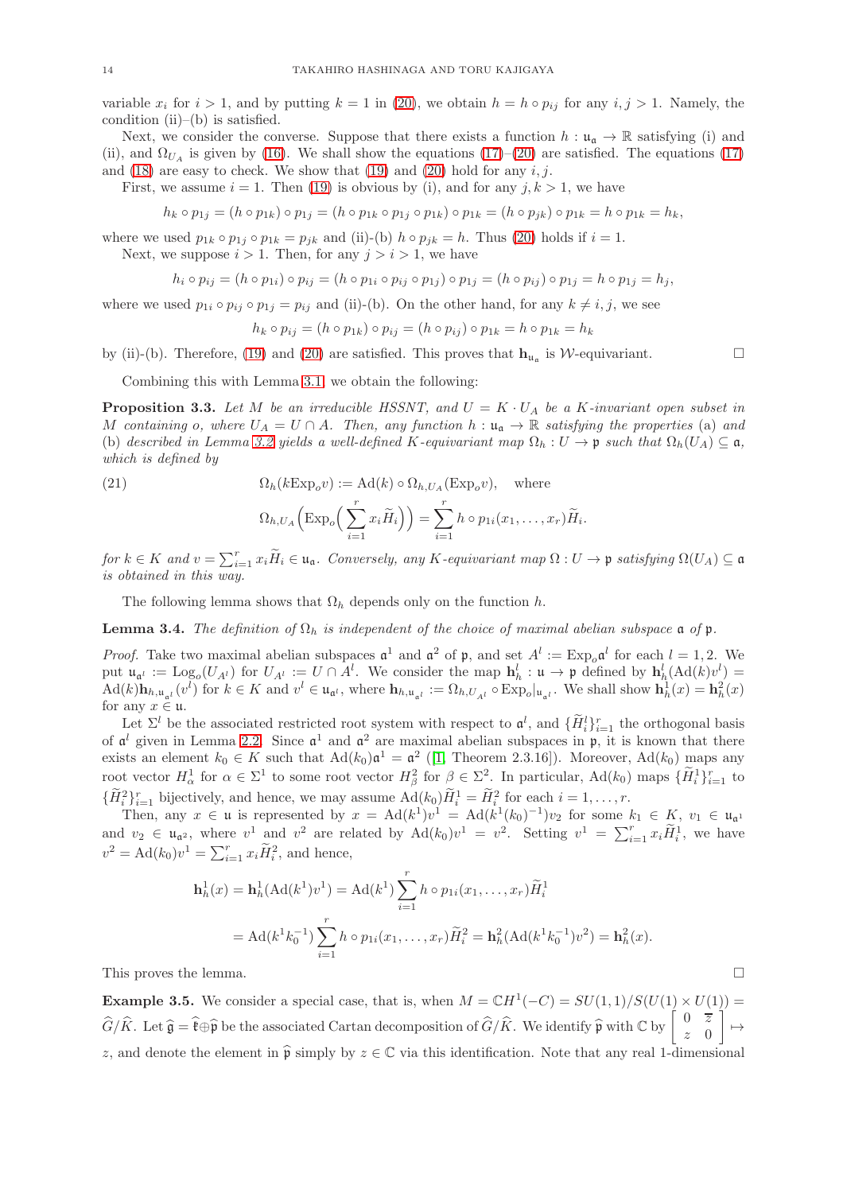variable $x_i$ for $i > 1$, and by putting $k = 1$ in (20), we obtain $h = h \circ p_{ij}$ for any $i, j > 1$. Namely, the condition (ii)–(b) is satisfied.

Next, we consider the converse. Suppose that there exists a function $h : \mathfrak{u}_\mathfrak{a} \to \mathbb{R}$ satisfying (i) and (ii), and $\Omega_{U_A}$ is given by (16). We shall show the equations (17)–(20) are satisfied. The equations (17) and (18) are easy to check. We show that (19) and (20) hold for any $i, j$.

First, we assume $i = 1$. Then (19) is obvious by (i), and for any $j, k > 1$, we have

$$h_k \circ p_{1j} = (h \circ p_{1k}) \circ p_{1j} = (h \circ p_{1k} \circ p_{1j} \circ p_{1k}) \circ p_{1k} = (h \circ p_{jk}) \circ p_{1k} = h \circ p_{1k} = h_k,$$

where we used $p_{1k} \circ p_{1j} \circ p_{1k} = p_{jk}$ and (ii)-(b) $h \circ p_{jk} = h$. Thus (20) holds if $i = 1$.

Next, we suppose $i > 1$. Then, for any $j > i > 1$, we have

$$h_i \circ p_{ij} = (h \circ p_{1i}) \circ p_{ij} = (h \circ p_{1i} \circ p_{ij} \circ p_{1j}) \circ p_{1j} = (h \circ p_{ij}) \circ p_{1j} = h \circ p_{1j} = h_j,$$

where we used $p_{1i} \circ p_{ij} \circ p_{1j} = p_{ij}$ and (ii)-(b). On the other hand, for any $k \neq i, j$, we see

$$h_k \circ p_{ij} = (h \circ p_{1k}) \circ p_{ij} = (h \circ p_{ij}) \circ p_{1k} = h \circ p_{1k} = h_k$$

by (ii)-(b). Therefore, (19) and (20) are satisfied. This proves that $\mathbf{h}_{\mathfrak{u}_\mathfrak{a}}$ is $\mathcal{W}$-equivariant. $\square$

Combining this with Lemma 3.1, we obtain the following:

**Proposition 3.3.** *Let $M$ be an irreducible HSSNT, and $U = K \cdot U_A$ be a $K$-invariant open subset in $M$ containing $o$, where $U_A = U \cap A$. Then, any function $h : \mathfrak{u}_\mathfrak{a} \to \mathbb{R}$ satisfying the properties* (a) *and* (b) *described in Lemma 3.2 yields a well-defined $K$-equivariant map $\Omega_h : U \to \mathfrak{p}$ such that $\Omega_h(U_A) \subseteq \mathfrak{a}$, which is defined by*

$$\Omega_h(k\mathrm{Exp}_o v) := \mathrm{Ad}(k) \circ \Omega_{h,U_A}(\mathrm{Exp}_o v), \quad \text{where} \tag{21}$$
$$\Omega_{h,U_A}\Big(\mathrm{Exp}_o\Big(\sum_{i=1}^{r} x_i \widetilde{H}_i\Big)\Big) = \sum_{i=1}^{r} h \circ p_{1i}(x_1, \dots, x_r)\widetilde{H}_i.$$

*for $k \in K$ and $v = \sum_{i=1}^{r} x_i \widetilde{H}_i \in \mathfrak{u}_\mathfrak{a}$. Conversely, any $K$-equivariant map $\Omega : U \to \mathfrak{p}$ satisfying $\Omega(U_A) \subseteq \mathfrak{a}$ is obtained in this way.*

The following lemma shows that $\Omega_h$ depends only on the function $h$.

**Lemma 3.4.** *The definition of $\Omega_h$ is independent of the choice of maximal abelian subspace $\mathfrak{a}$ of $\mathfrak{p}$.*

*Proof.* Take two maximal abelian subspaces $\mathfrak{a}^1$ and $\mathfrak{a}^2$ of $\mathfrak{p}$, and set $A^l := \mathrm{Exp}_o \mathfrak{a}^l$ for each $l = 1, 2$. We put $\mathfrak{u}_{\mathfrak{a}^l} := \mathrm{Log}_o(U_{A^l})$ for $U_{A^l} := U \cap A^l$. We consider the map $\mathbf{h}^l_h : \mathfrak{u} \to \mathfrak{p}$ defined by $\mathbf{h}^l_h(\mathrm{Ad}(k)v^l) = \mathrm{Ad}(k)\mathbf{h}_{h,\mathfrak{u}_{\mathfrak{a}^l}}(v^l)$ for $k \in K$ and $v^l \in \mathfrak{u}_{\mathfrak{a}^l}$, where $\mathbf{h}_{h,\mathfrak{u}_{\mathfrak{a}^l}} := \Omega_{h,U_{A^l}} \circ \mathrm{Exp}_o|_{\mathfrak{u}_{\mathfrak{a}^l}}$. We shall show $\mathbf{h}^1_h(x) = \mathbf{h}^2_h(x)$ for any $x \in \mathfrak{u}$.

Let $\Sigma^l$ be the associated restricted root system with respect to $\mathfrak{a}^l$, and $\{\widetilde{H}^l_i\}_{i=1}^r$ the orthogonal basis of $\mathfrak{a}^l$ given in Lemma 2.2. Since $\mathfrak{a}^1$ and $\mathfrak{a}^2$ are maximal abelian subspaces in $\mathfrak{p}$, it is known that there exists an element $k_0 \in K$ such that $\mathrm{Ad}(k_0)\mathfrak{a}^1 = \mathfrak{a}^2$ ([1, Theorem 2.3.16]). Moreover, $\mathrm{Ad}(k_0)$ maps any root vector $H^1_\alpha$ for $\alpha \in \Sigma^1$ to some root vector $H^2_\beta$ for $\beta \in \Sigma^2$. In particular, $\mathrm{Ad}(k_0)$ maps $\{\widetilde{H}^1_i\}_{i=1}^r$ to $\{\widetilde{H}^2_i\}_{i=1}^r$ bijectively, and hence, we may assume $\mathrm{Ad}(k_0)\widetilde{H}^1_i = \widetilde{H}^2_i$ for each $i = 1, \dots, r$.

Then, any $x \in \mathfrak{u}$ is represented by $x = \mathrm{Ad}(k^1)v^1 = \mathrm{Ad}(k^1(k_0)^{-1})v_2$ for some $k_1 \in K$, $v_1 \in \mathfrak{u}_{\mathfrak{a}^1}$ and $v_2 \in \mathfrak{u}_{\mathfrak{a}^2}$, where $v^1$ and $v^2$ are related by $\mathrm{Ad}(k_0)v^1 = v^2$. Setting $v^1 = \sum_{i=1}^{r} x_i \widetilde{H}^1_i$, we have $v^2 = \mathrm{Ad}(k_0)v^1 = \sum_{i=1}^{r} x_i \widetilde{H}^2_i$, and hence,

$$\begin{aligned}
\mathbf{h}^1_h(x) &= \mathbf{h}^1_h(\mathrm{Ad}(k^1)v^1) = \mathrm{Ad}(k^1)\sum_{i=1}^{r} h \circ p_{1i}(x_1, \dots, x_r)\widetilde{H}^1_i \\
&= \mathrm{Ad}(k^1 k_0^{-1})\sum_{i=1}^{r} h \circ p_{1i}(x_1, \dots, x_r)\widetilde{H}^2_i = \mathbf{h}^2_h(\mathrm{Ad}(k^1 k_0^{-1})v^2) = \mathbf{h}^2_h(x).
\end{aligned}$$

This proves the lemma. $\square$

**Example 3.5.** We consider a special case, that is, when $M = \mathbb{C}H^1(-C) = SU(1,1)/S(U(1) \times U(1)) = \widehat{G}/\widehat{K}$. Let $\widehat{\mathfrak{g}} = \widehat{\mathfrak{k}} \oplus \widehat{\mathfrak{p}}$ be the associated Cartan decomposition of $\widehat{G}/\widehat{K}$. We identify $\widehat{\mathfrak{p}}$ with $\mathbb{C}$ by $\begin{bmatrix} 0 & \overline{z} \\ z & 0 \end{bmatrix} \mapsto z$, and denote the element in $\widehat{\mathfrak{p}}$ simply by $z \in \mathbb{C}$ via this identification. Note that any real 1-dimensional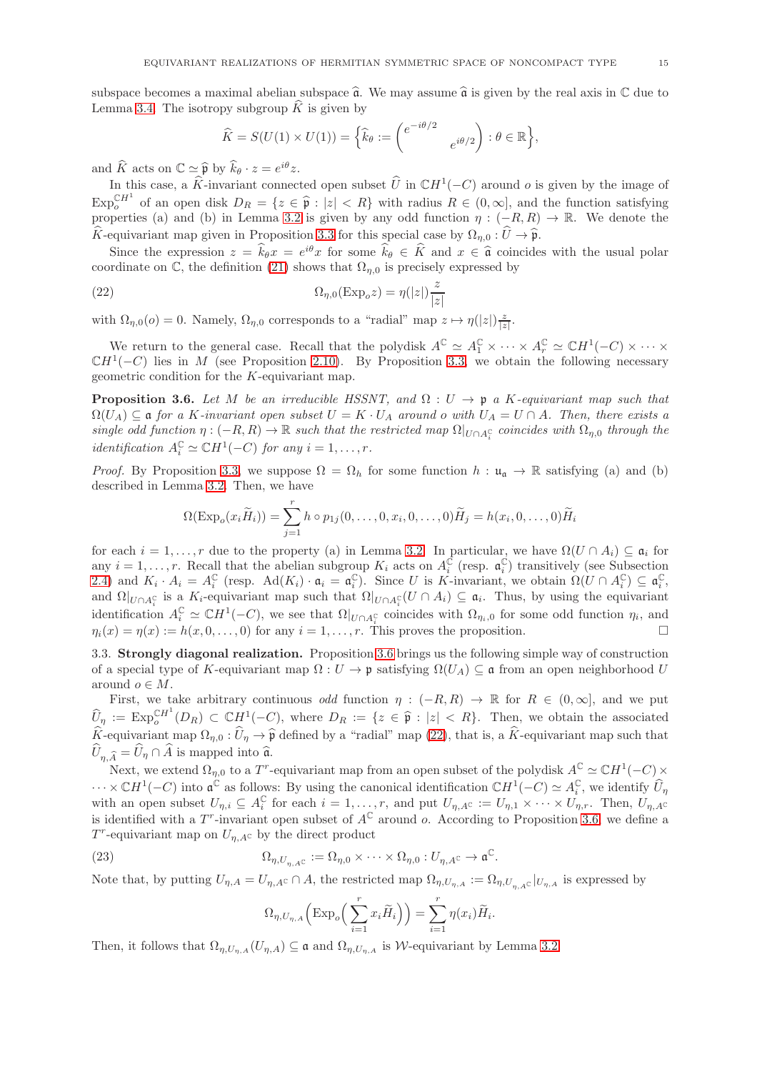subspace becomes a maximal abelian subspace $\widehat{\mathfrak{a}}$. We may assume $\widehat{\mathfrak{a}}$ is given by the real axis in $\mathbb{C}$ due to Lemma 3.4. The isotropy subgroup $\widehat{K}$ is given by

$$\widehat{K} = S(U(1) \times U(1)) = \Big\{ \widehat{k}_\theta := \begin{pmatrix} e^{-i\theta/2} & \\ & e^{i\theta/2} \end{pmatrix} : \theta \in \mathbb{R} \Big\},$$

and $\widehat{K}$ acts on $\mathbb{C} \simeq \widehat{\mathfrak{p}}$ by $\widehat{k}_\theta \cdot z = e^{i\theta} z$.

In this case, a $\widehat{K}$-invariant connected open subset $\widehat{U}$ in $\mathbb{C}H^1(-C)$ around $o$ is given by the image of $\mathrm{Exp}_o^{\mathbb{C}H^1}$ of an open disk $D_R = \{z \in \widehat{\mathfrak{p}} : |z| < R\}$ with radius $R \in (0, \infty]$, and the function satisfying properties (a) and (b) in Lemma 3.2 is given by any odd function $\eta : (-R, R) \to \mathbb{R}$. We denote the $\widehat{K}$-equivariant map given in Proposition 3.3 for this special case by $\Omega_{\eta,0} : \widehat{U} \to \widehat{\mathfrak{p}}$.

Since the expression $z = \widehat{k}_\theta x = e^{i\theta} x$ for some $\widehat{k}_\theta \in \widehat{K}$ and $x \in \widehat{\mathfrak{a}}$ coincides with the usual polar coordinate on $\mathbb{C}$, the definition (21) shows that $\Omega_{\eta,0}$ is precisely expressed by

$$\Omega_{\eta,0}(\mathrm{Exp}_o z) = \eta(|z|) \frac{z}{|z|} \tag{22}$$

with $\Omega_{\eta,0}(o) = 0$. Namely, $\Omega_{\eta,0}$ corresponds to a "radial" map $z \mapsto \eta(|z|)\frac{z}{|z|}$.

We return to the general case. Recall that the polydisk $A^{\mathbb{C}} \simeq A_1^{\mathbb{C}} \times \cdots \times A_r^{\mathbb{C}} \simeq \mathbb{C}H^1(-C) \times \cdots \times \mathbb{C}H^1(-C)$ lies in $M$ (see Proposition 2.10). By Proposition 3.3, we obtain the following necessary geometric condition for the $K$-equivariant map.

**Proposition 3.6.** *Let $M$ be an irreducible HSSNT, and $\Omega : U \to \mathfrak{p}$ a $K$-equivariant map such that $\Omega(U_A) \subseteq \mathfrak{a}$ for a $K$-invariant open subset $U = K \cdot U_A$ around $o$ with $U_A = U \cap A$. Then, there exists a single odd function $\eta : (-R, R) \to \mathbb{R}$ such that the restricted map $\Omega|_{U \cap A_i^{\mathbb{C}}}$ coincides with $\Omega_{\eta,0}$ through the identification $A_i^{\mathbb{C}} \simeq \mathbb{C}H^1(-C)$ for any $i = 1, \ldots, r$.*

*Proof.* By Proposition 3.3, we suppose $\Omega = \Omega_h$ for some function $h : \mathfrak{u}_{\mathfrak{a}} \to \mathbb{R}$ satisfying (a) and (b) described in Lemma 3.2. Then, we have

$$\Omega(\mathrm{Exp}_o(x_i \widetilde{H}_i)) = \sum_{j=1}^r h \circ p_{1j}(0, \ldots, 0, x_i, 0, \ldots, 0) \widetilde{H}_j = h(x_i, 0, \ldots, 0) \widetilde{H}_i$$

for each $i = 1, \ldots, r$ due to the property (a) in Lemma 3.2. In particular, we have $\Omega(U \cap A_i) \subseteq \mathfrak{a}_i$ for any $i = 1, \ldots, r$. Recall that the abelian subgroup $K_i$ acts on $A_i^{\mathbb{C}}$ (resp. $\mathfrak{a}_i^{\mathbb{C}}$) transitively (see Subsection 2.4) and $K_i \cdot A_i = A_i^{\mathbb{C}}$ (resp. $\mathrm{Ad}(K_i) \cdot \mathfrak{a}_i = \mathfrak{a}_i^{\mathbb{C}}$). Since $U$ is $K$-invariant, we obtain $\Omega(U \cap A_i^{\mathbb{C}}) \subseteq \mathfrak{a}_i^{\mathbb{C}}$, and $\Omega|_{U \cap A_i^{\mathbb{C}}}$ is a $K_i$-equivariant map such that $\Omega|_{U \cap A_i^{\mathbb{C}}}(U \cap A_i) \subseteq \mathfrak{a}_i$. Thus, by using the equivariant identification $A_i^{\mathbb{C}} \simeq \mathbb{C}H^1(-C)$, we see that $\Omega|_{U \cap A_i^{\mathbb{C}}}$ coincides with $\Omega_{\eta_i,0}$ for some odd function $\eta_i$, and $\eta_i(x) = \eta(x) := h(x, 0, \ldots, 0)$ for any $i = 1, \ldots, r$. This proves the proposition. $\square$

### 3.3. Strongly diagonal realization.

**3.3. Strongly diagonal realization.** Proposition 3.6 brings us the following simple way of construction of a special type of $K$-equivariant map $\Omega : U \to \mathfrak{p}$ satisfying $\Omega(U_A) \subseteq \mathfrak{a}$ from an open neighborhood $U$ around $o \in M$.

First, we take arbitrary continuous *odd* function $\eta : (-R, R) \to \mathbb{R}$ for $R \in (0, \infty]$, and we put $\widehat{U}_\eta := \mathrm{Exp}_o^{\mathbb{C}H^1}(D_R) \subset \mathbb{C}H^1(-C)$, where $D_R := \{z \in \widehat{\mathfrak{p}} : |z| < R\}$. Then, we obtain the associated $\widehat{K}$-equivariant map $\Omega_{\eta,0} : \widehat{U}_\eta \to \widehat{\mathfrak{p}}$ defined by a "radial" map (22), that is, a $\widehat{K}$-equivariant map such that $\widehat{U}_{\eta,\widehat{A}} = \widehat{U}_\eta \cap \widehat{A}$ is mapped into $\widehat{\mathfrak{a}}$.

Next, we extend $\Omega_{\eta,0}$ to a $T^r$-equivariant map from an open subset of the polydisk $A^{\mathbb{C}} \simeq \mathbb{C}H^1(-C) \times \cdots \times \mathbb{C}H^1(-C)$ into $\mathfrak{a}^{\mathbb{C}}$ as follows: By using the canonical identification $\mathbb{C}H^1(-C) \simeq A_i^{\mathbb{C}}$, we identify $\widehat{U}_\eta$ with an open subset $U_{\eta,i} \subseteq A_i^{\mathbb{C}}$ for each $i = 1, \ldots, r$, and put $U_{\eta,A^{\mathbb{C}}} := U_{\eta,1} \times \cdots \times U_{\eta,r}$. Then, $U_{\eta,A^{\mathbb{C}}}$ is identified with a $T^r$-invariant open subset of $A^{\mathbb{C}}$ around $o$. According to Proposition 3.6, we define a $T^r$-equivariant map on $U_{\eta,A^{\mathbb{C}}}$ by the direct product

$$\Omega_{\eta,U_{\eta,A^{\mathbb{C}}}} := \Omega_{\eta,0} \times \cdots \times \Omega_{\eta,0} : U_{\eta,A^{\mathbb{C}}} \to \mathfrak{a}^{\mathbb{C}}. \tag{23}$$

Note that, by putting $U_{\eta,A} = U_{\eta,A^{\mathbb{C}}} \cap A$, the restricted map $\Omega_{\eta,U_{\eta,A}} := \Omega_{\eta,U_{\eta,A^{\mathbb{C}}}}|_{U_{\eta,A}}$ is expressed by

$$\Omega_{\eta,U_{\eta,A}}\Big(\mathrm{Exp}_o\Big(\sum_{i=1}^r x_i \widetilde{H}_i\Big)\Big) = \sum_{i=1}^r \eta(x_i) \widetilde{H}_i.$$

Then, it follows that $\Omega_{\eta,U_{\eta,A}}(U_{\eta,A}) \subseteq \mathfrak{a}$ and $\Omega_{\eta,U_{\eta,A}}$ is $\mathcal{W}$-equivariant by Lemma 3.2.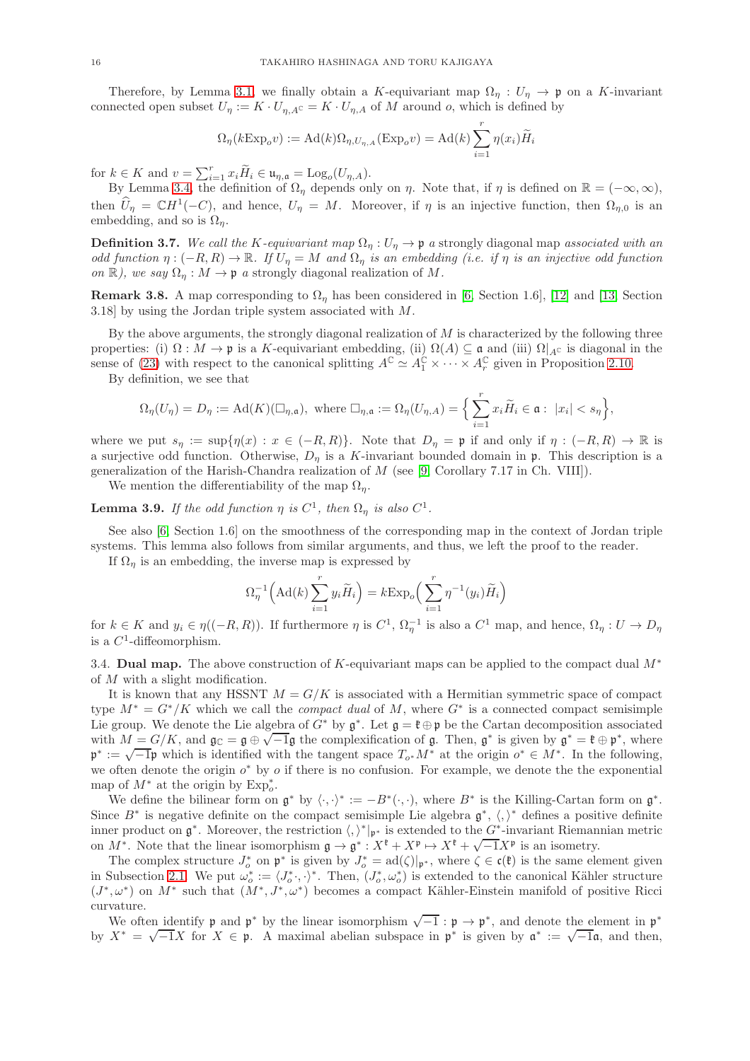Therefore, by Lemma 3.1, we finally obtain a $K$-equivariant map $\Omega_\eta : U_\eta \to \mathfrak{p}$ on a $K$-invariant connected open subset $U_\eta := K \cdot U_{\eta,A^{\mathbb{C}}} = K \cdot U_{\eta,A}$ of $M$ around $o$, which is defined by

$$\Omega_\eta(k\mathrm{Exp}_o v) := \mathrm{Ad}(k)\Omega_{\eta,U_{\eta,A}}(\mathrm{Exp}_o v) = \mathrm{Ad}(k)\sum_{i=1}^r \eta(x_i)\widetilde{H}_i$$

for $k \in K$ and $v = \sum_{i=1}^r x_i \widetilde{H}_i \in \mathfrak{u}_{\eta,\mathfrak{a}} = \mathrm{Log}_o(U_{\eta,A})$.

By Lemma 3.4, the definition of $\Omega_\eta$ depends only on $\eta$. Note that, if $\eta$ is defined on $\mathbb{R} = (-\infty, \infty)$, then $\widehat{U}_\eta = \mathbb{C}H^1(-C)$, and hence, $U_\eta = M$. Moreover, if $\eta$ is an injective function, then $\Omega_{\eta,0}$ is an embedding, and so is $\Omega_\eta$.

**Definition 3.7.** *We call the $K$-equivariant map $\Omega_\eta : U_\eta \to \mathfrak{p}$ a* strongly diagonal map *associated with an odd function $\eta : (-R,R) \to \mathbb{R}$. If $U_\eta = M$ and $\Omega_\eta$ is an embedding (i.e. if $\eta$ is an injective odd function on $\mathbb{R}$), we say $\Omega_\eta : M \to \mathfrak{p}$ a* strongly diagonal realization *of $M$.*

**Remark 3.8.** A map corresponding to $\Omega_\eta$ has been considered in [6, Section 1.6], [12] and [13, Section 3.18] by using the Jordan triple system associated with $M$.

By the above arguments, the strongly diagonal realization of $M$ is characterized by the following three properties: (i) $\Omega : M \to \mathfrak{p}$ is a $K$-equivariant embedding, (ii) $\Omega(A) \subseteq \mathfrak{a}$ and (iii) $\Omega|_{A^{\mathbb{C}}}$ is diagonal in the sense of (23) with respect to the canonical splitting $A^{\mathbb{C}} \simeq A_1^{\mathbb{C}} \times \cdots \times A_r^{\mathbb{C}}$ given in Proposition 2.10.

By definition, we see that

$$\Omega_\eta(U_\eta) = D_\eta := \mathrm{Ad}(K)(\square_{\eta,\mathfrak{a}}), \text{ where } \square_{\eta,\mathfrak{a}} := \Omega_\eta(U_{\eta,A}) = \Big\{ \sum_{i=1}^r x_i\widetilde{H}_i \in \mathfrak{a} : \ |x_i| < s_\eta \Big\},$$

where we put $s_\eta := \sup\{\eta(x) : x \in (-R,R)\}$. Note that $D_\eta = \mathfrak{p}$ if and only if $\eta : (-R,R) \to \mathbb{R}$ is a surjective odd function. Otherwise, $D_\eta$ is a $K$-invariant bounded domain in $\mathfrak{p}$. This description is a generalization of the Harish-Chandra realization of $M$ (see [9, Corollary 7.17 in Ch. VIII]).

We mention the differentiability of the map $\Omega_\eta$.

**Lemma 3.9.** *If the odd function $\eta$ is $C^1$, then $\Omega_\eta$ is also $C^1$.*

See also [6, Section 1.6] on the smoothness of the corresponding map in the context of Jordan triple systems. This lemma also follows from similar arguments, and thus, we left the proof to the reader.

If $\Omega_\eta$ is an embedding, the inverse map is expressed by

$$\Omega_\eta^{-1}\Big(\mathrm{Ad}(k)\sum_{i=1}^r y_i\widetilde{H}_i\Big) = k\mathrm{Exp}_o\Big(\sum_{i=1}^r \eta^{-1}(y_i)\widetilde{H}_i\Big)$$

for $k \in K$ and $y_i \in \eta((-R,R))$. If furthermore $\eta$ is $C^1$, $\Omega_\eta^{-1}$ is also a $C^1$ map, and hence, $\Omega_\eta : U \to D_\eta$ is a $C^1$-diffeomorphism.

## 3.4. Dual map.

The above construction of $K$-equivariant maps can be applied to the compact dual $M^*$ of $M$ with a slight modification.

It is known that any HSSNT $M = G/K$ is associated with a Hermitian symmetric space of compact type $M^* = G^*/K$ which we call the *compact dual* of $M$, where $G^*$ is a connected compact semisimple Lie group. We denote the Lie algebra of $G^*$ by $\mathfrak{g}^*$. Let $\mathfrak{g} = \mathfrak{k} \oplus \mathfrak{p}$ be the Cartan decomposition associated with $M = G/K$, and $\mathfrak{g}_{\mathbb{C}} = \mathfrak{g} \oplus \sqrt{-1}\mathfrak{g}$ the complexification of $\mathfrak{g}$. Then, $\mathfrak{g}^*$ is given by $\mathfrak{g}^* = \mathfrak{k} \oplus \mathfrak{p}^*$, where $\mathfrak{p}^* := \sqrt{-1}\mathfrak{p}$ which is identified with the tangent space $T_{o^*}M^*$ at the origin $o^* \in M^*$. In the following, we often denote the origin $o^*$ by $o$ if there is no confusion. For example, we denote the the exponential map of $M^*$ at the origin by $\mathrm{Exp}_o^*$.

We define the bilinear form on $\mathfrak{g}^*$ by $\langle\cdot,\cdot\rangle^* := -B^*(\cdot,\cdot)$, where $B^*$ is the Killing-Cartan form on $\mathfrak{g}^*$. Since $B^*$ is negative definite on the compact semisimple Lie algebra $\mathfrak{g}^*$, $\langle,\rangle^*$ defines a positive definite inner product on $\mathfrak{g}^*$. Moreover, the restriction $\langle,\rangle^*|_{\mathfrak{p}^*}$ is extended to the $G^*$-invariant Riemannian metric on $M^*$. Note that the linear isomorphism $\mathfrak{g} \to \mathfrak{g}^* : X^{\mathfrak{k}} + X^{\mathfrak{p}} \mapsto X^{\mathfrak{k}} + \sqrt{-1}X^{\mathfrak{p}}$ is an isometry.

The complex structure $J_o^*$ on $\mathfrak{p}^*$ is given by $J_o^* = \mathrm{ad}(\zeta)|_{\mathfrak{p}^*}$, where $\zeta \in \mathfrak{c}(\mathfrak{k})$ is the same element given in Subsection 2.1. We put $\omega_o^* := \langle J_o^*\cdot,\cdot\rangle^*$. Then, $(J_o^*, \omega_o^*)$ is extended to the canonical Kähler structure $(J^*, \omega^*)$ on $M^*$ such that $(M^*, J^*, \omega^*)$ becomes a compact Kähler-Einstein manifold of positive Ricci curvature.

We often identify $\mathfrak{p}$ and $\mathfrak{p}^*$ by the linear isomorphism $\sqrt{-1} : \mathfrak{p} \to \mathfrak{p}^*$, and denote the element in $\mathfrak{p}^*$ by $X^* = \sqrt{-1}X$ for $X \in \mathfrak{p}$. A maximal abelian subspace in $\mathfrak{p}^*$ is given by $\mathfrak{a}^* := \sqrt{-1}\mathfrak{a}$, and then,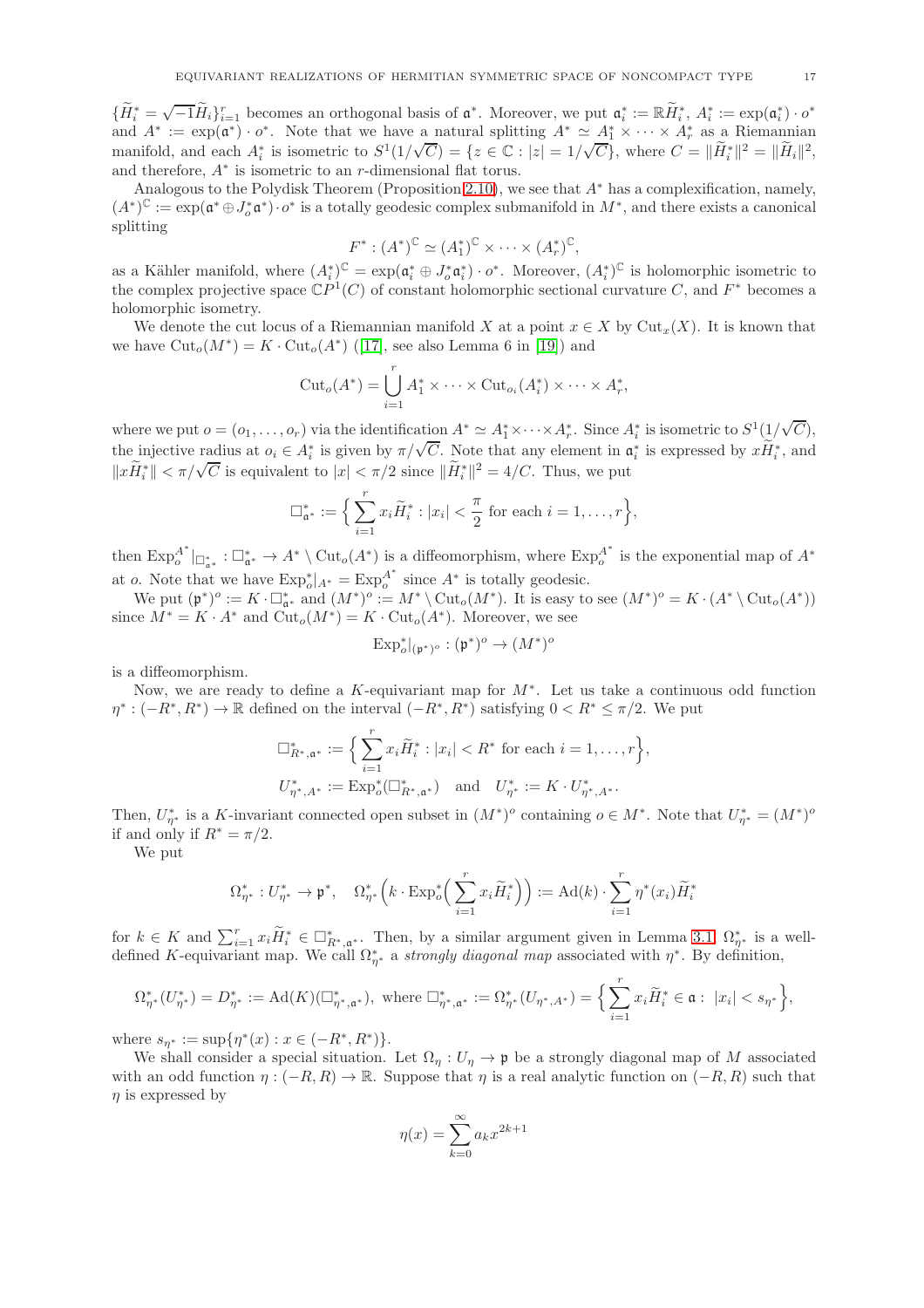$\{\widetilde{H}_i^* = \sqrt{-1}\widetilde{H}_i\}_{i=1}^r$ becomes an orthogonal basis of $\mathfrak{a}^*$. Moreover, we put $\mathfrak{a}_i^* := \mathbb{R}\widetilde{H}_i^*$, $A_i^* := \exp(\mathfrak{a}_i^*) \cdot o^*$ and $A^* := \exp(\mathfrak{a}^*) \cdot o^*$. Note that we have a natural splitting $A^* \simeq A_1^* \times \cdots \times A_r^*$ as a Riemannian manifold, and each $A_i^*$ is isometric to $S^1(1/\sqrt{C}) = \{z \in \mathbb{C} : |z| = 1/\sqrt{C}\}$, where $C = \|\widetilde{H}_i^*\|^2 = \|\widetilde{H}_i\|^2$, and therefore, $A^*$ is isometric to an $r$-dimensional flat torus.

Analogous to the Polydisk Theorem (Proposition 2.10), we see that $A^*$ has a complexification, namely, $(A^*)^{\mathbb{C}} := \exp(\mathfrak{a}^* \oplus J_o^*\mathfrak{a}^*) \cdot o^*$ is a totally geodesic complex submanifold in $M^*$, and there exists a canonical splitting

$$F^* : (A^*)^{\mathbb{C}} \simeq (A_1^*)^{\mathbb{C}} \times \cdots \times (A_r^*)^{\mathbb{C}},$$

as a Kähler manifold, where $(A_i^*)^{\mathbb{C}} = \exp(\mathfrak{a}_i^* \oplus J_o^*\mathfrak{a}_i^*) \cdot o^*$. Moreover, $(A_i^*)^{\mathbb{C}}$ is holomorphic isometric to the complex projective space $\mathbb{C}P^1(C)$ of constant holomorphic sectional curvature $C$, and $F^*$ becomes a holomorphic isometry.

We denote the cut locus of a Riemannian manifold $X$ at a point $x \in X$ by $\mathrm{Cut}_x(X)$. It is known that we have $\mathrm{Cut}_o(M^*) = K \cdot \mathrm{Cut}_o(A^*)$ ([17], see also Lemma 6 in [19]) and

$$\mathrm{Cut}_o(A^*) = \bigcup_{i=1}^r A_1^* \times \cdots \times \mathrm{Cut}_{o_i}(A_i^*) \times \cdots \times A_r^*,$$

where we put $o = (o_1, \ldots, o_r)$ via the identification $A^* \simeq A_1^* \times \cdots \times A_r^*$. Since $A_i^*$ is isometric to $S^1(1/\sqrt{C})$, the injective radius at $o_i \in A_i^*$ is given by $\pi/\sqrt{C}$. Note that any element in $\mathfrak{a}_i^*$ is expressed by $x\widetilde{H}_i^*$, and $\|x\widetilde{H}_i^*\| < \pi/\sqrt{C}$ is equivalent to $|x| < \pi/2$ since $\|\widetilde{H}_i^*\|^2 = 4/C$. Thus, we put

$$\Box_{\mathfrak{a}^*}^* := \Big\{ \sum_{i=1}^r x_i \widetilde{H}_i^* : |x_i| < \frac{\pi}{2} \text{ for each } i = 1, \ldots, r \Big\},$$

then $\mathrm{Exp}_o^{A^*}|_{\Box_{\mathfrak{a}^*}^*} : \Box_{\mathfrak{a}^*}^* \to A^* \setminus \mathrm{Cut}_o(A^*)$ is a diffeomorphism, where $\mathrm{Exp}_o^{A^*}$ is the exponential map of $A^*$ at $o$. Note that we have $\mathrm{Exp}_o^*|_{A^*} = \mathrm{Exp}_o^{A^*}$ since $A^*$ is totally geodesic.

We put $(\mathfrak{p}^*)^o := K \cdot \Box_{\mathfrak{a}^*}^*$ and $(M^*)^o := M^* \setminus \mathrm{Cut}_o(M^*)$. It is easy to see $(M^*)^o = K \cdot (A^* \setminus \mathrm{Cut}_o(A^*))$ since $M^* = K \cdot A^*$ and $\mathrm{Cut}_o(M^*) = K \cdot \mathrm{Cut}_o(A^*)$. Moreover, we see

$$\mathrm{Exp}_o^*|_{(\mathfrak{p}^*)^o} : (\mathfrak{p}^*)^o \to (M^*)^o$$

is a diffeomorphism.

Now, we are ready to define a $K$-equivariant map for $M^*$. Let us take a continuous odd function $\eta^* : (-R^*, R^*) \to \mathbb{R}$ defined on the interval $(-R^*, R^*)$ satisfying $0 < R^* \leq \pi/2$. We put

$$\Box_{R^*,\mathfrak{a}^*}^* := \Big\{ \sum_{i=1}^r x_i \widetilde{H}_i^* : |x_i| < R^* \text{ for each } i = 1, \ldots, r \Big\},$$

$$U_{\eta^*,A^*}^* := \mathrm{Exp}_o^*(\Box_{R^*,\mathfrak{a}^*}^*) \quad \text{and} \quad U_{\eta^*}^* := K \cdot U_{\eta^*,A^*}^*.$$

Then, $U_{\eta^*}^*$ is a $K$-invariant connected open subset in $(M^*)^o$ containing $o \in M^*$. Note that $U_{\eta^*}^* = (M^*)^o$ if and only if $R^* = \pi/2$.

We put

$$\Omega_{\eta^*}^* : U_{\eta^*}^* \to \mathfrak{p}^*, \quad \Omega_{\eta^*}^*\Big(k \cdot \mathrm{Exp}_o^*\Big(\sum_{i=1}^r x_i \widetilde{H}_i^*\Big)\Big) := \mathrm{Ad}(k) \cdot \sum_{i=1}^r \eta^*(x_i) \widetilde{H}_i^*$$

for $k \in K$ and $\sum_{i=1}^r x_i \widetilde{H}_i^* \in \Box_{R^*,\mathfrak{a}^*}^*$. Then, by a similar argument given in Lemma 3.1, $\Omega_{\eta^*}^*$ is a well-defined $K$-equivariant map. We call $\Omega_{\eta^*}^*$ a *strongly diagonal map* associated with $\eta^*$. By definition,

$$\Omega_{\eta^*}^*(U_{\eta^*}^*) = D_{\eta^*}^* := \mathrm{Ad}(K)(\Box_{\eta^*,\mathfrak{a}^*}^*), \text{ where } \Box_{\eta^*,\mathfrak{a}^*}^* := \Omega_{\eta^*}^*(U_{\eta^*,A^*}) = \Big\{ \sum_{i=1}^r x_i \widetilde{H}_i^* \in \mathfrak{a} : \ |x_i| < s_{\eta^*} \Big\},$$

where $s_{\eta^*} := \sup\{\eta^*(x) : x \in (-R^*, R^*)\}$.

We shall consider a special situation. Let $\Omega_\eta : U_\eta \to \mathfrak{p}$ be a strongly diagonal map of $M$ associated with an odd function $\eta : (-R, R) \to \mathbb{R}$. Suppose that $\eta$ is a real analytic function on $(-R, R)$ such that $\eta$ is expressed by

$$\eta(x) = \sum_{k=0}^{\infty} a_k x^{2k+1}$$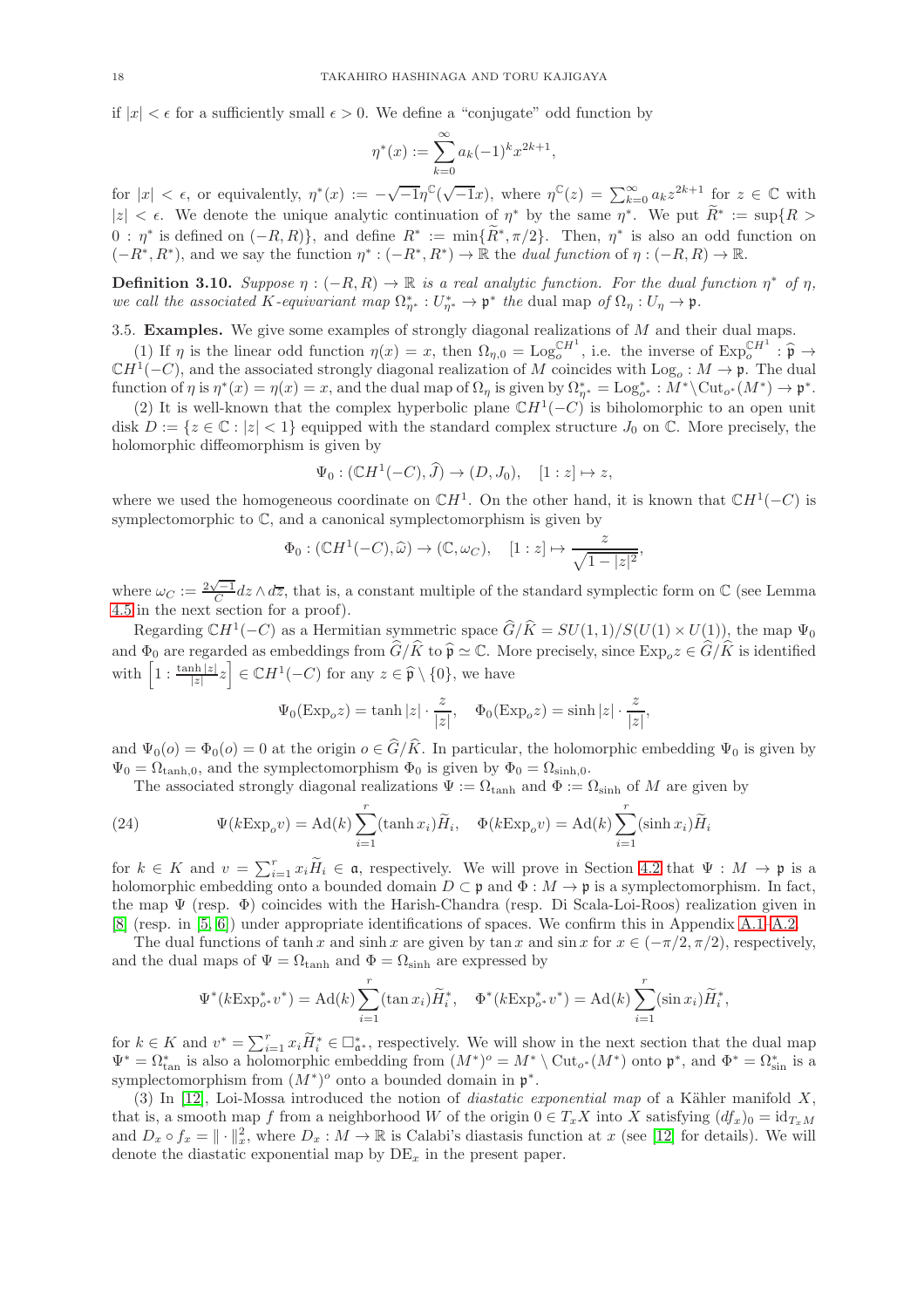if $|x| < \epsilon$ for a sufficiently small $\epsilon > 0$. We define a "conjugate" odd function by

$$\eta^*(x) := \sum_{k=0}^{\infty} a_k (-1)^k x^{2k+1},$$

for $|x| < \epsilon$, or equivalently, $\eta^*(x) := -\sqrt{-1}\eta^{\mathbb{C}}(\sqrt{-1}x)$, where $\eta^{\mathbb{C}}(z) = \sum_{k=0}^{\infty} a_k z^{2k+1}$ for $z \in \mathbb{C}$ with $|z| < \epsilon$. We denote the unique analytic continuation of $\eta^*$ by the same $\eta^*$. We put $\widetilde{R}^* := \sup\{R > 0 : \eta^* \text{ is defined on } (-R, R)\}$, and define $R^* := \min\{\widetilde{R}^*, \pi/2\}$. Then, $\eta^*$ is also an odd function on $(-R^*, R^*)$, and we say the function $\eta^* : (-R^*, R^*) \to \mathbb{R}$ the *dual function* of $\eta : (-R, R) \to \mathbb{R}$.

**Definition 3.10.** *Suppose $\eta : (-R, R) \to \mathbb{R}$ is a real analytic function. For the dual function $\eta^*$ of $\eta$, we call the associated $K$-equivariant map $\Omega^*_{\eta^*} : U^*_{\eta^*} \to \mathfrak{p}^*$ the* dual map *of $\Omega_\eta : U_\eta \to \mathfrak{p}$.*

## 3.5. Examples.

We give some examples of strongly diagonal realizations of $M$ and their dual maps.

(1) If $\eta$ is the linear odd function $\eta(x) = x$, then $\Omega_{\eta,0} = \mathrm{Log}_o^{\mathbb{C}H^1}$, i.e. the inverse of $\mathrm{Exp}_o^{\mathbb{C}H^1} : \widehat{\mathfrak{p}} \to \mathbb{C}H^1(-C)$, and the associated strongly diagonal realization of $M$ coincides with $\mathrm{Log}_o : M \to \mathfrak{p}$. The dual function of $\eta$ is $\eta^*(x) = \eta(x) = x$, and the dual map of $\Omega_\eta$ is given by $\Omega^*_{\eta^*} = \mathrm{Log}^*_{o^*} : M^* \backslash \mathrm{Cut}_{o^*}(M^*) \to \mathfrak{p}^*$.

(2) It is well-known that the complex hyperbolic plane $\mathbb{C}H^1(-C)$ is biholomorphic to an open unit disk $D := \{z \in \mathbb{C} : |z| < 1\}$ equipped with the standard complex structure $J_0$ on $\mathbb{C}$. More precisely, the holomorphic diffeomorphism is given by

$$\Psi_0 : (\mathbb{C}H^1(-C), \widehat{J}) \to (D, J_0), \quad [1 : z] \mapsto z,$$

where we used the homogeneous coordinate on $\mathbb{C}H^1$. On the other hand, it is known that $\mathbb{C}H^1(-C)$ is symplectomorphic to $\mathbb{C}$, and a canonical symplectomorphism is given by

$$\Phi_0 : (\mathbb{C}H^1(-C), \widehat{\omega}) \to (\mathbb{C}, \omega_C), \quad [1 : z] \mapsto \frac{z}{\sqrt{1 - |z|^2}},$$

where $\omega_C := \frac{2\sqrt{-1}}{C} dz \wedge d\overline{z}$, that is, a constant multiple of the standard symplectic form on $\mathbb{C}$ (see Lemma 4.5 in the next section for a proof).

Regarding $\mathbb{C}H^1(-C)$ as a Hermitian symmetric space $\widehat{G}/\widehat{K} = SU(1,1)/S(U(1) \times U(1))$, the map $\Psi_0$ and $\Phi_0$ are regarded as embeddings from $\widehat{G}/\widehat{K}$ to $\widehat{\mathfrak{p}} \simeq \mathbb{C}$. More precisely, since $\mathrm{Exp}_o z \in \widehat{G}/\widehat{K}$ is identified with $\left[1 : \frac{\tanh|z|}{|z|} z\right] \in \mathbb{C}H^1(-C)$ for any $z \in \widehat{\mathfrak{p}} \setminus \{0\}$, we have

$$\Psi_0(\mathrm{Exp}_o z) = \tanh|z| \cdot \frac{z}{|z|}, \quad \Phi_0(\mathrm{Exp}_o z) = \sinh|z| \cdot \frac{z}{|z|},$$

and $\Psi_0(o) = \Phi_0(o) = 0$ at the origin $o \in \widehat{G}/\widehat{K}$. In particular, the holomorphic embedding $\Psi_0$ is given by $\Psi_0 = \Omega_{\tanh,0}$, and the symplectomorphism $\Phi_0$ is given by $\Phi_0 = \Omega_{\sinh,0}$.

The associated strongly diagonal realizations $\Psi := \Omega_{\tanh}$ and $\Phi := \Omega_{\sinh}$ of $M$ are given by

$$\Psi(k\mathrm{Exp}_o v) = \mathrm{Ad}(k) \sum_{i=1}^{r} (\tanh x_i) \widetilde{H}_i, \quad \Phi(k\mathrm{Exp}_o v) = \mathrm{Ad}(k) \sum_{i=1}^{r} (\sinh x_i) \widetilde{H}_i \tag{24}$$

for $k \in K$ and $v = \sum_{i=1}^{r} x_i \widetilde{H}_i \in \mathfrak{a}$, respectively. We will prove in Section 4.2 that $\Psi : M \to \mathfrak{p}$ is a holomorphic embedding onto a bounded domain $D \subset \mathfrak{p}$ and $\Phi : M \to \mathfrak{p}$ is a symplectomorphism. In fact, the map $\Psi$ (resp. $\Phi$) coincides with the Harish-Chandra (resp. Di Scala-Loi-Roos) realization given in [8] (resp. in [5, 6]) under appropriate identifications of spaces. We confirm this in Appendix A.1–A.2.

The dual functions of $\tanh x$ and $\sinh x$ are given by $\tan x$ and $\sin x$ for $x \in (-\pi/2, \pi/2)$, respectively, and the dual maps of $\Psi = \Omega_{\tanh}$ and $\Phi = \Omega_{\sinh}$ are expressed by

$$\Psi^*(k\mathrm{Exp}^*_{o^*} v^*) = \mathrm{Ad}(k) \sum_{i=1}^{r} (\tan x_i) \widetilde{H}^*_i, \quad \Phi^*(k\mathrm{Exp}^*_{o^*} v^*) = \mathrm{Ad}(k) \sum_{i=1}^{r} (\sin x_i) \widetilde{H}^*_i,$$

for $k \in K$ and $v^* = \sum_{i=1}^{r} x_i \widetilde{H}^*_i \in \square^*_{\mathfrak{a}^*}$, respectively. We will show in the next section that the dual map $\Psi^* = \Omega^*_{\tan}$ is also a holomorphic embedding from $(M^*)^o = M^* \setminus \mathrm{Cut}_{o^*}(M^*)$ onto $\mathfrak{p}^*$, and $\Phi^* = \Omega^*_{\sin}$ is a symplectomorphism from $(M^*)^o$ onto a bounded domain in $\mathfrak{p}^*$.

(3) In [12], Loi-Mossa introduced the notion of *diastatic exponential map* of a Kähler manifold $X$, that is, a smooth map $f$ from a neighborhood $W$ of the origin $0 \in T_x X$ into $X$ satisfying $(df_x)_0 = \mathrm{id}_{T_x M}$ and $D_x \circ f_x = \|\cdot\|_x^2$, where $D_x : M \to \mathbb{R}$ is Calabi's diastasis function at $x$ (see [12] for details). We will denote the diastatic exponential map by $\mathrm{DE}_x$ in the present paper.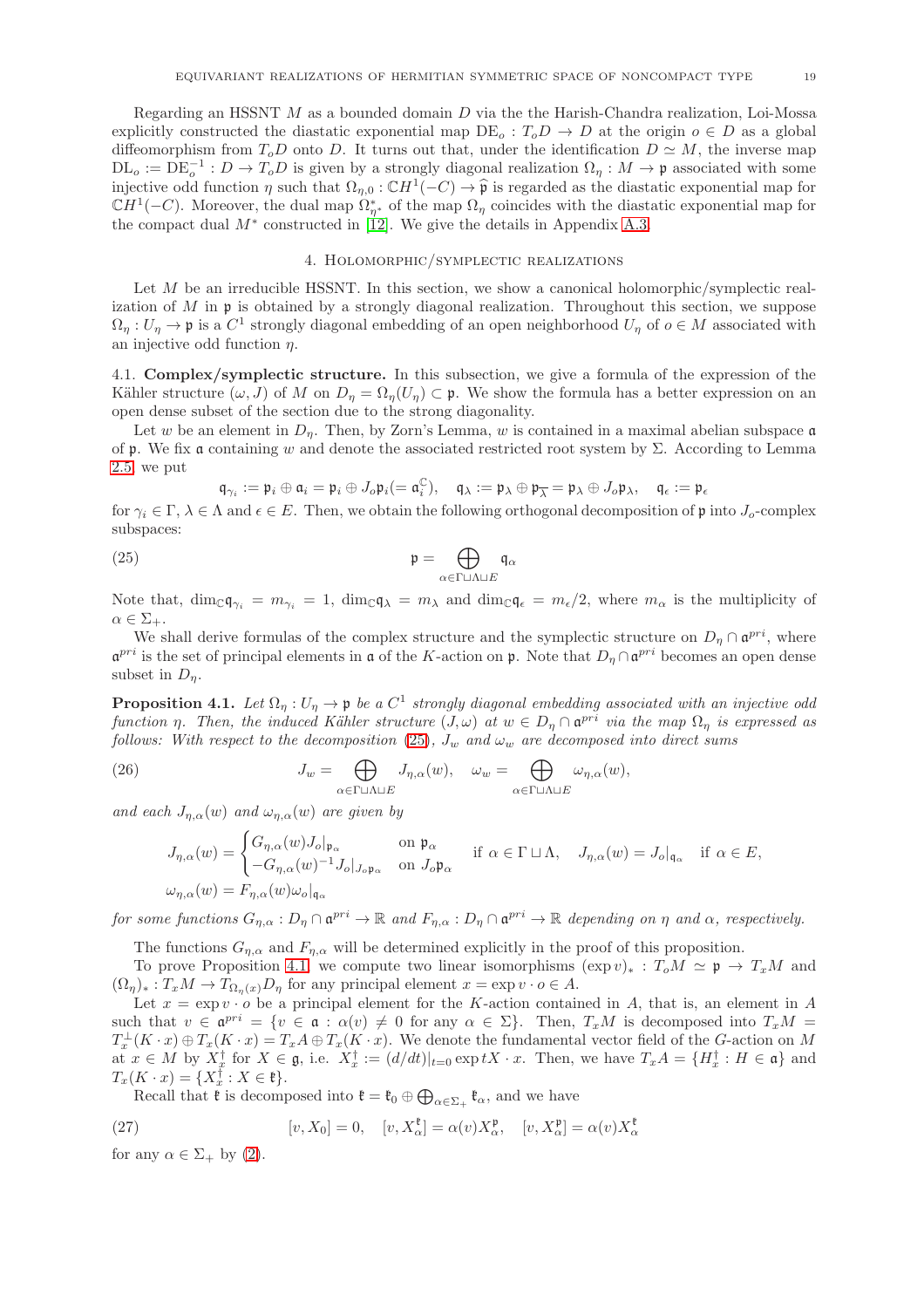Regarding an HSSNT $M$ as a bounded domain $D$ via the the Harish-Chandra realization, Loi-Mossa explicitly constructed the diastatic exponential map $\mathrm{DE}_o : T_oD \to D$ at the origin $o \in D$ as a global diffeomorphism from $T_oD$ onto $D$. It turns out that, under the identification $D \simeq M$, the inverse map $\mathrm{DL}_o := \mathrm{DE}_o^{-1} : D \to T_oD$ is given by a strongly diagonal realization $\Omega_\eta : M \to \mathfrak{p}$ associated with some injective odd function $\eta$ such that $\Omega_{\eta,0} : \mathbb{C}H^1(-C) \to \widehat{\mathfrak{p}}$ is regarded as the diastatic exponential map for $\mathbb{C}H^1(-C)$. Moreover, the dual map $\Omega^*_{\eta^*}$ of the map $\Omega_\eta$ coincides with the diastatic exponential map for the compact dual $M^*$ constructed in [12]. We give the details in Appendix A.3.

## 4. Holomorphic/symplectic realizations

Let $M$ be an irreducible HSSNT. In this section, we show a canonical holomorphic/symplectic realization of $M$ in $\mathfrak{p}$ is obtained by a strongly diagonal realization. Throughout this section, we suppose $\Omega_\eta : U_\eta \to \mathfrak{p}$ is a $C^1$ strongly diagonal embedding of an open neighborhood $U_\eta$ of $o \in M$ associated with an injective odd function $\eta$.

**4.1. Complex/symplectic structure.** In this subsection, we give a formula of the expression of the Kähler structure $(\omega, J)$ of $M$ on $D_\eta = \Omega_\eta(U_\eta) \subset \mathfrak{p}$. We show the formula has a better expression on an open dense subset of the section due to the strong diagonality.

Let $w$ be an element in $D_\eta$. Then, by Zorn's Lemma, $w$ is contained in a maximal abelian subspace $\mathfrak{a}$ of $\mathfrak{p}$. We fix $\mathfrak{a}$ containing $w$ and denote the associated restricted root system by $\Sigma$. According to Lemma 2.5, we put

$$\mathfrak{q}_{\gamma_i} := \mathfrak{p}_i \oplus \mathfrak{a}_i = \mathfrak{p}_i \oplus J_o\mathfrak{p}_i (= \mathfrak{a}_i^{\mathbb{C}}), \quad \mathfrak{q}_\lambda := \mathfrak{p}_\lambda \oplus \mathfrak{p}_{\overline{\lambda}} = \mathfrak{p}_\lambda \oplus J_o\mathfrak{p}_\lambda, \quad \mathfrak{q}_\epsilon := \mathfrak{p}_\epsilon$$

for $\gamma_i \in \Gamma$, $\lambda \in \Lambda$ and $\epsilon \in E$. Then, we obtain the following orthogonal decomposition of $\mathfrak{p}$ into $J_o$-complex subspaces:

$$\mathfrak{p} = \bigoplus_{\alpha \in \Gamma \sqcup \Lambda \sqcup E} \mathfrak{q}_\alpha \tag{25}$$

Note that, $\dim_{\mathbb{C}} \mathfrak{q}_{\gamma_i} = m_{\gamma_i} = 1$, $\dim_{\mathbb{C}} \mathfrak{q}_\lambda = m_\lambda$ and $\dim_{\mathbb{C}} \mathfrak{q}_\epsilon = m_\epsilon/2$, where $m_\alpha$ is the multiplicity of $\alpha \in \Sigma_+$.

We shall derive formulas of the complex structure and the symplectic structure on $D_\eta \cap \mathfrak{a}^{pri}$, where $\mathfrak{a}^{pri}$ is the set of principal elements in $\mathfrak{a}$ of the $K$-action on $\mathfrak{p}$. Note that $D_\eta \cap \mathfrak{a}^{pri}$ becomes an open dense subset in $D_\eta$.

**Proposition 4.1.** *Let $\Omega_\eta : U_\eta \to \mathfrak{p}$ be a $C^1$ strongly diagonal embedding associated with an injective odd function $\eta$. Then, the induced Kähler structure $(J, \omega)$ at $w \in D_\eta \cap \mathfrak{a}^{pri}$ via the map $\Omega_\eta$ is expressed as follows: With respect to the decomposition (25), $J_w$ and $\omega_w$ are decomposed into direct sums*

$$J_w = \bigoplus_{\alpha \in \Gamma \sqcup \Lambda \sqcup E} J_{\eta,\alpha}(w), \quad \omega_w = \bigoplus_{\alpha \in \Gamma \sqcup \Lambda \sqcup E} \omega_{\eta,\alpha}(w), \tag{26}$$

*and each $J_{\eta,\alpha}(w)$ and $\omega_{\eta,\alpha}(w)$ are given by*

$$J_{\eta,\alpha}(w) = \begin{cases} G_{\eta,\alpha}(w) J_o|_{\mathfrak{p}_\alpha} & \text{on } \mathfrak{p}_\alpha \\ -G_{\eta,\alpha}(w)^{-1} J_o|_{J_o\mathfrak{p}_\alpha} & \text{on } J_o\mathfrak{p}_\alpha \end{cases} \quad \text{if } \alpha \in \Gamma \sqcup \Lambda, \quad J_{\eta,\alpha}(w) = J_o|_{\mathfrak{q}_\alpha} \quad \text{if } \alpha \in E,$$

$$\omega_{\eta,\alpha}(w) = F_{\eta,\alpha}(w)\omega_o|_{\mathfrak{q}_\alpha}$$

*for some functions $G_{\eta,\alpha} : D_\eta \cap \mathfrak{a}^{pri} \to \mathbb{R}$ and $F_{\eta,\alpha} : D_\eta \cap \mathfrak{a}^{pri} \to \mathbb{R}$ depending on $\eta$ and $\alpha$, respectively.*

The functions $G_{\eta,\alpha}$ and $F_{\eta,\alpha}$ will be determined explicitly in the proof of this proposition.

To prove Proposition 4.1, we compute two linear isomorphisms $(\exp v)_* : T_oM \simeq \mathfrak{p} \to T_xM$ and $(\Omega_\eta)_* : T_xM \to T_{\Omega_\eta(x)}D_\eta$ for any principal element $x = \exp v \cdot o \in A$.

Let $x = \exp v \cdot o$ be a principal element for the $K$-action contained in $A$, that is, an element in $A$ such that $v \in \mathfrak{a}^{pri} = \{v \in \mathfrak{a} : \alpha(v) \neq 0 \text{ for any } \alpha \in \Sigma\}$. Then, $T_xM$ is decomposed into $T_xM = T_x^\perp(K \cdot x) \oplus T_x(K \cdot x) = T_xA \oplus T_x(K \cdot x)$. We denote the fundamental vector field of the $G$-action on $M$ at $x \in M$ by $X_x^\dagger$ for $X \in \mathfrak{g}$, i.e. $X_x^\dagger := (d/dt)|_{t=0} \exp tX \cdot x$. Then, we have $T_xA = \{H_x^\dagger : H \in \mathfrak{a}\}$ and $T_x(K \cdot x) = \{X_x^\dagger : X \in \mathfrak{k}\}$.

Recall that $\mathfrak{k}$ is decomposed into $\mathfrak{k} = \mathfrak{k}_0 \oplus \bigoplus_{\alpha \in \Sigma_+} \mathfrak{k}_\alpha$, and we have

$$[v, X_0] = 0, \quad [v, X_\alpha^{\mathfrak{k}}] = \alpha(v) X_\alpha^{\mathfrak{p}}, \quad [v, X_\alpha^{\mathfrak{p}}] = \alpha(v) X_\alpha^{\mathfrak{k}} \tag{27}$$

for any $\alpha \in \Sigma_+$ by (2).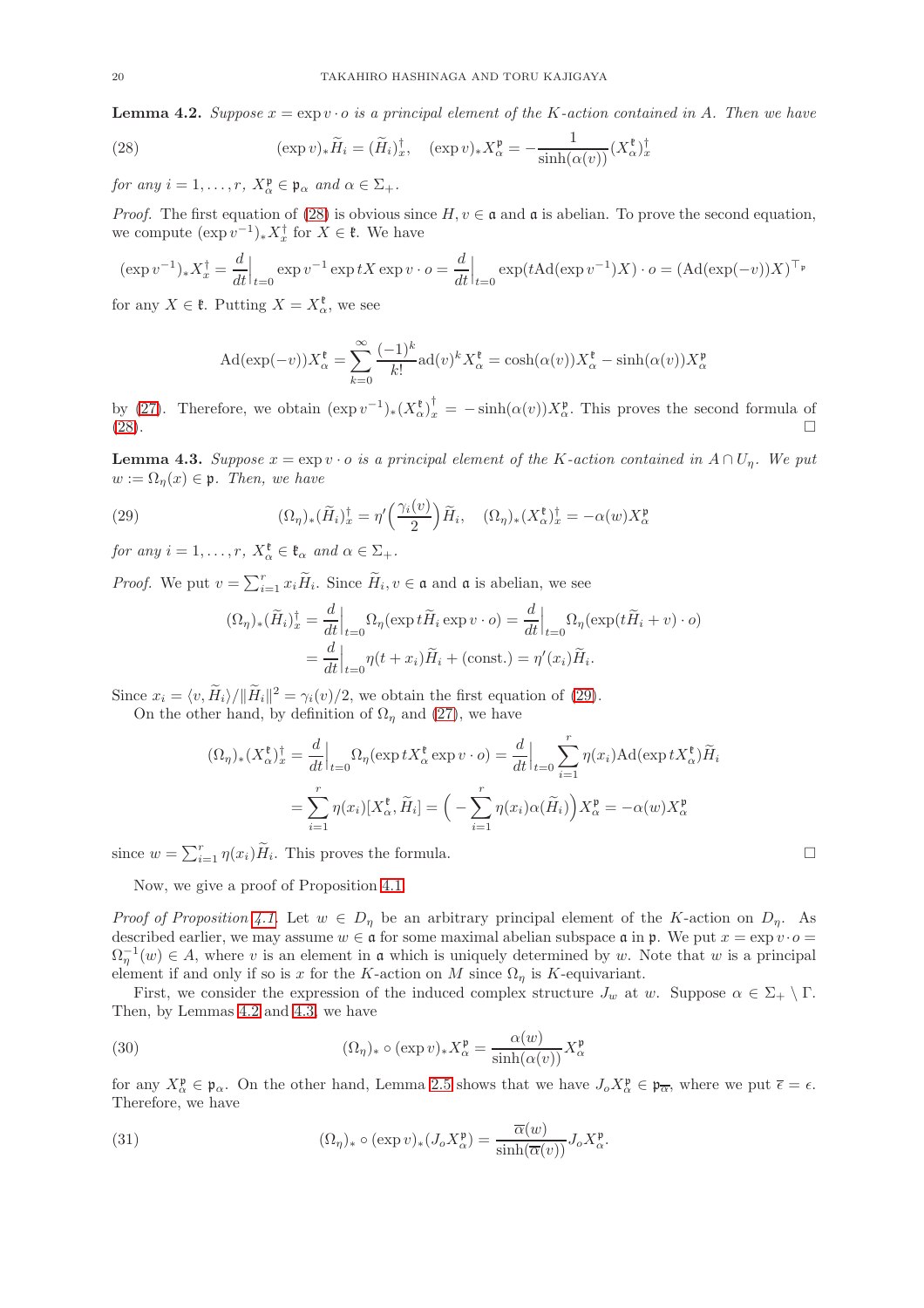**Lemma 4.2.** *Suppose $x = \exp v \cdot o$ is a principal element of the $K$-action contained in $A$. Then we have*

$$(\exp v)_* \widetilde{H}_i = (\widetilde{H}_i)^\dagger_x, \quad (\exp v)_* X^{\mathfrak{p}}_\alpha = -\frac{1}{\sinh(\alpha(v))}(X^{\mathfrak{k}}_\alpha)^\dagger_x \tag{28}$$

*for any $i = 1, \ldots, r$, $X^{\mathfrak{p}}_\alpha \in \mathfrak{p}_\alpha$ and $\alpha \in \Sigma_+$.*

*Proof.* The first equation of (28) is obvious since $H, v \in \mathfrak{a}$ and $\mathfrak{a}$ is abelian. To prove the second equation, we compute $(\exp v^{-1})_* X^\dagger_x$ for $X \in \mathfrak{k}$. We have

$$(\exp v^{-1})_* X^\dagger_x = \frac{d}{dt}\Big|_{t=0} \exp v^{-1} \exp tX \exp v \cdot o = \frac{d}{dt}\Big|_{t=0} \exp(t\mathrm{Ad}(\exp v^{-1})X) \cdot o = (\mathrm{Ad}(\exp(-v))X)^{\top_{\mathfrak{p}}}$$

for any $X \in \mathfrak{k}$. Putting $X = X^{\mathfrak{k}}_\alpha$, we see

$$\mathrm{Ad}(\exp(-v))X^{\mathfrak{k}}_\alpha = \sum_{k=0}^{\infty} \frac{(-1)^k}{k!}\mathrm{ad}(v)^k X^{\mathfrak{k}}_\alpha = \cosh(\alpha(v))X^{\mathfrak{k}}_\alpha - \sinh(\alpha(v))X^{\mathfrak{p}}_\alpha$$

by (27). Therefore, we obtain $(\exp v^{-1})_*(X^{\mathfrak{k}}_\alpha)^\dagger_x = -\sinh(\alpha(v))X^{\mathfrak{p}}_\alpha$. This proves the second formula of (28). □

**Lemma 4.3.** *Suppose $x = \exp v \cdot o$ is a principal element of the $K$-action contained in $A \cap U_\eta$. We put $w := \Omega_\eta(x) \in \mathfrak{p}$. Then, we have*

$$(\Omega_\eta)_*(\widetilde{H}_i)^\dagger_x = \eta'\Big(\frac{\gamma_i(v)}{2}\Big)\widetilde{H}_i, \quad (\Omega_\eta)_*(X^{\mathfrak{k}}_\alpha)^\dagger_x = -\alpha(w)X^{\mathfrak{p}}_\alpha \tag{29}$$

*for any $i = 1, \ldots, r$, $X^{\mathfrak{k}}_\alpha \in \mathfrak{k}_\alpha$ and $\alpha \in \Sigma_+$.*

*Proof.* We put $v = \sum_{i=1}^r x_i \widetilde{H}_i$. Since $\widetilde{H}_i, v \in \mathfrak{a}$ and $\mathfrak{a}$ is abelian, we see

$$\begin{aligned}(\Omega_\eta)_*(\widetilde{H}_i)^\dagger_x &= \frac{d}{dt}\Big|_{t=0} \Omega_\eta(\exp t\widetilde{H}_i \exp v \cdot o) = \frac{d}{dt}\Big|_{t=0} \Omega_\eta(\exp(t\widetilde{H}_i + v)\cdot o) \\ &= \frac{d}{dt}\Big|_{t=0} \eta(t + x_i)\widetilde{H}_i + (\mathrm{const.}) = \eta'(x_i)\widetilde{H}_i.\end{aligned}$$

Since $x_i = \langle v, \widetilde{H}_i\rangle / \|\widetilde{H}_i\|^2 = \gamma_i(v)/2$, we obtain the first equation of (29).

On the other hand, by definition of $\Omega_\eta$ and (27), we have

$$\begin{aligned}(\Omega_\eta)_*(X^{\mathfrak{k}}_\alpha)^\dagger_x &= \frac{d}{dt}\Big|_{t=0} \Omega_\eta(\exp tX^{\mathfrak{k}}_\alpha \exp v \cdot o) = \frac{d}{dt}\Big|_{t=0} \sum_{i=1}^r \eta(x_i)\mathrm{Ad}(\exp tX^{\mathfrak{k}}_\alpha)\widetilde{H}_i \\ &= \sum_{i=1}^r \eta(x_i)[X^{\mathfrak{k}}_\alpha, \widetilde{H}_i] = \Big(-\sum_{i=1}^r \eta(x_i)\alpha(\widetilde{H}_i)\Big)X^{\mathfrak{p}}_\alpha = -\alpha(w)X^{\mathfrak{p}}_\alpha\end{aligned}$$

since $w = \sum_{i=1}^r \eta(x_i)\widetilde{H}_i$. This proves the formula. □

Now, we give a proof of Proposition 4.1.

*Proof of Proposition 4.1.* Let $w \in D_\eta$ be an arbitrary principal element of the $K$-action on $D_\eta$. As described earlier, we may assume $w \in \mathfrak{a}$ for some maximal abelian subspace $\mathfrak{a}$ in $\mathfrak{p}$. We put $x = \exp v \cdot o = \Omega_\eta^{-1}(w) \in A$, where $v$ is an element in $\mathfrak{a}$ which is uniquely determined by $w$. Note that $w$ is a principal element if and only if so is $x$ for the $K$-action on $M$ since $\Omega_\eta$ is $K$-equivariant.

First, we consider the expression of the induced complex structure $J_w$ at $w$. Suppose $\alpha \in \Sigma_+ \setminus \Gamma$. Then, by Lemmas 4.2 and 4.3, we have

$$(\Omega_\eta)_* \circ (\exp v)_* X^{\mathfrak{p}}_\alpha = \frac{\alpha(w)}{\sinh(\alpha(v))}X^{\mathfrak{p}}_\alpha \tag{30}$$

for any $X^{\mathfrak{p}}_\alpha \in \mathfrak{p}_\alpha$. On the other hand, Lemma 2.5 shows that we have $J_o X^{\mathfrak{p}}_\alpha \in \mathfrak{p}_{\overline{\alpha}}$, where we put $\overline{\epsilon} = \epsilon$. Therefore, we have

$$(\Omega_\eta)_* \circ (\exp v)_*(J_o X^{\mathfrak{p}}_\alpha) = \frac{\overline{\alpha}(w)}{\sinh(\overline{\alpha}(v))}J_o X^{\mathfrak{p}}_\alpha. \tag{31}$$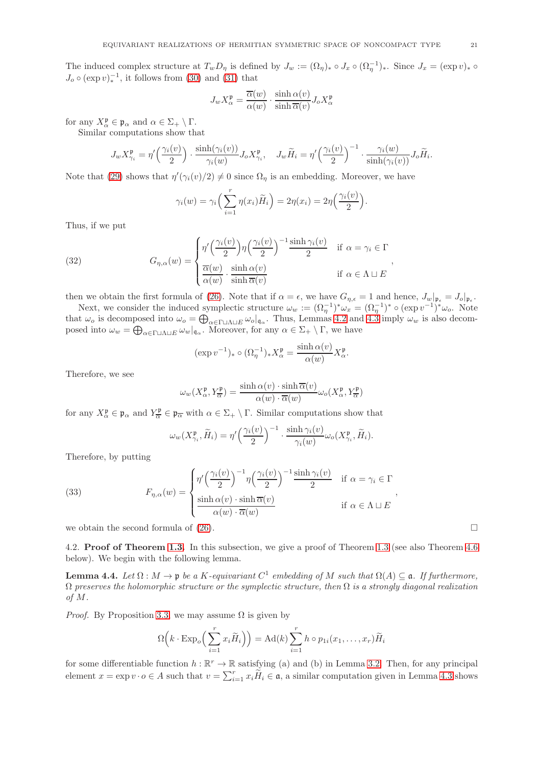The induced complex structure at $T_w D_\eta$ is defined by $J_w := (\Omega_\eta)_* \circ J_x \circ (\Omega_\eta^{-1})_*$. Since $J_x = (\exp v)_* \circ J_o \circ (\exp v)_*^{-1}$, it follows from (30) and (31) that

$$J_w X_\alpha^{\mathfrak{p}} = \frac{\overline{\alpha}(w)}{\alpha(w)} \cdot \frac{\sinh \alpha(v)}{\sinh \overline{\alpha}(v)} J_o X_\alpha^{\mathfrak{p}}$$

for any $X_\alpha^{\mathfrak{p}} \in \mathfrak{p}_\alpha$ and $\alpha \in \Sigma_+ \setminus \Gamma$.

Similar computations show that

$$J_w X_{\gamma_i}^{\mathfrak{p}} = \eta'\Big(\frac{\gamma_i(v)}{2}\Big) \cdot \frac{\sinh(\gamma_i(v))}{\gamma_i(w)} J_o X_{\gamma_i}^{\mathfrak{p}}, \quad J_w \widetilde{H}_i = \eta'\Big(\frac{\gamma_i(v)}{2}\Big)^{-1} \cdot \frac{\gamma_i(w)}{\sinh(\gamma_i(v))} J_o \widetilde{H}_i.$$

Note that (29) shows that $\eta'(\gamma_i(v)/2) \neq 0$ since $\Omega_\eta$ is an embedding. Moreover, we have

$$\gamma_i(w) = \gamma_i\Big(\sum_{i=1}^r \eta(x_i)\widetilde{H}_i\Big) = 2\eta(x_i) = 2\eta\Big(\frac{\gamma_i(v)}{2}\Big).$$

Thus, if we put

$$G_{\eta,\alpha}(w) = \begin{cases} \eta'\Big(\dfrac{\gamma_i(v)}{2}\Big)\eta\Big(\dfrac{\gamma_i(v)}{2}\Big)^{-1} \dfrac{\sinh \gamma_i(v)}{2} & \text{if } \alpha = \gamma_i \in \Gamma \\ \dfrac{\overline{\alpha}(w)}{\alpha(w)} \cdot \dfrac{\sinh \alpha(v)}{\sinh \overline{\alpha}(v)} & \text{if } \alpha \in \Lambda \sqcup E \end{cases}, \tag{32}$$

then we obtain the first formula of (26). Note that if $\alpha = \epsilon$, we have $G_{\eta,\epsilon} = 1$ and hence, $J_w|_{\mathfrak{p}_\epsilon} = J_o|_{\mathfrak{p}_\epsilon}$.

Next, we consider the induced symplectic structure $\omega_w := (\Omega_\eta^{-1})^* \omega_x = (\Omega_\eta^{-1})^* \circ (\exp v^{-1})^* \omega_o$. Note that $\omega_o$ is decomposed into $\omega_o = \bigoplus_{\alpha \in \Gamma \sqcup \Lambda \sqcup E} \omega_o|_{\mathfrak{q}_\alpha}$. Thus, Lemmas 4.2 and 4.3 imply $\omega_w$ is also decomposed into $\omega_w = \bigoplus_{\alpha \in \Gamma \sqcup \Lambda \sqcup E} \omega_w|_{\mathfrak{q}_\alpha}$. Moreover, for any $\alpha \in \Sigma_+ \setminus \Gamma$, we have

$$(\exp v^{-1})_* \circ (\Omega_\eta^{-1})_* X_\alpha^{\mathfrak{p}} = \frac{\sinh \alpha(v)}{\alpha(w)} X_\alpha^{\mathfrak{p}}.$$

Therefore, we see

$$\omega_w(X_\alpha^{\mathfrak{p}}, Y_{\overline{\alpha}}^{\mathfrak{p}}) = \frac{\sinh \alpha(v) \cdot \sinh \overline{\alpha}(v)}{\alpha(w) \cdot \overline{\alpha}(w)} \omega_o(X_\alpha^{\mathfrak{p}}, Y_{\overline{\alpha}}^{\mathfrak{p}})$$

for any $X_\alpha^{\mathfrak{p}} \in \mathfrak{p}_\alpha$ and $Y_{\overline{\alpha}}^{\mathfrak{p}} \in \mathfrak{p}_{\overline{\alpha}}$ with $\alpha \in \Sigma_+ \setminus \Gamma$. Similar computations show that

$$\omega_w(X_{\gamma_i}^{\mathfrak{p}}, \widetilde{H}_i) = \eta'\Big(\frac{\gamma_i(v)}{2}\Big)^{-1} \cdot \frac{\sinh \gamma_i(v)}{\gamma_i(w)} \omega_o(X_{\gamma_i}^{\mathfrak{p}}, \widetilde{H}_i).$$

Therefore, by putting

$$F_{\eta,\alpha}(w) = \begin{cases} \eta'\Big(\dfrac{\gamma_i(v)}{2}\Big)^{-1}\eta\Big(\dfrac{\gamma_i(v)}{2}\Big)^{-1} \dfrac{\sinh \gamma_i(v)}{2} & \text{if } \alpha = \gamma_i \in \Gamma \\ \dfrac{\sinh \alpha(v) \cdot \sinh \overline{\alpha}(v)}{\alpha(w) \cdot \overline{\alpha}(w)} & \text{if } \alpha \in \Lambda \sqcup E \end{cases}, \tag{33}$$

we obtain the second formula of (26). $\square$

**4.2. Proof of Theorem 1.3.** In this subsection, we give a proof of Theorem 1.3 (see also Theorem 4.6 below). We begin with the following lemma.

**Lemma 4.4.** *Let $\Omega : M \to \mathfrak{p}$ be a $K$-equivariant $C^1$ embedding of $M$ such that $\Omega(A) \subseteq \mathfrak{a}$. If furthermore, $\Omega$ preserves the holomorphic structure or the symplectic structure, then $\Omega$ is a strongly diagonal realization of $M$.*

*Proof.* By Proposition 3.3 we may assume $\Omega$ is given by

$$\Omega\Big(k \cdot \mathrm{Exp}_o\Big(\sum_{i=1}^r x_i \widetilde{H}_i\Big)\Big) = \mathrm{Ad}(k) \sum_{i=1}^r h \circ p_{1i}(x_1, \ldots, x_r) \widetilde{H}_i$$

for some differentiable function $h : \mathbb{R}^r \to \mathbb{R}$ satisfying (a) and (b) in Lemma 3.2. Then, for any principal element $x = \exp v \cdot o \in A$ such that $v = \sum_{i=1}^r x_i \widetilde{H}_i \in \mathfrak{a}$, a similar computation given in Lemma 4.3 shows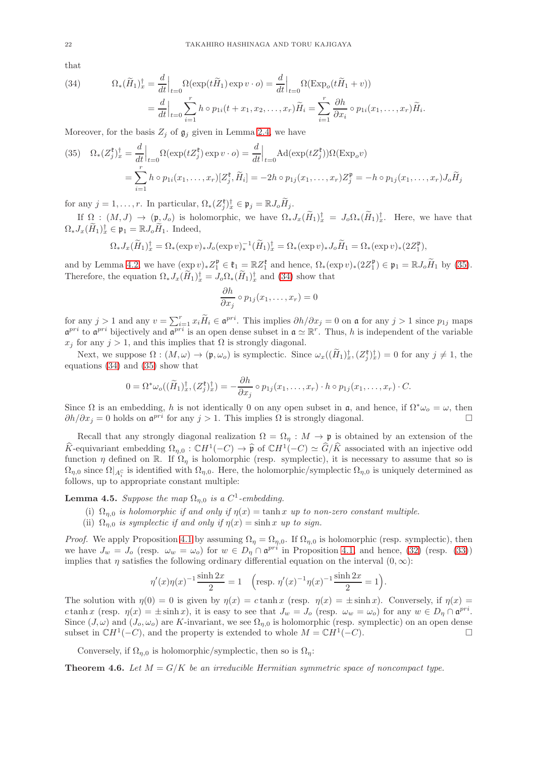that

$$
\begin{aligned}
\Omega_*(\widetilde{H}_1)^\dagger_x &= \frac{d}{dt}\Big|_{t=0} \Omega(\exp(t\widetilde{H}_1)\exp v\cdot o) = \frac{d}{dt}\Big|_{t=0} \Omega(\mathrm{Exp}_o(t\widetilde{H}_1 + v)) \\
&= \frac{d}{dt}\Big|_{t=0} \sum_{i=1}^{r} h\circ p_{1i}(t+x_1, x_2, \ldots, x_r)\widetilde{H}_i = \sum_{i=1}^{r} \frac{\partial h}{\partial x_i}\circ p_{1i}(x_1,\ldots,x_r)\widetilde{H}_i.
\end{aligned} \tag{34}
$$

Moreover, for the basis $Z_j$ of $\mathfrak{g}_j$ given in Lemma 2.4, we have

$$
\begin{aligned}
\Omega_*(Z_j)^\dagger_x &= \frac{d}{dt}\Big|_{t=0} \Omega(\exp(tZ_j^{\mathfrak{k}})\exp v\cdot o) = \frac{d}{dt}\Big|_{t=0} \mathrm{Ad}(\exp(tZ_j^{\mathfrak{k}}))\Omega(\mathrm{Exp}_o v) \\
&= \sum_{i=1}^{r} h\circ p_{1i}(x_1,\ldots,x_r)[Z_j^{\mathfrak{k}}, \widetilde{H}_i] = -2h\circ p_{1j}(x_1,\ldots,x_r)Z_j^{\mathfrak{p}} = -h\circ p_{1j}(x_1,\ldots,x_r)J_o\widetilde{H}_j
\end{aligned} \tag{35}
$$

for any $j = 1,\ldots,r$. In particular, $\Omega_*(Z_j^{\mathfrak{k}})^\dagger_x \in \mathfrak{p}_j = \mathbb{R}J_o\widetilde{H}_j$.

If $\Omega : (M,J) \to (\mathfrak{p}, J_o)$ is holomorphic, we have $\Omega_* J_x(\widetilde{H}_1)^\dagger_x = J_o\Omega_*(\widetilde{H}_1)^\dagger_x$. Here, we have that $\Omega_* J_x(\widetilde{H}_1)^\dagger_x \in \mathfrak{p}_1 = \mathbb{R}J_o\widetilde{H}_1$. Indeed,

$$
\Omega_* J_x(\widetilde{H}_1)^\dagger_x = \Omega_*(\exp v)_* J_o(\exp v)_*^{-1}(\widetilde{H}_1)^\dagger_x = \Omega_*(\exp v)_* J_o\widetilde{H}_1 = \Omega_*(\exp v)_*(2Z_1^{\mathfrak{p}}),
$$

and by Lemma 4.2, we have $(\exp v)_* Z_1^{\mathfrak{p}} \in \mathfrak{k}_1 = \mathbb{R}Z_1^{\mathfrak{k}}$ and hence, $\Omega_*(\exp v)_*(2Z_1^{\mathfrak{p}}) \in \mathfrak{p}_1 = \mathbb{R}J_o\widetilde{H}_1$ by (35). Therefore, the equation $\Omega_* J_x(\widetilde{H}_1)^\dagger_x = J_o\Omega_*(\widetilde{H}_1)^\dagger_x$ and (34) show that

$$
\frac{\partial h}{\partial x_j}\circ p_{1j}(x_1,\ldots,x_r) = 0
$$

for any $j > 1$ and any $v = \sum_{i=1}^r x_i\widetilde{H}_i \in \mathfrak{a}^{pri}$. This implies $\partial h/\partial x_j = 0$ on $\mathfrak{a}$ for any $j > 1$ since $p_{1j}$ maps $\mathfrak{a}^{pri}$ to $\mathfrak{a}^{pri}$ bijectively and $\mathfrak{a}^{pri}$ is an open dense subset in $\mathfrak{a} \simeq \mathbb{R}^r$. Thus, $h$ is independent of the variable $x_j$ for any $j > 1$, and this implies that $\Omega$ is strongly diagonal.

Next, we suppose $\Omega : (M,\omega) \to (\mathfrak{p}, \omega_o)$ is symplectic. Since $\omega_x((\widetilde{H}_1)^\dagger_x, (Z_j^{\mathfrak{k}})^\dagger_x) = 0$ for any $j \neq 1$, the equations (34) and (35) show that

$$
0 = \Omega^*\omega_o((\widetilde{H}_1)^\dagger_x, (Z_j^{\mathfrak{k}})^\dagger_x) = -\frac{\partial h}{\partial x_j}\circ p_{1j}(x_1,\ldots,x_r)\cdot h\circ p_{1j}(x_1,\ldots,x_r)\cdot C.
$$

Since $\Omega$ is an embedding, $h$ is not identically 0 on any open subset in $\mathfrak{a}$, and hence, if $\Omega^*\omega_o = \omega$, then $\partial h/\partial x_j = 0$ holds on $\mathfrak{a}^{pri}$ for any $j > 1$. This implies $\Omega$ is strongly diagonal. □

Recall that any strongly diagonal realization $\Omega = \Omega_\eta : M \to \mathfrak{p}$ is obtained by an extension of the $\widehat{K}$-equivariant embedding $\Omega_{\eta,0} : \mathbb{C}H^1(-C) \to \widehat{\mathfrak{p}}$ of $\mathbb{C}H^1(-C) \simeq \widehat{G}/\widehat{K}$ associated with an injective odd function $\eta$ defined on $\mathbb{R}$. If $\Omega_\eta$ is holomorphic (resp. symplectic), it is necessary to assume that so is $\Omega_{\eta,0}$ since $\Omega|_{A_1^{\mathbb{C}}}$ is identified with $\Omega_{\eta,0}$. Here, the holomorphic/symplectic $\Omega_{\eta,0}$ is uniquely determined as follows, up to appropriate constant multiple:

**Lemma 4.5.** *Suppose the map $\Omega_{\eta,0}$ is a $C^1$-embedding.*

(i) *$\Omega_{\eta,0}$ is holomorphic if and only if $\eta(x) = \tanh x$ up to non-zero constant multiple.*

(ii) *$\Omega_{\eta,0}$ is symplectic if and only if $\eta(x) = \sinh x$ up to sign.*

*Proof.* We apply Proposition 4.1 by assuming $\Omega_\eta = \Omega_{\eta,0}$. If $\Omega_{\eta,0}$ is holomorphic (resp. symplectic), then we have $J_w = J_o$ (resp. $\omega_w = \omega_o$) for $w \in D_\eta \cap \mathfrak{a}^{pri}$ in Proposition 4.1 and hence, (32) (resp. (33)) implies that $\eta$ satisfies the following ordinary differential equation on the interval $(0,\infty)$:

$$
\eta'(x)\eta(x)^{-1}\frac{\sinh 2x}{2} = 1 \quad \Big(\text{resp. } \eta'(x)^{-1}\eta(x)^{-1}\frac{\sinh 2x}{2} = 1\Big).
$$

The solution with $\eta(0) = 0$ is given by $\eta(x) = c\tanh x$ (resp. $\eta(x) = \pm\sinh x$). Conversely, if $\eta(x) = c\tanh x$ (resp. $\eta(x) = \pm\sinh x$), it is easy to see that $J_w = J_o$ (resp. $\omega_w = \omega_o$) for any $w \in D_\eta \cap \mathfrak{a}^{pri}$. Since $(J,\omega)$ and $(J_o,\omega_o)$ are $K$-invariant, we see $\Omega_{\eta,0}$ is holomorphic (resp. symplectic) on an open dense subset in $\mathbb{C}H^1(-C)$, and the property is extended to whole $M = \mathbb{C}H^1(-C)$. □

Conversely, if $\Omega_{\eta,0}$ is holomorphic/symplectic, then so is $\Omega_\eta$:

**Theorem 4.6.** *Let $M = G/K$ be an irreducible Hermitian symmetric space of noncompact type.*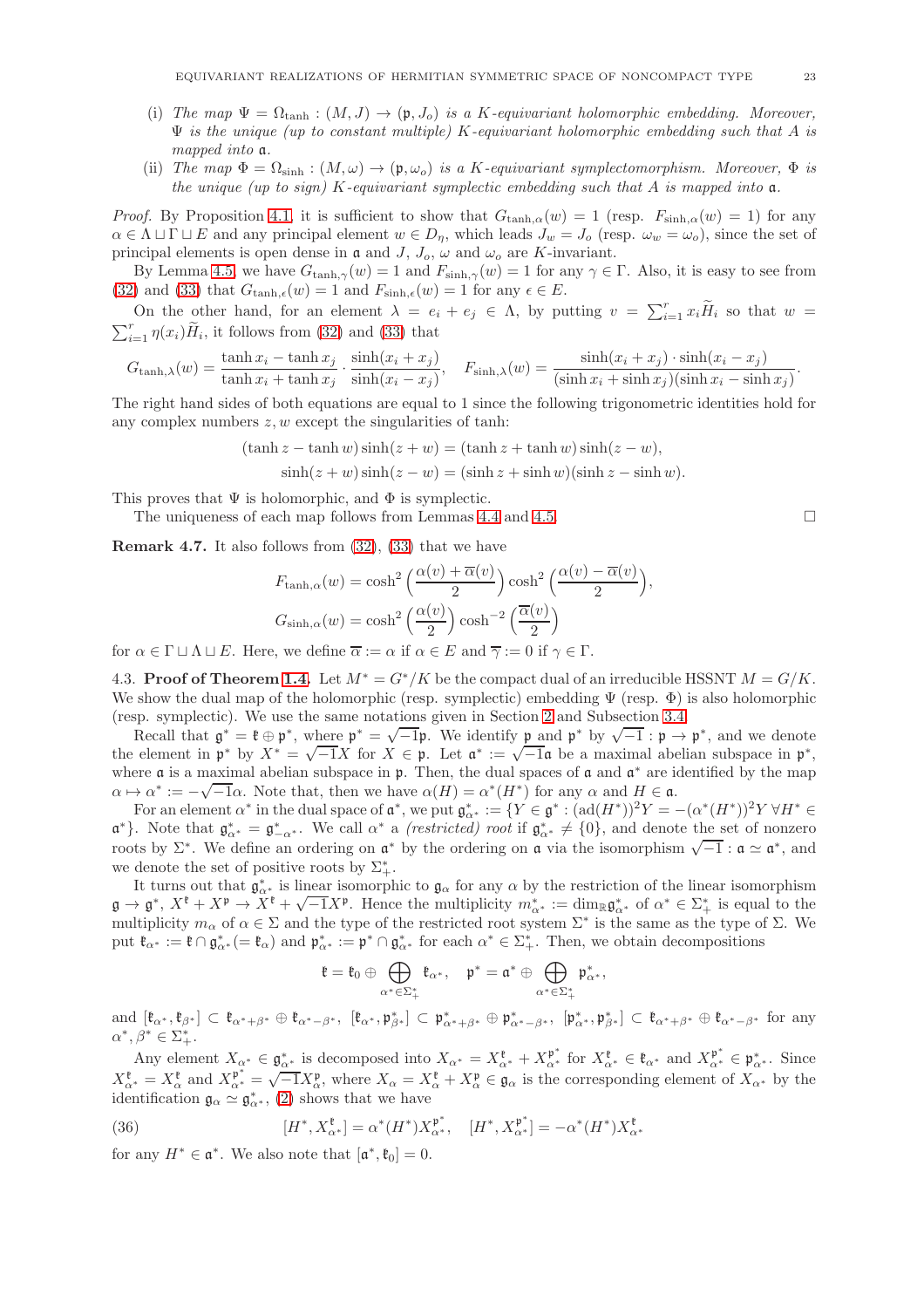(i) *The map* $\Psi = \Omega_{\tanh} : (M, J) \to (\mathfrak{p}, J_o)$ *is a* $K$*-equivariant holomorphic embedding. Moreover,* $\Psi$ *is the unique (up to constant multiple)* $K$*-equivariant holomorphic embedding such that* $A$ *is mapped into* $\mathfrak{a}$.

(ii) *The map* $\Phi = \Omega_{\sinh} : (M, \omega) \to (\mathfrak{p}, \omega_o)$ *is a* $K$*-equivariant symplectomorphism. Moreover,* $\Phi$ *is the unique (up to sign)* $K$*-equivariant symplectic embedding such that* $A$ *is mapped into* $\mathfrak{a}$.

*Proof.* By Proposition 4.1, it is sufficient to show that $G_{\tanh,\alpha}(w) = 1$ (resp. $F_{\sinh,\alpha}(w) = 1$) for any $\alpha \in \Lambda \sqcup \Gamma \sqcup E$ and any principal element $w \in D_\eta$, which leads $J_w = J_o$ (resp. $\omega_w = \omega_o$), since the set of principal elements is open dense in $\mathfrak{a}$ and $J$, $J_o$, $\omega$ and $\omega_o$ are $K$-invariant.

By Lemma 4.5, we have $G_{\tanh,\gamma}(w) = 1$ and $F_{\sinh,\gamma}(w) = 1$ for any $\gamma \in \Gamma$. Also, it is easy to see from (32) and (33) that $G_{\tanh,\epsilon}(w) = 1$ and $F_{\sinh,\epsilon}(w) = 1$ for any $\epsilon \in E$.

On the other hand, for an element $\lambda = e_i + e_j \in \Lambda$, by putting $v = \sum_{i=1}^r x_i \widetilde{H}_i$ so that $w = \sum_{i=1}^r \eta(x_i)\widetilde{H}_i$, it follows from (32) and (33) that

$$G_{\tanh,\lambda}(w) = \frac{\tanh x_i - \tanh x_j}{\tanh x_i + \tanh x_j} \cdot \frac{\sinh(x_i + x_j)}{\sinh(x_i - x_j)}, \quad F_{\sinh,\lambda}(w) = \frac{\sinh(x_i + x_j) \cdot \sinh(x_i - x_j)}{(\sinh x_i + \sinh x_j)(\sinh x_i - \sinh x_j)}.$$

The right hand sides of both equations are equal to 1 since the following trigonometric identities hold for any complex numbers $z, w$ except the singularities of tanh:

$$(\tanh z - \tanh w)\sinh(z + w) = (\tanh z + \tanh w)\sinh(z - w),$$
$$\sinh(z + w)\sinh(z - w) = (\sinh z + \sinh w)(\sinh z - \sinh w).$$

This proves that $\Psi$ is holomorphic, and $\Phi$ is symplectic.

The uniqueness of each map follows from Lemmas 4.4 and 4.5. $\square$

**Remark 4.7.** It also follows from (32), (33) that we have

$$F_{\tanh,\alpha}(w) = \cosh^2\Big(\frac{\alpha(v) + \overline{\alpha}(v)}{2}\Big)\cosh^2\Big(\frac{\alpha(v) - \overline{\alpha}(v)}{2}\Big),$$
$$G_{\sinh,\alpha}(w) = \cosh^2\Big(\frac{\alpha(v)}{2}\Big)\cosh^{-2}\Big(\frac{\overline{\alpha}(v)}{2}\Big)$$

for $\alpha \in \Gamma \sqcup \Lambda \sqcup E$. Here, we define $\overline{\alpha} := \alpha$ if $\alpha \in E$ and $\overline{\gamma} := 0$ if $\gamma \in \Gamma$.

4.3. **Proof of Theorem 1.4.** Let $M^* = G^*/K$ be the compact dual of an irreducible HSSNT $M = G/K$. We show the dual map of the holomorphic (resp. symplectic) embedding $\Psi$ (resp. $\Phi$) is also holomorphic (resp. symplectic). We use the same notations given in Section 2 and Subsection 3.4.

Recall that $\mathfrak{g}^* = \mathfrak{k} \oplus \mathfrak{p}^*$, where $\mathfrak{p}^* = \sqrt{-1}\mathfrak{p}$. We identify $\mathfrak{p}$ and $\mathfrak{p}^*$ by $\sqrt{-1} : \mathfrak{p} \to \mathfrak{p}^*$, and we denote the element in $\mathfrak{p}^*$ by $X^* = \sqrt{-1}X$ for $X \in \mathfrak{p}$. Let $\mathfrak{a}^* := \sqrt{-1}\mathfrak{a}$ be a maximal abelian subspace in $\mathfrak{p}^*$, where $\mathfrak{a}$ is a maximal abelian subspace in $\mathfrak{p}$. Then, the dual spaces of $\mathfrak{a}$ and $\mathfrak{a}^*$ are identified by the map $\alpha \mapsto \alpha^* := -\sqrt{-1}\alpha$. Note that, then we have $\alpha(H) = \alpha^*(H^*)$ for any $\alpha$ and $H \in \mathfrak{a}$.

For an element $\alpha^*$ in the dual space of $\mathfrak{a}^*$, we put $\mathfrak{g}^*_{\alpha^*} := \{Y \in \mathfrak{g}^* : (\mathrm{ad}(H^*))^2 Y = -(\alpha^*(H^*))^2 Y \ \forall H^* \in \mathfrak{a}^*\}$. Note that $\mathfrak{g}^*_{\alpha^*} = \mathfrak{g}^*_{-\alpha^*}$. We call $\alpha^*$ a *(restricted) root* if $\mathfrak{g}^*_{\alpha^*} \neq \{0\}$, and denote the set of nonzero roots by $\Sigma^*$. We define an ordering on $\mathfrak{a}^*$ by the ordering on $\mathfrak{a}$ via the isomorphism $\sqrt{-1} : \mathfrak{a} \simeq \mathfrak{a}^*$, and we denote the set of positive roots by $\Sigma^*_+$.

It turns out that $\mathfrak{g}^*_{\alpha^*}$ is linear isomorphic to $\mathfrak{g}_\alpha$ for any $\alpha$ by the restriction of the linear isomorphism $\mathfrak{g} \to \mathfrak{g}^*$, $X^{\mathfrak{k}} + X^{\mathfrak{p}} \to X^{\mathfrak{k}} + \sqrt{-1}X^{\mathfrak{p}}$. Hence the multiplicity $m^*_{\alpha^*} := \dim_{\mathbb{R}} \mathfrak{g}^*_{\alpha^*}$ of $\alpha^* \in \Sigma^*_+$ is equal to the multiplicity $m_\alpha$ of $\alpha \in \Sigma$ and the type of the restricted root system $\Sigma^*$ is the same as the type of $\Sigma$. We put $\mathfrak{k}_{\alpha^*} := \mathfrak{k} \cap \mathfrak{g}^*_{\alpha^*} (= \mathfrak{k}_\alpha)$ and $\mathfrak{p}^*_{\alpha^*} := \mathfrak{p}^* \cap \mathfrak{g}^*_{\alpha^*}$ for each $\alpha^* \in \Sigma^*_+$. Then, we obtain decompositions

$$\mathfrak{k} = \mathfrak{k}_0 \oplus \bigoplus_{\alpha^* \in \Sigma^*_+} \mathfrak{k}_{\alpha^*}, \quad \mathfrak{p}^* = \mathfrak{a}^* \oplus \bigoplus_{\alpha^* \in \Sigma^*_+} \mathfrak{p}^*_{\alpha^*},$$

and $[\mathfrak{k}_{\alpha^*}, \mathfrak{k}_{\beta^*}] \subset \mathfrak{k}_{\alpha^*+\beta^*} \oplus \mathfrak{k}_{\alpha^*-\beta^*}$, $[\mathfrak{k}_{\alpha^*}, \mathfrak{p}^*_{\beta^*}] \subset \mathfrak{p}^*_{\alpha^*+\beta^*} \oplus \mathfrak{p}^*_{\alpha^*-\beta^*}$, $[\mathfrak{p}^*_{\alpha^*}, \mathfrak{p}^*_{\beta^*}] \subset \mathfrak{k}_{\alpha^*+\beta^*} \oplus \mathfrak{k}_{\alpha^*-\beta^*}$ for any $\alpha^*, \beta^* \in \Sigma^*_+$.

Any element $X_{\alpha^*} \in \mathfrak{g}^*_{\alpha^*}$ is decomposed into $X_{\alpha^*} = X^{\mathfrak{k}}_{\alpha^*} + X^{\mathfrak{p}^*}_{\alpha^*}$ for $X^{\mathfrak{k}}_{\alpha^*} \in \mathfrak{k}_{\alpha^*}$ and $X^{\mathfrak{p}^*}_{\alpha^*} \in \mathfrak{p}^*_{\alpha^*}$. Since $X^{\mathfrak{k}}_{\alpha^*} = X^{\mathfrak{k}}_\alpha$ and $X^{\mathfrak{p}^*}_{\alpha^*} = \sqrt{-1}X^{\mathfrak{p}}_\alpha$, where $X_\alpha = X^{\mathfrak{k}}_\alpha + X^{\mathfrak{p}}_\alpha \in \mathfrak{g}_\alpha$ is the corresponding element of $X_{\alpha^*}$ by the identification $\mathfrak{g}_\alpha \simeq \mathfrak{g}^*_{\alpha^*}$, (2) shows that we have

$$[H^*, X^{\mathfrak{k}}_{\alpha^*}] = \alpha^*(H^*)X^{\mathfrak{p}^*}_{\alpha^*}, \quad [H^*, X^{\mathfrak{p}^*}_{\alpha^*}] = -\alpha^*(H^*)X^{\mathfrak{k}}_{\alpha^*} \tag{36}$$

for any $H^* \in \mathfrak{a}^*$. We also note that $[\mathfrak{a}^*, \mathfrak{k}_0] = 0$.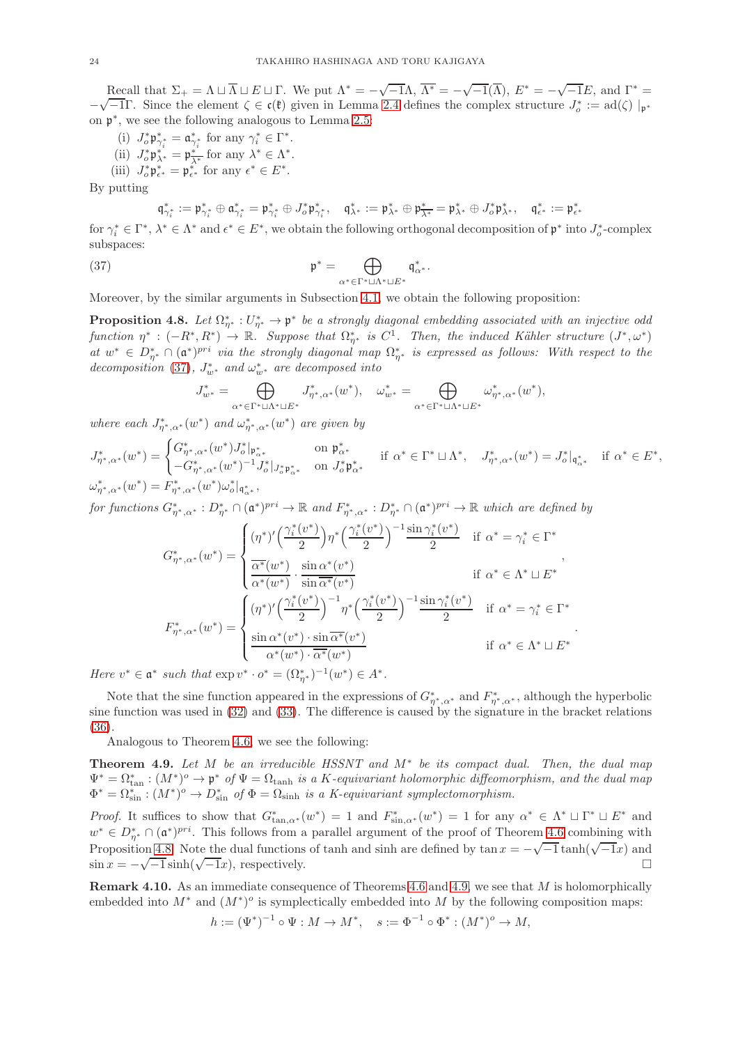Recall that $\Sigma_+ = \Lambda \sqcup \overline{\Lambda} \sqcup E \sqcup \Gamma$. We put $\Lambda^* = -\sqrt{-1}\Lambda$, $\overline{\Lambda^*} = -\sqrt{-1}(\overline{\Lambda})$, $E^* = -\sqrt{-1}E$, and $\Gamma^* = -\sqrt{-1}\Gamma$. Since the element $\zeta \in \mathfrak{c}(\mathfrak{k})$ given in Lemma 2.4 defines the complex structure $J_o^* := \mathrm{ad}(\zeta)\mid_{\mathfrak{p}^*}$ on $\mathfrak{p}^*$, we see the following analogous to Lemma 2.5:

(i) $J_o^* \mathfrak{p}^*_{\gamma_i^*} = \mathfrak{a}^*_{\gamma_i^*}$ for any $\gamma_i^* \in \Gamma^*$.
(ii) $J_o^* \mathfrak{p}^*_{\lambda^*} = \mathfrak{p}^*_{\overline{\lambda^*}}$ for any $\lambda^* \in \Lambda^*$.
(iii) $J_o^* \mathfrak{p}^*_{\epsilon^*} = \mathfrak{p}^*_{\epsilon^*}$ for any $\epsilon^* \in E^*$.

By putting

$$\mathfrak{q}^*_{\gamma_i^*} := \mathfrak{p}^*_{\gamma_i^*} \oplus \mathfrak{a}^*_{\gamma_i^*} = \mathfrak{p}^*_{\gamma_i^*} \oplus J_o^* \mathfrak{p}^*_{\gamma_i^*}, \quad \mathfrak{q}^*_{\lambda^*} := \mathfrak{p}^*_{\lambda^*} \oplus \mathfrak{p}^*_{\overline{\lambda^*}} = \mathfrak{p}^*_{\lambda^*} \oplus J_o^* \mathfrak{p}^*_{\lambda^*}, \quad \mathfrak{q}^*_{\epsilon^*} := \mathfrak{p}^*_{\epsilon^*}$$

for $\gamma_i^* \in \Gamma^*$, $\lambda^* \in \Lambda^*$ and $\epsilon^* \in E^*$, we obtain the following orthogonal decomposition of $\mathfrak{p}^*$ into $J_o^*$-complex subspaces:

$$\mathfrak{p}^* = \bigoplus_{\alpha^* \in \Gamma^* \sqcup \Lambda^* \sqcup E^*} \mathfrak{q}^*_{\alpha^*}. \tag{37}$$

Moreover, by the similar arguments in Subsection 4.1, we obtain the following proposition:

**Proposition 4.8.** *Let $\Omega^*_{\eta^*} : U^*_{\eta^*} \to \mathfrak{p}^*$ be a strongly diagonal embedding associated with an injective odd function $\eta^* : (-R^*, R^*) \to \mathbb{R}$. Suppose that $\Omega^*_{\eta^*}$ is $C^1$. Then, the induced Kähler structure $(J^*, \omega^*)$ at $w^* \in D^*_{\eta^*} \cap (\mathfrak{a}^*)^{pri}$ via the strongly diagonal map $\Omega^*_{\eta^*}$ is expressed as follows: With respect to the decomposition* (37)*, $J^*_{w^*}$ and $\omega^*_{w^*}$ are decomposed into*

$$J^*_{w^*} = \bigoplus_{\alpha^* \in \Gamma^* \sqcup \Lambda^* \sqcup E^*} J^*_{\eta^*, \alpha^*}(w^*), \quad \omega^*_{w^*} = \bigoplus_{\alpha^* \in \Gamma^* \sqcup \Lambda^* \sqcup E^*} \omega^*_{\eta^*, \alpha^*}(w^*),$$

*where each $J^*_{\eta^*,\alpha^*}(w^*)$ and $\omega^*_{\eta^*,\alpha^*}(w^*)$ are given by*

$$J^*_{\eta^*,\alpha^*}(w^*) = \begin{cases} G^*_{\eta^*,\alpha^*}(w^*) J_o^*|_{\mathfrak{p}^*_{\alpha^*}} & \text{on } \mathfrak{p}^*_{\alpha^*} \\ -G^*_{\eta^*,\alpha^*}(w^*)^{-1} J_o^*|_{J_o^*\mathfrak{p}^*_{\alpha^*}} & \text{on } J_o^* \mathfrak{p}^*_{\alpha^*} \end{cases} \text{ if } \alpha^* \in \Gamma^* \sqcup \Lambda^*, \quad J^*_{\eta^*,\alpha^*}(w^*) = J_o^*|_{\mathfrak{q}^*_{\alpha^*}} \text{ if } \alpha^* \in E^*,$$

$$\omega^*_{\eta^*,\alpha^*}(w^*) = F^*_{\eta^*,\alpha^*}(w^*) \omega_o^*|_{\mathfrak{q}^*_{\alpha^*}},$$

*for functions $G^*_{\eta^*,\alpha^*} : D^*_{\eta^*} \cap (\mathfrak{a}^*)^{pri} \to \mathbb{R}$ and $F^*_{\eta^*,\alpha^*} : D^*_{\eta^*} \cap (\mathfrak{a}^*)^{pri} \to \mathbb{R}$ which are defined by*

$$G^*_{\eta^*,\alpha^*}(w^*) = \begin{cases} (\eta^*)'\Big(\dfrac{\gamma_i^*(v^*)}{2}\Big) \eta^*\Big(\dfrac{\gamma_i^*(v^*)}{2}\Big)^{-1} \dfrac{\sin \gamma_i^*(v^*)}{2} & \text{if } \alpha^* = \gamma_i^* \in \Gamma^* \\ \dfrac{\overline{\alpha^*}(w^*)}{\alpha^*(w^*)} \cdot \dfrac{\sin \alpha^*(v^*)}{\sin \overline{\alpha^*}(v^*)} & \text{if } \alpha^* \in \Lambda^* \sqcup E^* \end{cases},$$

$$F^*_{\eta^*,\alpha^*}(w^*) = \begin{cases} (\eta^*)'\Big(\dfrac{\gamma_i^*(v^*)}{2}\Big)^{-1} \eta^*\Big(\dfrac{\gamma_i^*(v^*)}{2}\Big)^{-1} \dfrac{\sin \gamma_i^*(v^*)}{2} & \text{if } \alpha^* = \gamma_i^* \in \Gamma^* \\ \dfrac{\sin \alpha^*(v^*) \cdot \sin \overline{\alpha^*}(v^*)}{\alpha^*(w^*) \cdot \overline{\alpha^*}(w^*)} & \text{if } \alpha^* \in \Lambda^* \sqcup E^* \end{cases}.$$

*Here $v^* \in \mathfrak{a}^*$ such that $\exp v^* \cdot o^* = (\Omega^*_{\eta^*})^{-1}(w^*) \in A^*$.*

Note that the sine function appeared in the expressions of $G^*_{\eta^*,\alpha^*}$ and $F^*_{\eta^*,\alpha^*}$, although the hyperbolic sine function was used in (32) and (33). The difference is caused by the signature in the bracket relations (36).

Analogous to Theorem 4.6, we see the following:

**Theorem 4.9.** *Let $M$ be an irreducible HSSNT and $M^*$ be its compact dual. Then, the dual map $\Psi^* = \Omega^*_{\tan} : (M^*)^o \to \mathfrak{p}^*$ of $\Psi = \Omega_{\tanh}$ is a $K$-equivariant holomorphic diffeomorphism, and the dual map $\Phi^* = \Omega^*_{\sin} : (M^*)^o \to D^*_{\sin}$ of $\Phi = \Omega_{\sinh}$ is a $K$-equivariant symplectomorphism.*

*Proof.* It suffices to show that $G^*_{\tan,\alpha^*}(w^*) = 1$ and $F^*_{\sin,\alpha^*}(w^*) = 1$ for any $\alpha^* \in \Lambda^* \sqcup \Gamma^* \sqcup E^*$ and $w^* \in D^*_{\eta^*} \cap (\mathfrak{a}^*)^{pri}$. This follows from a parallel argument of the proof of Theorem 4.6 combining with Proposition 4.8. Note the dual functions of tanh and sinh are defined by $\tan x = -\sqrt{-1}\tanh(\sqrt{-1}x)$ and $\sin x = -\sqrt{-1}\sinh(\sqrt{-1}x)$, respectively. □

**Remark 4.10.** As an immediate consequence of Theorems 4.6 and 4.9, we see that $M$ is holomorphically embedded into $M^*$ and $(M^*)^o$ is symplectically embedded into $M$ by the following composition maps:

$$h := (\Psi^*)^{-1} \circ \Psi : M \to M^*, \quad s := \Phi^{-1} \circ \Phi^* : (M^*)^o \to M,$$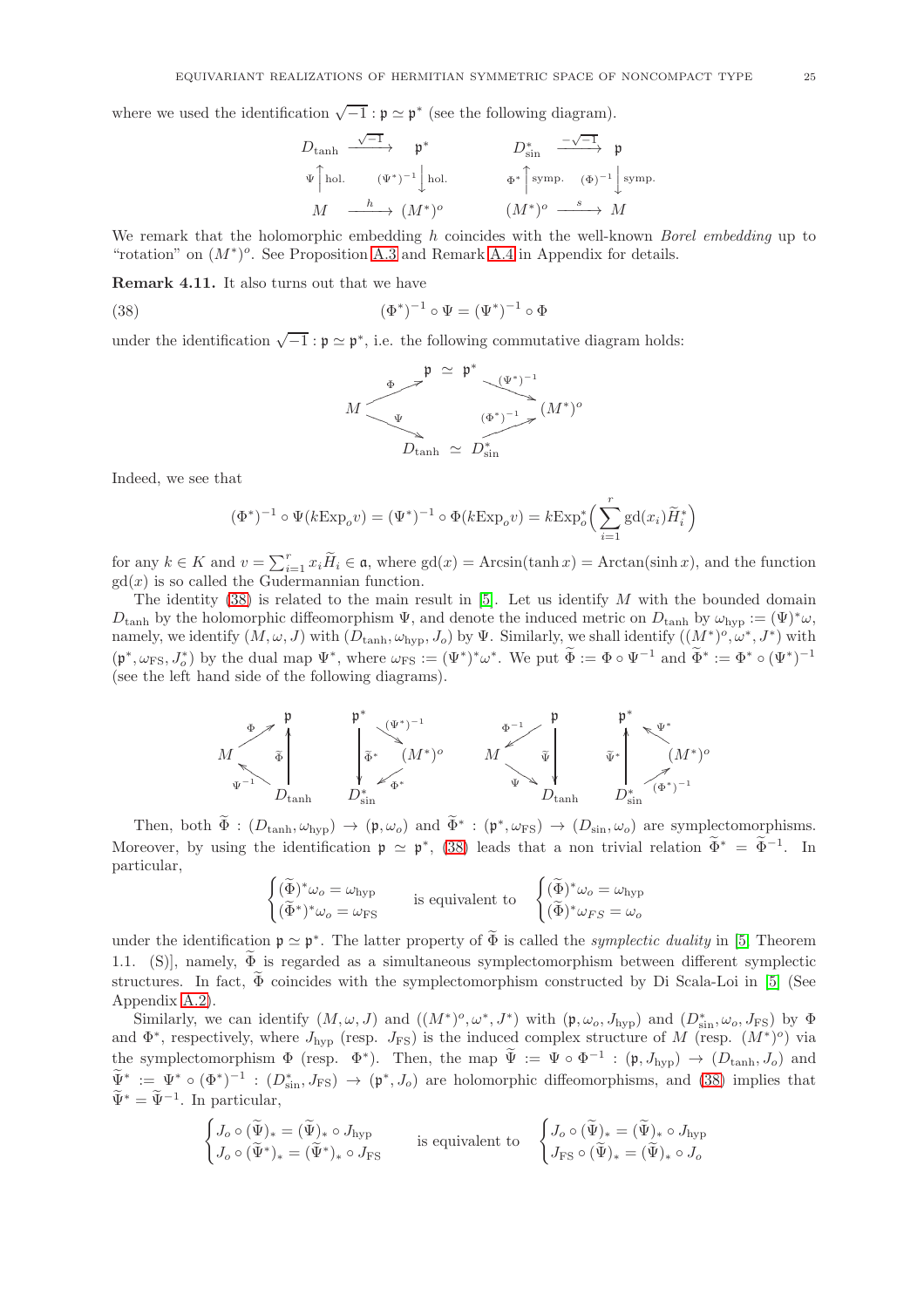where we used the identification $\sqrt{-1} : \mathfrak{p} \simeq \mathfrak{p}^*$ (see the following diagram).

$$
\begin{array}{ccc}
D_{\tanh} & \xrightarrow{\sqrt{-1}} & \mathfrak{p}^* \\
{\scriptstyle \Psi}\uparrow{\scriptstyle \text{hol.}} & & {\scriptstyle (\Psi^*)^{-1}}\downarrow{\scriptstyle \text{hol.}} \\
M & \xrightarrow{h} & (M^*)^o
\end{array}
\qquad\qquad
\begin{array}{ccc}
D^*_{\sin} & \xrightarrow{-\sqrt{-1}} & \mathfrak{p} \\
{\scriptstyle \Phi^*}\uparrow{\scriptstyle \text{symp.}} & & {\scriptstyle (\Phi)^{-1}}\downarrow{\scriptstyle \text{symp.}} \\
(M^*)^o & \xrightarrow{s} & M
\end{array}
$$

We remark that the holomorphic embedding $h$ coincides with the well-known *Borel embedding* up to "rotation" on $(M^*)^o$. See Proposition A.3 and Remark A.4 in Appendix for details.

**Remark 4.11.** It also turns out that we have

$$
(\Phi^*)^{-1} \circ \Psi = (\Psi^*)^{-1} \circ \Phi \tag{38}
$$

under the identification $\sqrt{-1} : \mathfrak{p} \simeq \mathfrak{p}^*$, i.e. the following commutative diagram holds:

$$
\begin{array}{ccccc}
 & & \mathfrak{p} \simeq \mathfrak{p}^* & & \\
 & {\scriptstyle \Phi}\nearrow & & \searrow{\scriptstyle (\Psi^*)^{-1}} & \\
M & & & & (M^*)^o \\
 & {\scriptstyle \Psi}\searrow & & \nearrow{\scriptstyle (\Phi^*)^{-1}} & \\
 & & D_{\tanh} \simeq D^*_{\sin} & &
\end{array}
$$

Indeed, we see that

$$
(\Phi^*)^{-1} \circ \Psi(k\mathrm{Exp}_o v) = (\Psi^*)^{-1} \circ \Phi(k\mathrm{Exp}_o v) = k\mathrm{Exp}^*_o\Big(\sum_{i=1}^r \mathrm{gd}(x_i)\widetilde{H}^*_i\Big)
$$

for any $k \in K$ and $v = \sum_{i=1}^r x_i \widetilde{H}_i \in \mathfrak{a}$, where $\mathrm{gd}(x) = \mathrm{Arcsin}(\tanh x) = \mathrm{Arctan}(\sinh x)$, and the function $\mathrm{gd}(x)$ is so called the Gudermannian function.

The identity (38) is related to the main result in [5]. Let us identify $M$ with the bounded domain $D_{\tanh}$ by the holomorphic diffeomorphism $\Psi$, and denote the induced metric on $D_{\tanh}$ by $\omega_{\mathrm{hyp}} := (\Psi)^*\omega$, namely, we identify $(M, \omega, J)$ with $(D_{\tanh}, \omega_{\mathrm{hyp}}, J_o)$ by $\Psi$. Similarly, we shall identify $((M^*)^o, \omega^*, J^*)$ with $(\mathfrak{p}^*, \omega_{\mathrm{FS}}, J^*_o)$ by the dual map $\Psi^*$, where $\omega_{\mathrm{FS}} := (\Psi^*)^*\omega^*$. We put $\widetilde{\Phi} := \Phi \circ \Psi^{-1}$ and $\widetilde{\Phi}^* := \Phi^* \circ (\Psi^*)^{-1}$ (see the left hand side of the following diagrams).

$$
\begin{array}{ccc}
 & {\scriptstyle \Phi}\nearrow & \mathfrak{p} \\
M & & \uparrow{\scriptstyle \widetilde{\Phi}} \\
 & {\scriptstyle \Psi^{-1}}\nwarrow & D_{\tanh}
\end{array}
\quad
\begin{array}{ccc}
\mathfrak{p}^* & \searrow{\scriptstyle (\Psi^*)^{-1}} & \\
\downarrow{\scriptstyle \widetilde{\Phi}^*} & & (M^*)^o \\
D^*_{\sin} & \swarrow{\scriptstyle \Phi^*} &
\end{array}
\quad
\begin{array}{ccc}
 & {\scriptstyle \Phi^{-1}}\swarrow & \mathfrak{p} \\
M & & \downarrow{\scriptstyle \widetilde{\Psi}} \\
 & {\scriptstyle \Psi}\searrow & D_{\tanh}
\end{array}
\quad
\begin{array}{ccc}
\mathfrak{p}^* & \nwarrow{\scriptstyle \Psi^*} & \\
\uparrow{\scriptstyle \widetilde{\Psi}^*} & & (M^*)^o \\
D^*_{\sin} & \nearrow{\scriptstyle (\Phi^*)^{-1}} &
\end{array}
$$

Then, both $\widetilde{\Phi} : (D_{\tanh}, \omega_{\mathrm{hyp}}) \to (\mathfrak{p}, \omega_o)$ and $\widetilde{\Phi}^* : (\mathfrak{p}^*, \omega_{\mathrm{FS}}) \to (D_{\sin}, \omega_o)$ are symplectomorphisms. Moreover, by using the identification $\mathfrak{p} \simeq \mathfrak{p}^*$, (38) leads that a non trivial relation $\widetilde{\Phi}^* = \widetilde{\Phi}^{-1}$. In particular,

$$
\begin{cases}
(\widetilde{\Phi})^*\omega_o = \omega_{\mathrm{hyp}} \\
(\widetilde{\Phi}^*)^*\omega_o = \omega_{\mathrm{FS}}
\end{cases}
\quad \text{is equivalent to} \quad
\begin{cases}
(\widetilde{\Phi})^*\omega_o = \omega_{\mathrm{hyp}} \\
(\widetilde{\Phi})^*\omega_{FS} = \omega_o
\end{cases}
$$

under the identification $\mathfrak{p} \simeq \mathfrak{p}^*$. The latter property of $\widetilde{\Phi}$ is called the *symplectic duality* in [5, Theorem 1.1. (S)], namely, $\widetilde{\Phi}$ is regarded as a simultaneous symplectomorphism between different symplectic structures. In fact, $\widetilde{\Phi}$ coincides with the symplectomorphism constructed by Di Scala-Loi in [5] (See Appendix A.2).

Similarly, we can identify $(M, \omega, J)$ and $((M^*)^o, \omega^*, J^*)$ with $(\mathfrak{p}, \omega_o, J_{\mathrm{hyp}})$ and $(D^*_{\sin}, \omega_o, J_{\mathrm{FS}})$ by $\Phi$ and $\Phi^*$, respectively, where $J_{\mathrm{hyp}}$ (resp. $J_{\mathrm{FS}}$) is the induced complex structure of $M$ (resp. $(M^*)^o$) via the symplectomorphism $\Phi$ (resp. $\Phi^*$). Then, the map $\widetilde{\Psi} := \Psi \circ \Phi^{-1} : (\mathfrak{p}, J_{\mathrm{hyp}}) \to (D_{\tanh}, J_o)$ and $\widetilde{\Psi}^* := \Psi^* \circ (\Phi^*)^{-1} : (D^*_{\sin}, J_{\mathrm{FS}}) \to (\mathfrak{p}^*, J_o)$ are holomorphic diffeomorphisms, and (38) implies that $\widetilde{\Psi}^* = \widetilde{\Psi}^{-1}$. In particular,

$$
\begin{cases}
J_o \circ (\widetilde{\Psi})_* = (\widetilde{\Psi})_* \circ J_{\mathrm{hyp}} \\
J_o \circ (\widetilde{\Psi}^*)_* = (\widetilde{\Psi}^*)_* \circ J_{\mathrm{FS}}
\end{cases}
\quad \text{is equivalent to} \quad
\begin{cases}
J_o \circ (\widetilde{\Psi})_* = (\widetilde{\Psi})_* \circ J_{\mathrm{hyp}} \\
J_{\mathrm{FS}} \circ (\widetilde{\Psi})_* = (\widetilde{\Psi})_* \circ J_o
\end{cases}
$$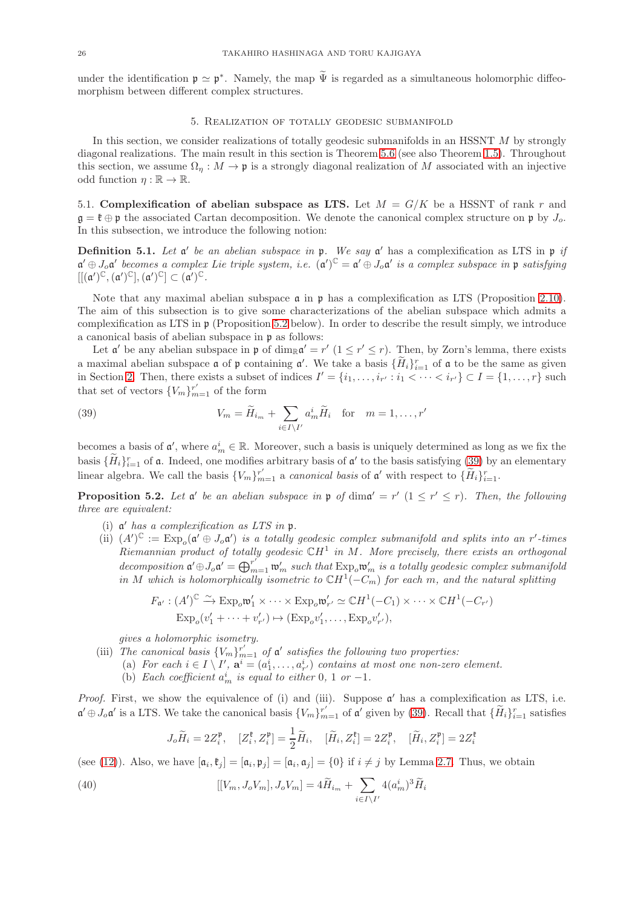under the identification $\mathfrak{p} \simeq \mathfrak{p}^*$. Namely, the map $\widetilde{\Psi}$ is regarded as a simultaneous holomorphic diffeomorphism between different complex structures.

## 5. Realization of totally geodesic submanifold

In this section, we consider realizations of totally geodesic submanifolds in an HSSNT $M$ by strongly diagonal realizations. The main result in this section is Theorem 5.6 (see also Theorem 1.5). Throughout this section, we assume $\Omega_\eta : M \to \mathfrak{p}$ is a strongly diagonal realization of $M$ associated with an injective odd function $\eta : \mathbb{R} \to \mathbb{R}$.

### 5.1. Complexification of abelian subspace as LTS.

Let $M = G/K$ be a HSSNT of rank $r$ and $\mathfrak{g} = \mathfrak{k} \oplus \mathfrak{p}$ the associated Cartan decomposition. We denote the canonical complex structure on $\mathfrak{p}$ by $J_o$. In this subsection, we introduce the following notion:

**Definition 5.1.** *Let $\mathfrak{a}'$ be an abelian subspace in $\mathfrak{p}$. We say $\mathfrak{a}'$ has a complexification as LTS in $\mathfrak{p}$ if $\mathfrak{a}' \oplus J_o\mathfrak{a}'$ becomes a complex Lie triple system, i.e. $(\mathfrak{a}')^{\mathbb{C}} = \mathfrak{a}' \oplus J_o\mathfrak{a}'$ is a complex subspace in $\mathfrak{p}$ satisfying $[[(\mathfrak{a}')^{\mathbb{C}}, (\mathfrak{a}')^{\mathbb{C}}], (\mathfrak{a}')^{\mathbb{C}}] \subset (\mathfrak{a}')^{\mathbb{C}}$.*

Note that any maximal abelian subspace $\mathfrak{a}$ in $\mathfrak{p}$ has a complexification as LTS (Proposition 2.10). The aim of this subsection is to give some characterizations of the abelian subspace which admits a complexification as LTS in $\mathfrak{p}$ (Proposition 5.2 below). In order to describe the result simply, we introduce a canonical basis of abelian subspace in $\mathfrak{p}$ as follows:

Let $\mathfrak{a}'$ be any abelian subspace in $\mathfrak{p}$ of $\dim_{\mathbb{R}}\mathfrak{a}' = r'$ $(1 \leq r' \leq r)$. Then, by Zorn's lemma, there exists a maximal abelian subspace $\mathfrak{a}$ of $\mathfrak{p}$ containing $\mathfrak{a}'$. We take a basis $\{\widetilde{H}_i\}_{i=1}^r$ of $\mathfrak{a}$ to be the same as given in Section 2. Then, there exists a subset of indices $I' = \{i_1, \dots, i_{r'} : i_1 < \dots < i_{r'}\} \subset I = \{1, \dots, r\}$ such that set of vectors $\{V_m\}_{m=1}^{r'}$ of the form

$$V_m = \widetilde{H}_{i_m} + \sum_{i \in I \setminus I'} a_m^i \widetilde{H}_i \quad \text{for} \quad m = 1, \dots, r' \tag{39}$$

becomes a basis of $\mathfrak{a}'$, where $a_m^i \in \mathbb{R}$. Moreover, such a basis is uniquely determined as long as we fix the basis $\{\widetilde{H}_i\}_{i=1}^r$ of $\mathfrak{a}$. Indeed, one modifies arbitrary basis of $\mathfrak{a}'$ to the basis satisfying (39) by an elementary linear algebra. We call the basis $\{V_m\}_{m=1}^{r'}$ a *canonical basis* of $\mathfrak{a}'$ with respect to $\{\widetilde{H}_i\}_{i=1}^r$.

**Proposition 5.2.** *Let $\mathfrak{a}'$ be an abelian subspace in $\mathfrak{p}$ of $\dim\mathfrak{a}' = r'$ $(1 \leq r' \leq r)$. Then, the following three are equivalent:*

- (i) *$\mathfrak{a}'$ has a complexification as LTS in $\mathfrak{p}$.*
- (ii) *$(A')^{\mathbb{C}} := \mathrm{Exp}_o(\mathfrak{a}' \oplus J_o\mathfrak{a}')$ is a totally geodesic complex submanifold and splits into an $r'$-times Riemannian product of totally geodesic $\mathbb{C}H^1$ in $M$. More precisely, there exists an orthogonal decomposition $\mathfrak{a}' \oplus J_o\mathfrak{a}' = \bigoplus_{m=1}^{r'} \mathfrak{w}'_m$ such that $\mathrm{Exp}_o\mathfrak{w}'_m$ is a totally geodesic complex submanifold in $M$ which is holomorphically isometric to $\mathbb{C}H^1(-C_m)$ for each $m$, and the natural splitting*
$$F_{\mathfrak{a}'} : (A')^{\mathbb{C}} \xrightarrow{\sim} \mathrm{Exp}_o\mathfrak{w}'_1 \times \dots \times \mathrm{Exp}_o\mathfrak{w}'_{r'} \simeq \mathbb{C}H^1(-C_1) \times \dots \times \mathbb{C}H^1(-C_{r'})$$
$$\mathrm{Exp}_o(v'_1 + \dots + v'_{r'}) \mapsto (\mathrm{Exp}_o v'_1, \dots, \mathrm{Exp}_o v'_{r'}),$$
*gives a holomorphic isometry.*
- (iii) *The canonical basis $\{V_m\}_{m=1}^{r'}$ of $\mathfrak{a}'$ satisfies the following two properties:*
  - (a) *For each $i \in I \setminus I'$, $\mathbf{a}^i = (a_1^i, \dots, a_{r'}^i)$ contains at most one non-zero element.*
  - (b) *Each coefficient $a_m^i$ is equal to either $0$, $1$ or $-1$.*

*Proof.* First, we show the equivalence of (i) and (iii). Suppose $\mathfrak{a}'$ has a complexification as LTS, i.e. $\mathfrak{a}' \oplus J_o\mathfrak{a}'$ is a LTS. We take the canonical basis $\{V_m\}_{m=1}^{r'}$ of $\mathfrak{a}'$ given by (39). Recall that $\{\widetilde{H}_i\}_{i=1}^r$ satisfies

$$J_o\widetilde{H}_i = 2Z_i^{\mathfrak{p}}, \quad [Z_i^{\mathfrak{k}}, Z_i^{\mathfrak{p}}] = \frac{1}{2}\widetilde{H}_i, \quad [\widetilde{H}_i, Z_i^{\mathfrak{k}}] = 2Z_i^{\mathfrak{p}}, \quad [\widetilde{H}_i, Z_i^{\mathfrak{p}}] = 2Z_i^{\mathfrak{k}}$$

(see (12)). Also, we have $[\mathfrak{a}_i, \mathfrak{k}_j] = [\mathfrak{a}_i, \mathfrak{p}_j] = [\mathfrak{a}_i, \mathfrak{a}_j] = \{0\}$ if $i \neq j$ by Lemma 2.7. Thus, we obtain

$$[[V_m, J_oV_m], J_oV_m] = 4\widetilde{H}_{i_m} + \sum_{i \in I \setminus I'} 4(a_m^i)^3 \widetilde{H}_i \tag{40}$$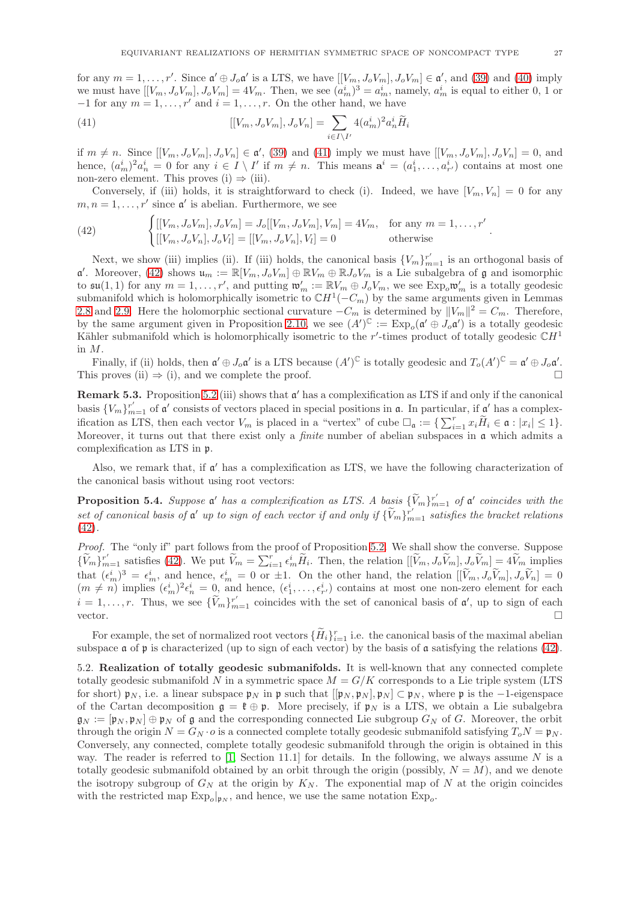for any $m = 1, \ldots, r'$. Since $\mathfrak{a}' \oplus J_o\mathfrak{a}'$ is a LTS, we have $[[V_m, J_oV_m], J_oV_m] \in \mathfrak{a}'$, and (39) and (40) imply we must have $[[V_m, J_oV_m], J_oV_m] = 4V_m$. Then, we see $(a_m^i)^3 = a_m^i$, namely, $a_m^i$ is equal to either 0, 1 or $-1$ for any $m = 1, \ldots, r'$ and $i = 1, \ldots, r$. On the other hand, we have

$$
[[V_m, J_oV_m], J_oV_n] = \sum_{i \in I \setminus I'} 4(a_m^i)^2 a_n^i \widetilde{H}_i \tag{41}
$$

if $m \neq n$. Since $[[V_m, J_oV_m], J_oV_n] \in \mathfrak{a}'$, (39) and (41) imply we must have $[[V_m, J_oV_m], J_oV_n] = 0$, and hence, $(a_m^i)^2 a_n^i = 0$ for any $i \in I \setminus I'$ if $m \neq n$. This means $\mathfrak{a}^i = (a_1^i, \ldots, a_{r'}^i)$ contains at most one non-zero element. This proves (i) $\Rightarrow$ (iii).

Conversely, if (iii) holds, it is straightforward to check (i). Indeed, we have $[V_m, V_n] = 0$ for any $m, n = 1, \ldots, r'$ since $\mathfrak{a}'$ is abelian. Furthermore, we see

$$
\begin{cases} [[V_m, J_oV_m], J_oV_m] = J_o[[V_m, J_oV_m], V_m] = 4V_m, & \text{for any } m = 1, \ldots, r' \\ [[V_m, J_oV_n], J_oV_l] = [[V_m, J_oV_n], V_l] = 0 & \text{otherwise} \end{cases}. \tag{42}
$$

Next, we show (iii) implies (ii). If (iii) holds, the canonical basis $\{V_m\}_{m=1}^{r'}$ is an orthogonal basis of $\mathfrak{a}'$. Moreover, (42) shows $\mathfrak{u}_m := \mathbb{R}[V_m, J_oV_m] \oplus \mathbb{R}V_m \oplus \mathbb{R}J_oV_m$ is a Lie subalgebra of $\mathfrak{g}$ and isomorphic to $\mathfrak{su}(1,1)$ for any $m = 1, \ldots, r'$, and putting $\mathfrak{w}'_m := \mathbb{R}V_m \oplus J_oV_m$, we see $\mathrm{Exp}_o\mathfrak{w}'_m$ is a totally geodesic submanifold which is holomorphically isometric to $\mathbb{C}H^1(-C_m)$ by the same arguments given in Lemmas 2.8 and 2.9. Here the holomorphic sectional curvature $-C_m$ is determined by $\|V_m\|^2 = C_m$. Therefore, by the same argument given in Proposition 2.10, we see $(A')^{\mathbb{C}} := \mathrm{Exp}_o(\mathfrak{a}' \oplus J_o\mathfrak{a}')$ is a totally geodesic Kähler submanifold which is holomorphically isometric to the $r'$-times product of totally geodesic $\mathbb{C}H^1$ in $M$.

Finally, if (ii) holds, then $\mathfrak{a}' \oplus J_o\mathfrak{a}'$ is a LTS because $(A')^{\mathbb{C}}$ is totally geodesic and $T_o(A')^{\mathbb{C}} = \mathfrak{a}' \oplus J_o\mathfrak{a}'$. This proves (ii) $\Rightarrow$ (i), and we complete the proof. □

**Remark 5.3.** Proposition 5.2 (iii) shows that $\mathfrak{a}'$ has a complexification as LTS if and only if the canonical basis $\{V_m\}_{m=1}^{r'}$ of $\mathfrak{a}'$ consists of vectors placed in special positions in $\mathfrak{a}$. In particular, if $\mathfrak{a}'$ has a complexification as LTS, then each vector $V_m$ is placed in a "vertex" of cube $\square_{\mathfrak{a}} := \{\sum_{i=1}^r x_i\widetilde{H}_i \in \mathfrak{a} : |x_i| \leq 1\}$. Moreover, it turns out that there exist only a *finite* number of abelian subspaces in $\mathfrak{a}$ which admits a complexification as LTS in $\mathfrak{p}$.

Also, we remark that, if $\mathfrak{a}'$ has a complexification as LTS, we have the following characterization of the canonical basis without using root vectors:

**Proposition 5.4.** *Suppose $\mathfrak{a}'$ has a complexification as LTS. A basis $\{\widetilde{V}_m\}_{m=1}^{r'}$ of $\mathfrak{a}'$ coincides with the set of canonical basis of $\mathfrak{a}'$ up to sign of each vector if and only if $\{\widetilde{V}_m\}_{m=1}^{r'}$ satisfies the bracket relations* (42).

*Proof.* The "only if" part follows from the proof of Proposition 5.2. We shall show the converse. Suppose $\{\widetilde{V}_m\}_{m=1}^{r'}$ satisfies (42). We put $\widetilde{V}_m = \sum_{i=1}^r \epsilon_m^i \widetilde{H}_i$. Then, the relation $[[\widetilde{V}_m, J_o\widetilde{V}_m], J_o\widetilde{V}_m] = 4\widetilde{V}_m$ implies that $(\epsilon_m^i)^3 = \epsilon_m^i$, and hence, $\epsilon_m^i = 0$ or $\pm 1$. On the other hand, the relation $[[\widetilde{V}_m, J_o\widetilde{V}_m], J_o\widetilde{V}_n] = 0$ ($m \neq n$) implies $(\epsilon_m^i)^2\epsilon_n^i = 0$, and hence, $(\epsilon_1^i, \ldots, \epsilon_{r'}^i)$ contains at most one non-zero element for each $i = 1, \ldots, r$. Thus, we see $\{\widetilde{V}_m\}_{m=1}^{r'}$ coincides with the set of canonical basis of $\mathfrak{a}'$, up to sign of each vector. □

For example, the set of normalized root vectors $\{\widetilde{H}_i\}_{i=1}^r$ i.e. the canonical basis of the maximal abelian subspace $\mathfrak{a}$ of $\mathfrak{p}$ is characterized (up to sign of each vector) by the basis of $\mathfrak{a}$ satisfying the relations (42).

5.2. **Realization of totally geodesic submanifolds.** It is well-known that any connected complete totally geodesic submanifold $N$ in a symmetric space $M = G/K$ corresponds to a Lie triple system (LTS for short) $\mathfrak{p}_N$, i.e. a linear subspace $\mathfrak{p}_N$ in $\mathfrak{p}$ such that $[[\mathfrak{p}_N, \mathfrak{p}_N], \mathfrak{p}_N] \subset \mathfrak{p}_N$, where $\mathfrak{p}$ is the $-1$-eigenspace of the Cartan decomposition $\mathfrak{g} = \mathfrak{k} \oplus \mathfrak{p}$. More precisely, if $\mathfrak{p}_N$ is a LTS, we obtain a Lie subalgebra $\mathfrak{g}_N := [\mathfrak{p}_N, \mathfrak{p}_N] \oplus \mathfrak{p}_N$ of $\mathfrak{g}$ and the corresponding connected Lie subgroup $G_N$ of $G$. Moreover, the orbit through the origin $N = G_N \cdot o$ is a connected complete totally geodesic submanifold satisfying $T_oN = \mathfrak{p}_N$. Conversely, any connected, complete totally geodesic submanifold through the origin is obtained in this way. The reader is referred to [1, Section 11.1] for details. In the following, we always assume $N$ is a totally geodesic submanifold obtained by an orbit through the origin (possibly, $N = M$), and we denote the isotropy subgroup of $G_N$ at the origin by $K_N$. The exponential map of $N$ at the origin coincides with the restricted map $\mathrm{Exp}_o|_{\mathfrak{p}_N}$, and hence, we use the same notation $\mathrm{Exp}_o$.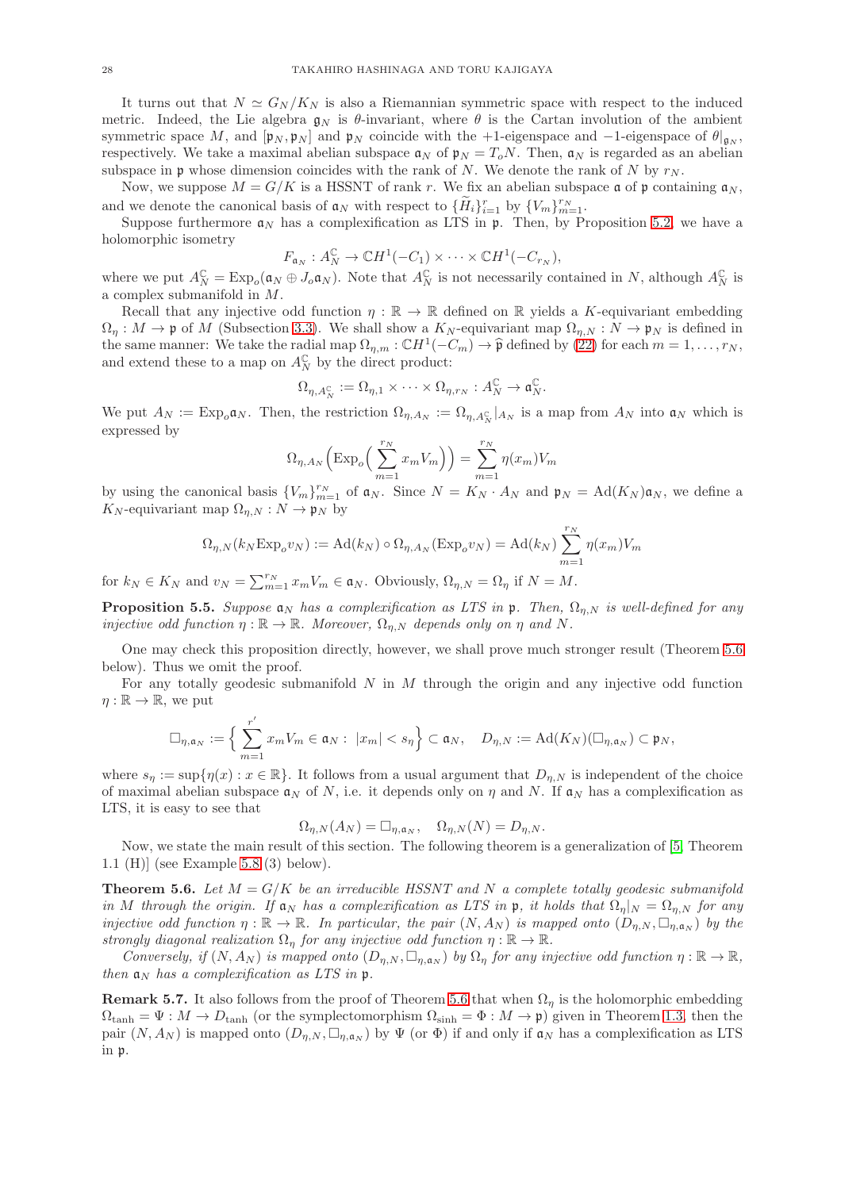It turns out that $N \simeq G_N/K_N$ is also a Riemannian symmetric space with respect to the induced metric. Indeed, the Lie algebra $\mathfrak{g}_N$ is $\theta$-invariant, where $\theta$ is the Cartan involution of the ambient symmetric space $M$, and $[\mathfrak{p}_N, \mathfrak{p}_N]$ and $\mathfrak{p}_N$ coincide with the $+1$-eigenspace and $-1$-eigenspace of $\theta|_{\mathfrak{g}_N}$, respectively. We take a maximal abelian subspace $\mathfrak{a}_N$ of $\mathfrak{p}_N = T_oN$. Then, $\mathfrak{a}_N$ is regarded as an abelian subspace in $\mathfrak{p}$ whose dimension coincides with the rank of $N$. We denote the rank of $N$ by $r_N$.

Now, we suppose $M = G/K$ is a HSSNT of rank $r$. We fix an abelian subspace $\mathfrak{a}$ of $\mathfrak{p}$ containing $\mathfrak{a}_N$, and we denote the canonical basis of $\mathfrak{a}_N$ with respect to $\{\widetilde{H}_i\}_{i=1}^r$ by $\{V_m\}_{m=1}^{r_N}$.

Suppose furthermore $\mathfrak{a}_N$ has a complexification as LTS in $\mathfrak{p}$. Then, by Proposition 5.2, we have a holomorphic isometry

$$F_{\mathfrak{a}_N} : A_N^{\mathbb{C}} \to \mathbb{C}H^1(-C_1) \times \cdots \times \mathbb{C}H^1(-C_{r_N}),$$

where we put $A_N^{\mathbb{C}} = \mathrm{Exp}_o(\mathfrak{a}_N \oplus J_o\mathfrak{a}_N)$. Note that $A_N^{\mathbb{C}}$ is not necessarily contained in $N$, although $A_N^{\mathbb{C}}$ is a complex submanifold in $M$.

Recall that any injective odd function $\eta : \mathbb{R} \to \mathbb{R}$ defined on $\mathbb{R}$ yields a $K$-equivariant embedding $\Omega_\eta : M \to \mathfrak{p}$ of $M$ (Subsection 3.3). We shall show a $K_N$-equivariant map $\Omega_{\eta,N} : N \to \mathfrak{p}_N$ is defined in the same manner: We take the radial map $\Omega_{\eta,m} : \mathbb{C}H^1(-C_m) \to \widehat{\mathfrak{p}}$ defined by (22) for each $m = 1, \dots, r_N$, and extend these to a map on $A_N^{\mathbb{C}}$ by the direct product:

$$\Omega_{\eta,A_N^{\mathbb{C}}} := \Omega_{\eta,1} \times \cdots \times \Omega_{\eta,r_N} : A_N^{\mathbb{C}} \to \mathfrak{a}_N^{\mathbb{C}}.$$

We put $A_N := \mathrm{Exp}_o\mathfrak{a}_N$. Then, the restriction $\Omega_{\eta,A_N} := \Omega_{\eta,A_N^{\mathbb{C}}}|_{A_N}$ is a map from $A_N$ into $\mathfrak{a}_N$ which is expressed by

$$\Omega_{\eta,A_N}\Big(\mathrm{Exp}_o\Big(\sum_{m=1}^{r_N} x_m V_m\Big)\Big) = \sum_{m=1}^{r_N} \eta(x_m) V_m$$

by using the canonical basis $\{V_m\}_{m=1}^{r_N}$ of $\mathfrak{a}_N$. Since $N = K_N \cdot A_N$ and $\mathfrak{p}_N = \mathrm{Ad}(K_N)\mathfrak{a}_N$, we define a $K_N$-equivariant map $\Omega_{\eta,N} : N \to \mathfrak{p}_N$ by

$$\Omega_{\eta,N}(k_N \mathrm{Exp}_o v_N) := \mathrm{Ad}(k_N) \circ \Omega_{\eta,A_N}(\mathrm{Exp}_o v_N) = \mathrm{Ad}(k_N) \sum_{m=1}^{r_N} \eta(x_m) V_m$$

for $k_N \in K_N$ and $v_N = \sum_{m=1}^{r_N} x_m V_m \in \mathfrak{a}_N$. Obviously, $\Omega_{\eta,N} = \Omega_\eta$ if $N = M$.

**Proposition 5.5.** *Suppose $\mathfrak{a}_N$ has a complexification as LTS in $\mathfrak{p}$. Then, $\Omega_{\eta,N}$ is well-defined for any injective odd function $\eta : \mathbb{R} \to \mathbb{R}$. Moreover, $\Omega_{\eta,N}$ depends only on $\eta$ and $N$.*

One may check this proposition directly, however, we shall prove much stronger result (Theorem 5.6 below). Thus we omit the proof.

For any totally geodesic submanifold $N$ in $M$ through the origin and any injective odd function $\eta : \mathbb{R} \to \mathbb{R}$, we put

$$\square_{\eta,\mathfrak{a}_N} := \Big\{ \sum_{m=1}^{r'} x_m V_m \in \mathfrak{a}_N : \ |x_m| < s_\eta \Big\} \subset \mathfrak{a}_N, \quad D_{\eta,N} := \mathrm{Ad}(K_N)(\square_{\eta,\mathfrak{a}_N}) \subset \mathfrak{p}_N,$$

where $s_\eta := \sup\{\eta(x) : x \in \mathbb{R}\}$. It follows from a usual argument that $D_{\eta,N}$ is independent of the choice of maximal abelian subspace $\mathfrak{a}_N$ of $N$, i.e. it depends only on $\eta$ and $N$. If $\mathfrak{a}_N$ has a complexification as LTS, it is easy to see that

$$\Omega_{\eta,N}(A_N) = \square_{\eta,\mathfrak{a}_N}, \quad \Omega_{\eta,N}(N) = D_{\eta,N}.$$

Now, we state the main result of this section. The following theorem is a generalization of [5, Theorem 1.1 (H)] (see Example 5.8 (3) below).

**Theorem 5.6.** *Let $M = G/K$ be an irreducible HSSNT and $N$ a complete totally geodesic submanifold in $M$ through the origin. If $\mathfrak{a}_N$ has a complexification as LTS in $\mathfrak{p}$, it holds that $\Omega_\eta|_N = \Omega_{\eta,N}$ for any injective odd function $\eta : \mathbb{R} \to \mathbb{R}$. In particular, the pair $(N, A_N)$ is mapped onto $(D_{\eta,N}, \square_{\eta,\mathfrak{a}_N})$ by the strongly diagonal realization $\Omega_\eta$ for any injective odd function $\eta : \mathbb{R} \to \mathbb{R}$.*

*Conversely, if $(N, A_N)$ is mapped onto $(D_{\eta,N}, \square_{\eta,\mathfrak{a}_N})$ by $\Omega_\eta$ for any injective odd function $\eta : \mathbb{R} \to \mathbb{R}$, then $\mathfrak{a}_N$ has a complexification as LTS in $\mathfrak{p}$.*

**Remark 5.7.** It also follows from the proof of Theorem 5.6 that when $\Omega_\eta$ is the holomorphic embedding $\Omega_{\tanh} = \Psi : M \to D_{\tanh}$ (or the symplectomorphism $\Omega_{\sinh} = \Phi : M \to \mathfrak{p}$) given in Theorem 1.3, then the pair $(N, A_N)$ is mapped onto $(D_{\eta,N}, \square_{\eta,\mathfrak{a}_N})$ by $\Psi$ (or $\Phi$) if and only if $\mathfrak{a}_N$ has a complexification as LTS in $\mathfrak{p}$.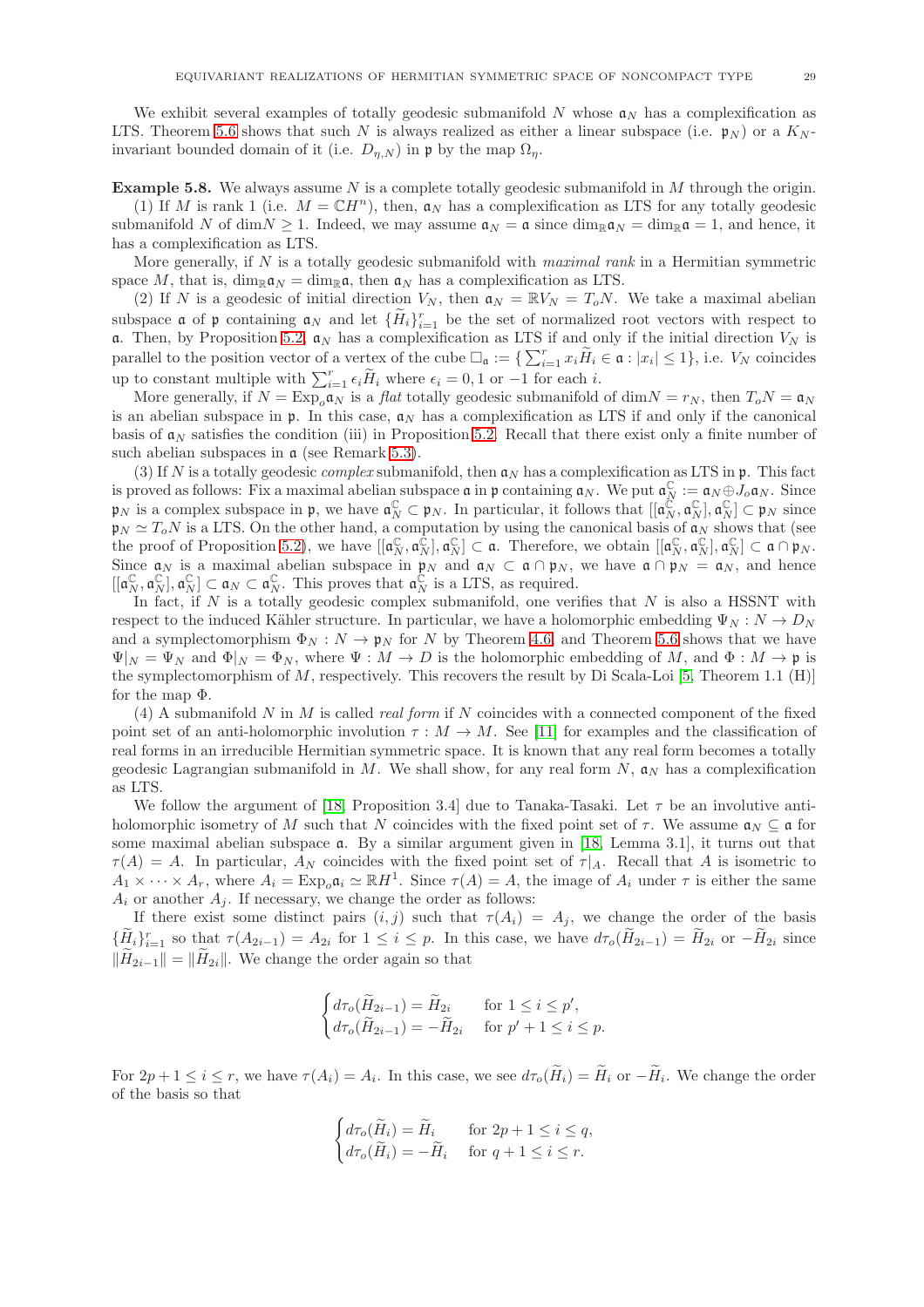We exhibit several examples of totally geodesic submanifold $N$ whose $\mathfrak{a}_N$ has a complexification as LTS. Theorem 5.6 shows that such $N$ is always realized as either a linear subspace (i.e. $\mathfrak{p}_N$) or a $K_N$-invariant bounded domain of it (i.e. $D_{\eta,N}$) in $\mathfrak{p}$ by the map $\Omega_\eta$.

**Example 5.8.** We always assume $N$ is a complete totally geodesic submanifold in $M$ through the origin.

(1) If $M$ is rank 1 (i.e. $M = \mathbb{C}H^n$), then, $\mathfrak{a}_N$ has a complexification as LTS for any totally geodesic submanifold $N$ of $\dim N \geq 1$. Indeed, we may assume $\mathfrak{a}_N = \mathfrak{a}$ since $\dim_{\mathbb{R}} \mathfrak{a}_N = \dim_{\mathbb{R}} \mathfrak{a} = 1$, and hence, it has a complexification as LTS.

More generally, if $N$ is a totally geodesic submanifold with *maximal rank* in a Hermitian symmetric space $M$, that is, $\dim_{\mathbb{R}} \mathfrak{a}_N = \dim_{\mathbb{R}} \mathfrak{a}$, then $\mathfrak{a}_N$ has a complexification as LTS.

(2) If $N$ is a geodesic of initial direction $V_N$, then $\mathfrak{a}_N = \mathbb{R}V_N = T_oN$. We take a maximal abelian subspace $\mathfrak{a}$ of $\mathfrak{p}$ containing $\mathfrak{a}_N$ and let $\{\widetilde{H}_i\}_{i=1}^r$ be the set of normalized root vectors with respect to $\mathfrak{a}$. Then, by Proposition 5.2, $\mathfrak{a}_N$ has a complexification as LTS if and only if the initial direction $V_N$ is parallel to the position vector of a vertex of the cube $\square_{\mathfrak{a}} := \{\sum_{i=1}^r x_i \widetilde{H}_i \in \mathfrak{a} : |x_i| \leq 1\}$, i.e. $V_N$ coincides up to constant multiple with $\sum_{i=1}^r \epsilon_i \widetilde{H}_i$ where $\epsilon_i = 0, 1$ or $-1$ for each $i$.

More generally, if $N = \mathrm{Exp}_o \mathfrak{a}_N$ is a *flat* totally geodesic submanifold of $\dim N = r_N$, then $T_oN = \mathfrak{a}_N$ is an abelian subspace in $\mathfrak{p}$. In this case, $\mathfrak{a}_N$ has a complexification as LTS if and only if the canonical basis of $\mathfrak{a}_N$ satisfies the condition (iii) in Proposition 5.2. Recall that there exist only a finite number of such abelian subspaces in $\mathfrak{a}$ (see Remark 5.3).

(3) If $N$ is a totally geodesic *complex* submanifold, then $\mathfrak{a}_N$ has a complexification as LTS in $\mathfrak{p}$. This fact is proved as follows: Fix a maximal abelian subspace $\mathfrak{a}$ in $\mathfrak{p}$ containing $\mathfrak{a}_N$. We put $\mathfrak{a}_N^{\mathbb{C}} := \mathfrak{a}_N \oplus J_o \mathfrak{a}_N$. Since $\mathfrak{p}_N$ is a complex subspace in $\mathfrak{p}$, we have $\mathfrak{a}_N^{\mathbb{C}} \subset \mathfrak{p}_N$. In particular, it follows that $[[\mathfrak{a}_N^{\mathbb{C}}, \mathfrak{a}_N^{\mathbb{C}}], \mathfrak{a}_N^{\mathbb{C}}] \subset \mathfrak{p}_N$ since $\mathfrak{p}_N \simeq T_oN$ is a LTS. On the other hand, a computation by using the canonical basis of $\mathfrak{a}_N$ shows that (see the proof of Proposition 5.2), we have $[[\mathfrak{a}_N^{\mathbb{C}}, \mathfrak{a}_N^{\mathbb{C}}], \mathfrak{a}_N^{\mathbb{C}}] \subset \mathfrak{a}$. Therefore, we obtain $[[\mathfrak{a}_N^{\mathbb{C}}, \mathfrak{a}_N^{\mathbb{C}}], \mathfrak{a}_N^{\mathbb{C}}] \subset \mathfrak{a} \cap \mathfrak{p}_N$. Since $\mathfrak{a}_N$ is a maximal abelian subspace in $\mathfrak{p}_N$ and $\mathfrak{a}_N \subset \mathfrak{a} \cap \mathfrak{p}_N$, we have $\mathfrak{a} \cap \mathfrak{p}_N = \mathfrak{a}_N$, and hence $[[\mathfrak{a}_N^{\mathbb{C}}, \mathfrak{a}_N^{\mathbb{C}}], \mathfrak{a}_N^{\mathbb{C}}] \subset \mathfrak{a}_N \subset \mathfrak{a}_N^{\mathbb{C}}$. This proves that $\mathfrak{a}_N^{\mathbb{C}}$ is a LTS, as required.

In fact, if $N$ is a totally geodesic complex submanifold, one verifies that $N$ is also a HSSNT with respect to the induced Kähler structure. In particular, we have a holomorphic embedding $\Psi_N : N \to D_N$ and a symplectomorphism $\Phi_N : N \to \mathfrak{p}_N$ for $N$ by Theorem 4.6, and Theorem 5.6 shows that we have $\Psi|_N = \Psi_N$ and $\Phi|_N = \Phi_N$, where $\Psi : M \to D$ is the holomorphic embedding of $M$, and $\Phi : M \to \mathfrak{p}$ is the symplectomorphism of $M$, respectively. This recovers the result by Di Scala-Loi [5, Theorem 1.1 (H)] for the map $\Phi$.

(4) A submanifold $N$ in $M$ is called *real form* if $N$ coincides with a connected component of the fixed point set of an anti-holomorphic involution $\tau : M \to M$. See [11] for examples and the classification of real forms in an irreducible Hermitian symmetric space. It is known that any real form becomes a totally geodesic Lagrangian submanifold in $M$. We shall show, for any real form $N$, $\mathfrak{a}_N$ has a complexification as LTS.

We follow the argument of [18, Proposition 3.4] due to Tanaka-Tasaki. Let $\tau$ be an involutive anti-holomorphic isometry of $M$ such that $N$ coincides with the fixed point set of $\tau$. We assume $\mathfrak{a}_N \subseteq \mathfrak{a}$ for some maximal abelian subspace $\mathfrak{a}$. By a similar argument given in [18, Lemma 3.1], it turns out that $\tau(A) = A$. In particular, $A_N$ coincides with the fixed point set of $\tau|_A$. Recall that $A$ is isometric to $A_1 \times \cdots \times A_r$, where $A_i = \mathrm{Exp}_o \mathfrak{a}_i \simeq \mathbb{R}H^1$. Since $\tau(A) = A$, the image of $A_i$ under $\tau$ is either the same $A_i$ or another $A_j$. If necessary, we change the order as follows:

If there exist some distinct pairs $(i, j)$ such that $\tau(A_i) = A_j$, we change the order of the basis $\{\widetilde{H}_i\}_{i=1}^r$ so that $\tau(A_{2i-1}) = A_{2i}$ for $1 \leq i \leq p$. In this case, we have $d\tau_o(\widetilde{H}_{2i-1}) = \widetilde{H}_{2i}$ or $-\widetilde{H}_{2i}$ since $\|\widetilde{H}_{2i-1}\| = \|\widetilde{H}_{2i}\|$. We change the order again so that

$$\begin{cases} d\tau_o(\widetilde{H}_{2i-1}) = \widetilde{H}_{2i} & \text{for } 1 \leq i \leq p', \\ d\tau_o(\widetilde{H}_{2i-1}) = -\widetilde{H}_{2i} & \text{for } p'+1 \leq i \leq p. \end{cases}$$

For $2p+1 \leq i \leq r$, we have $\tau(A_i) = A_i$. In this case, we see $d\tau_o(\widetilde{H}_i) = \widetilde{H}_i$ or $-\widetilde{H}_i$. We change the order of the basis so that

$$\begin{cases} d\tau_o(\widetilde{H}_i) = \widetilde{H}_i & \text{for } 2p+1 \leq i \leq q, \\ d\tau_o(\widetilde{H}_i) = -\widetilde{H}_i & \text{for } q+1 \leq i \leq r. \end{cases}$$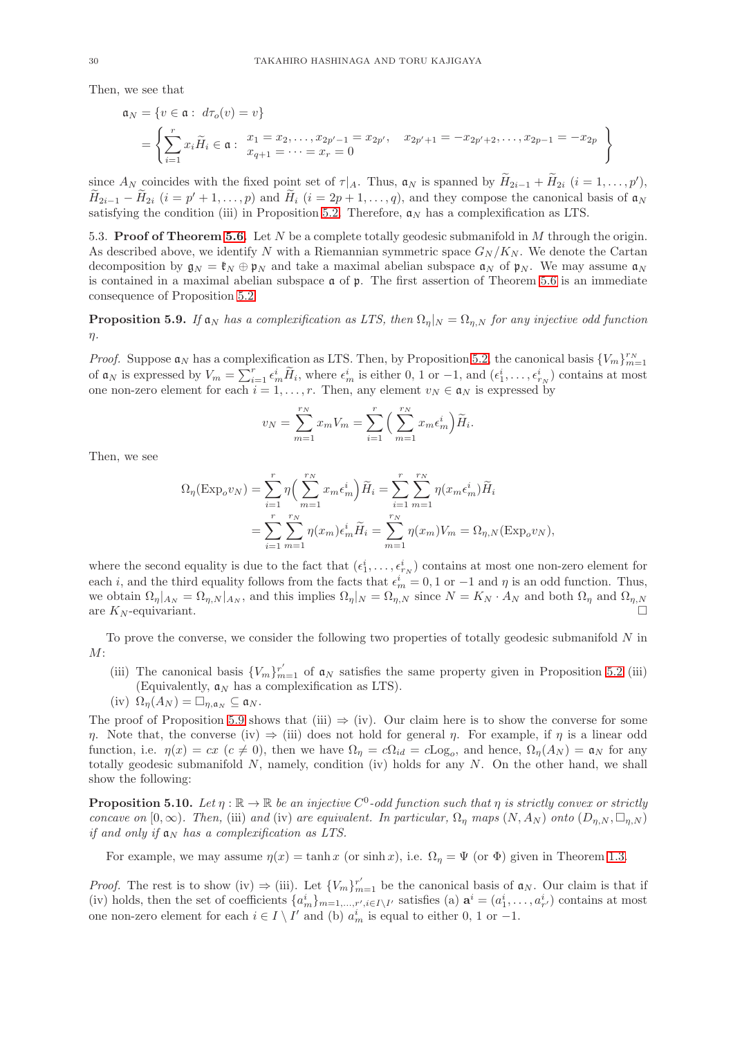Then, we see that

$$
\begin{aligned}
\mathfrak{a}_N &= \{v \in \mathfrak{a} : \ d\tau_o(v) = v\} \\
&= \left\{ \sum_{i=1}^{r} x_i \widetilde{H}_i \in \mathfrak{a} : \ \begin{array}{l} x_1 = x_2, \dots, x_{2p'-1} = x_{2p'}, \quad x_{2p'+1} = -x_{2p'+2}, \dots, x_{2p-1} = -x_{2p} \\ x_{q+1} = \cdots = x_r = 0 \end{array} \right\}
\end{aligned}
$$

since $A_N$ coincides with the fixed point set of $\tau|_A$. Thus, $\mathfrak{a}_N$ is spanned by $\widetilde{H}_{2i-1} + \widetilde{H}_{2i}$ $(i = 1, \dots, p')$, $\widetilde{H}_{2i-1} - \widetilde{H}_{2i}$ $(i = p'+1, \dots, p)$ and $\widetilde{H}_i$ $(i = 2p+1, \dots, q)$, and they compose the canonical basis of $\mathfrak{a}_N$ satisfying the condition (iii) in Proposition 5.2. Therefore, $\mathfrak{a}_N$ has a complexification as LTS.

**5.3. Proof of Theorem 5.6.** Let $N$ be a complete totally geodesic submanifold in $M$ through the origin. As described above, we identify $N$ with a Riemannian symmetric space $G_N/K_N$. We denote the Cartan decomposition by $\mathfrak{g}_N = \mathfrak{k}_N \oplus \mathfrak{p}_N$ and take a maximal abelian subspace $\mathfrak{a}_N$ of $\mathfrak{p}_N$. We may assume $\mathfrak{a}_N$ is contained in a maximal abelian subspace $\mathfrak{a}$ of $\mathfrak{p}$. The first assertion of Theorem 5.6 is an immediate consequence of Proposition 5.2.

**Proposition 5.9.** *If $\mathfrak{a}_N$ has a complexification as LTS, then $\Omega_\eta|_N = \Omega_{\eta,N}$ for any injective odd function $\eta$.*

*Proof.* Suppose $\mathfrak{a}_N$ has a complexification as LTS. Then, by Proposition 5.2, the canonical basis $\{V_m\}_{m=1}^{r_N}$ of $\mathfrak{a}_N$ is expressed by $V_m = \sum_{i=1}^{r} \epsilon_m^i \widetilde{H}_i$, where $\epsilon_m^i$ is either 0, 1 or $-1$, and $(\epsilon_1^i, \dots, \epsilon_{r_N}^i)$ contains at most one non-zero element for each $i = 1, \dots, r$. Then, any element $v_N \in \mathfrak{a}_N$ is expressed by

$$
v_N = \sum_{m=1}^{r_N} x_m V_m = \sum_{i=1}^{r} \Big( \sum_{m=1}^{r_N} x_m \epsilon_m^i \Big) \widetilde{H}_i.
$$

Then, we see

$$
\begin{aligned}
\Omega_\eta(\mathrm{Exp}_o v_N) &= \sum_{i=1}^{r} \eta\Big( \sum_{m=1}^{r_N} x_m \epsilon_m^i \Big) \widetilde{H}_i = \sum_{i=1}^{r} \sum_{m=1}^{r_N} \eta(x_m \epsilon_m^i) \widetilde{H}_i \\
&= \sum_{i=1}^{r} \sum_{m=1}^{r_N} \eta(x_m) \epsilon_m^i \widetilde{H}_i = \sum_{m=1}^{r_N} \eta(x_m) V_m = \Omega_{\eta,N}(\mathrm{Exp}_o v_N),
\end{aligned}
$$

where the second equality is due to the fact that $(\epsilon_1^i, \dots, \epsilon_{r_N}^i)$ contains at most one non-zero element for each $i$, and the third equality follows from the facts that $\epsilon_m^i = 0, 1$ or $-1$ and $\eta$ is an odd function. Thus, we obtain $\Omega_\eta|_{A_N} = \Omega_{\eta,N}|_{A_N}$, and this implies $\Omega_\eta|_N = \Omega_{\eta,N}$ since $N = K_N \cdot A_N$ and both $\Omega_\eta$ and $\Omega_{\eta,N}$ are $K_N$-equivariant. $\square$

To prove the converse, we consider the following two properties of totally geodesic submanifold $N$ in $M$:

(iii) The canonical basis $\{V_m\}_{m=1}^{r'}$ of $\mathfrak{a}_N$ satisfies the same property given in Proposition 5.2 (iii) (Equivalently, $\mathfrak{a}_N$ has a complexification as LTS).

(iv) $\Omega_\eta(A_N) = \square_{\eta,\mathfrak{a}_N} \subseteq \mathfrak{a}_N$.

The proof of Proposition 5.9 shows that (iii) $\Rightarrow$ (iv). Our claim here is to show the converse for some $\eta$. Note that, the converse (iv) $\Rightarrow$ (iii) does not hold for general $\eta$. For example, if $\eta$ is a linear odd function, i.e. $\eta(x) = cx$ $(c \neq 0)$, then we have $\Omega_\eta = c\Omega_{id} = c\mathrm{Log}_o$, and hence, $\Omega_\eta(A_N) = \mathfrak{a}_N$ for any totally geodesic submanifold $N$, namely, condition (iv) holds for any $N$. On the other hand, we shall show the following:

**Proposition 5.10.** *Let $\eta : \mathbb{R} \to \mathbb{R}$ be an injective $C^0$-odd function such that $\eta$ is strictly convex or strictly concave on $[0, \infty)$. Then, (iii) and (iv) are equivalent. In particular, $\Omega_\eta$ maps $(N, A_N)$ onto $(D_{\eta,N}, \square_{\eta,N})$ if and only if $\mathfrak{a}_N$ has a complexification as LTS.*

For example, we may assume $\eta(x) = \tanh x$ (or $\sinh x$), i.e. $\Omega_\eta = \Psi$ (or $\Phi$) given in Theorem 1.3.

*Proof.* The rest is to show (iv) $\Rightarrow$ (iii). Let $\{V_m\}_{m=1}^{r'}$ be the canonical basis of $\mathfrak{a}_N$. Our claim is that if (iv) holds, then the set of coefficients $\{a_m^i\}_{m=1,\dots,r', i \in I \setminus I'}$ satisfies (a) $\mathbf{a}^i = (a_1^i, \dots, a_{r'}^i)$ contains at most one non-zero element for each $i \in I \setminus I'$ and (b) $a_m^i$ is equal to either 0, 1 or $-1$.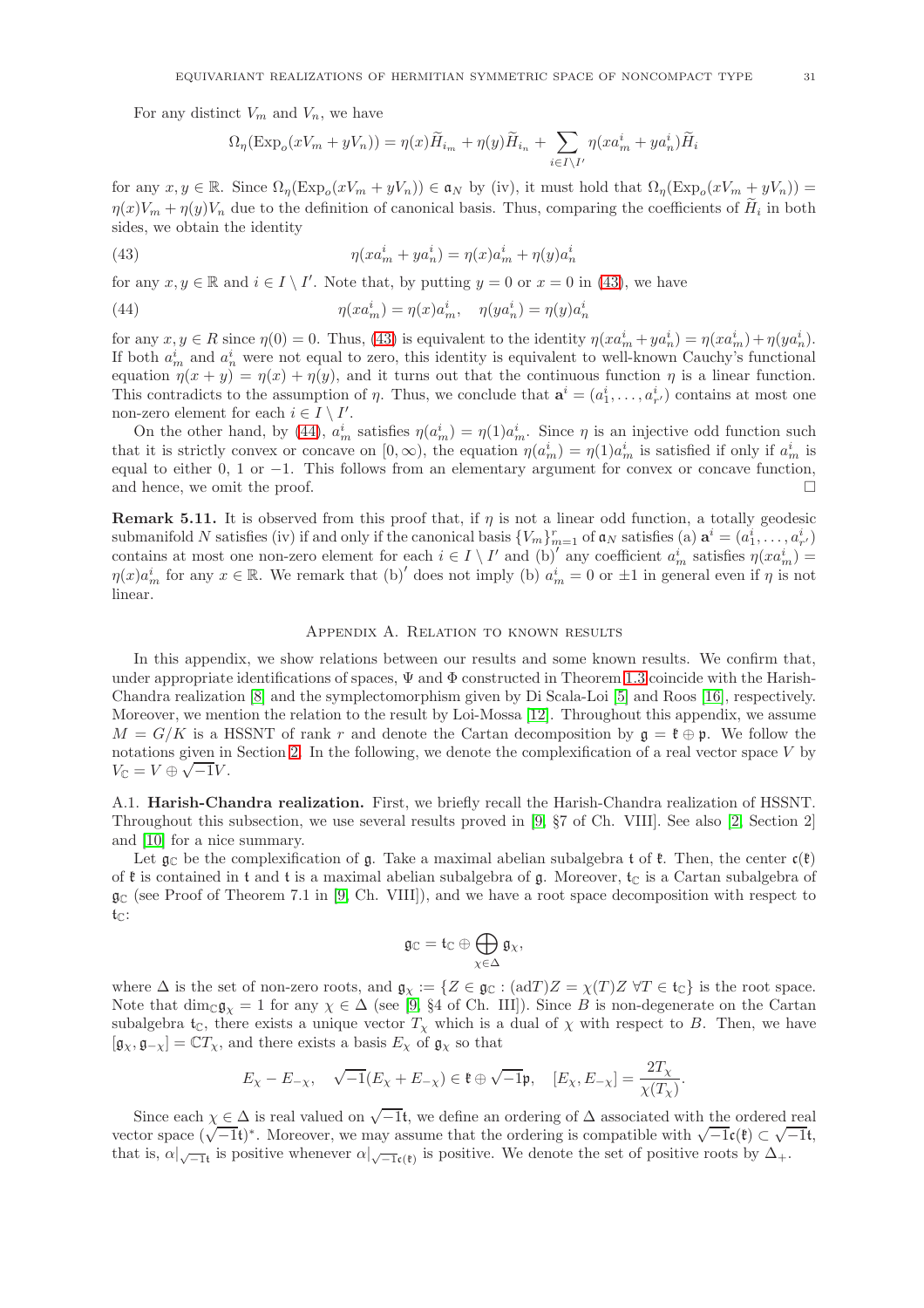For any distinct $V_m$ and $V_n$, we have

$$\Omega_\eta(\mathrm{Exp}_o(xV_m + yV_n)) = \eta(x)\widetilde{H}_{i_m} + \eta(y)\widetilde{H}_{i_n} + \sum_{i \in I \setminus I'} \eta(xa^i_m + ya^i_n)\widetilde{H}_i$$

for any $x, y \in \mathbb{R}$. Since $\Omega_\eta(\mathrm{Exp}_o(xV_m + yV_n)) \in \mathfrak{a}_N$ by (iv), it must hold that $\Omega_\eta(\mathrm{Exp}_o(xV_m + yV_n)) = \eta(x)V_m + \eta(y)V_n$ due to the definition of canonical basis. Thus, comparing the coefficients of $\widetilde{H}_i$ in both sides, we obtain the identity

$$\eta(xa^i_m + ya^i_n) = \eta(x)a^i_m + \eta(y)a^i_n \tag{43}$$

for any $x, y \in \mathbb{R}$ and $i \in I \setminus I'$. Note that, by putting $y = 0$ or $x = 0$ in (43), we have

$$\eta(xa^i_m) = \eta(x)a^i_m, \quad \eta(ya^i_n) = \eta(y)a^i_n \tag{44}$$

for any $x, y \in R$ since $\eta(0) = 0$. Thus, (43) is equivalent to the identity $\eta(xa^i_m + ya^i_n) = \eta(xa^i_m) + \eta(ya^i_n)$. If both $a^i_m$ and $a^i_n$ were not equal to zero, this identity is equivalent to well-known Cauchy's functional equation $\eta(x + y) = \eta(x) + \eta(y)$, and it turns out that the continuous function $\eta$ is a linear function. This contradicts to the assumption of $\eta$. Thus, we conclude that $\mathbf{a}^i = (a^i_1, \ldots, a^i_{r'})$ contains at most one non-zero element for each $i \in I \setminus I'$.

On the other hand, by (44), $a^i_m$ satisfies $\eta(a^i_m) = \eta(1)a^i_m$. Since $\eta$ is an injective odd function such that it is strictly convex or concave on $[0, \infty)$, the equation $\eta(a^i_m) = \eta(1)a^i_m$ is satisfied if only if $a^i_m$ is equal to either 0, 1 or $-1$. This follows from an elementary argument for convex or concave function, and hence, we omit the proof. □

**Remark 5.11.** It is observed from this proof that, if $\eta$ is not a linear odd function, a totally geodesic submanifold $N$ satisfies (iv) if and only if the canonical basis $\{V_m\}_{m=1}^r$ of $\mathfrak{a}_N$ satisfies (a) $\mathbf{a}^i = (a^i_1, \ldots, a^i_{r'})$ contains at most one non-zero element for each $i \in I \setminus I'$ and (b)$'$ any coefficient $a^i_m$ satisfies $\eta(xa^i_m) = \eta(x)a^i_m$ for any $x \in \mathbb{R}$. We remark that (b)$'$ does not imply (b) $a^i_m = 0$ or $\pm 1$ in general even if $\eta$ is not linear.

## Appendix A. Relation to known results

In this appendix, we show relations between our results and some known results. We confirm that, under appropriate identifications of spaces, $\Psi$ and $\Phi$ constructed in Theorem 1.3 coincide with the Harish-Chandra realization [8] and the symplectomorphism given by Di Scala-Loi [5] and Roos [16], respectively. Moreover, we mention the relation to the result by Loi-Mossa [12]. Throughout this appendix, we assume $M = G/K$ is a HSSNT of rank $r$ and denote the Cartan decomposition by $\mathfrak{g} = \mathfrak{k} \oplus \mathfrak{p}$. We follow the notations given in Section 2. In the following, we denote the complexification of a real vector space $V$ by $V_{\mathbb{C}} = V \oplus \sqrt{-1}V$.

A.1. **Harish-Chandra realization.** First, we briefly recall the Harish-Chandra realization of HSSNT. Throughout this subsection, we use several results proved in [9, §7 of Ch. VIII]. See also [2, Section 2] and [10] for a nice summary.

Let $\mathfrak{g}_{\mathbb{C}}$ be the complexification of $\mathfrak{g}$. Take a maximal abelian subalgebra $\mathfrak{t}$ of $\mathfrak{k}$. Then, the center $\mathfrak{c}(\mathfrak{k})$ of $\mathfrak{k}$ is contained in $\mathfrak{t}$ and $\mathfrak{t}$ is a maximal abelian subalgebra of $\mathfrak{g}$. Moreover, $\mathfrak{t}_{\mathbb{C}}$ is a Cartan subalgebra of $\mathfrak{g}_{\mathbb{C}}$ (see Proof of Theorem 7.1 in [9, Ch. VIII]), and we have a root space decomposition with respect to $\mathfrak{t}_{\mathbb{C}}$:

$$\mathfrak{g}_{\mathbb{C}} = \mathfrak{t}_{\mathbb{C}} \oplus \bigoplus_{\chi \in \Delta} \mathfrak{g}_\chi,$$

where $\Delta$ is the set of non-zero roots, and $\mathfrak{g}_\chi := \{Z \in \mathfrak{g}_{\mathbb{C}} : (\mathrm{ad}T)Z = \chi(T)Z \ \forall T \in \mathfrak{t}_{\mathbb{C}}\}$ is the root space. Note that $\dim_{\mathbb{C}} \mathfrak{g}_\chi = 1$ for any $\chi \in \Delta$ (see [9, §4 of Ch. III]). Since $B$ is non-degenerate on the Cartan subalgebra $\mathfrak{t}_{\mathbb{C}}$, there exists a unique vector $T_\chi$ which is a dual of $\chi$ with respect to $B$. Then, we have $[\mathfrak{g}_\chi, \mathfrak{g}_{-\chi}] = \mathbb{C}T_\chi$, and there exists a basis $E_\chi$ of $\mathfrak{g}_\chi$ so that

$$E_\chi - E_{-\chi}, \quad \sqrt{-1}(E_\chi + E_{-\chi}) \in \mathfrak{k} \oplus \sqrt{-1}\mathfrak{p}, \quad [E_\chi, E_{-\chi}] = \frac{2T_\chi}{\chi(T_\chi)}.$$

Since each $\chi \in \Delta$ is real valued on $\sqrt{-1}\mathfrak{t}$, we define an ordering of $\Delta$ associated with the ordered real vector space $(\sqrt{-1}\mathfrak{t})^*$. Moreover, we may assume that the ordering is compatible with $\sqrt{-1}\mathfrak{c}(\mathfrak{k}) \subset \sqrt{-1}\mathfrak{t}$, that is, $\alpha|_{\sqrt{-1}\mathfrak{t}}$ is positive whenever $\alpha|_{\sqrt{-1}\mathfrak{c}(\mathfrak{k})}$ is positive. We denote the set of positive roots by $\Delta_+$.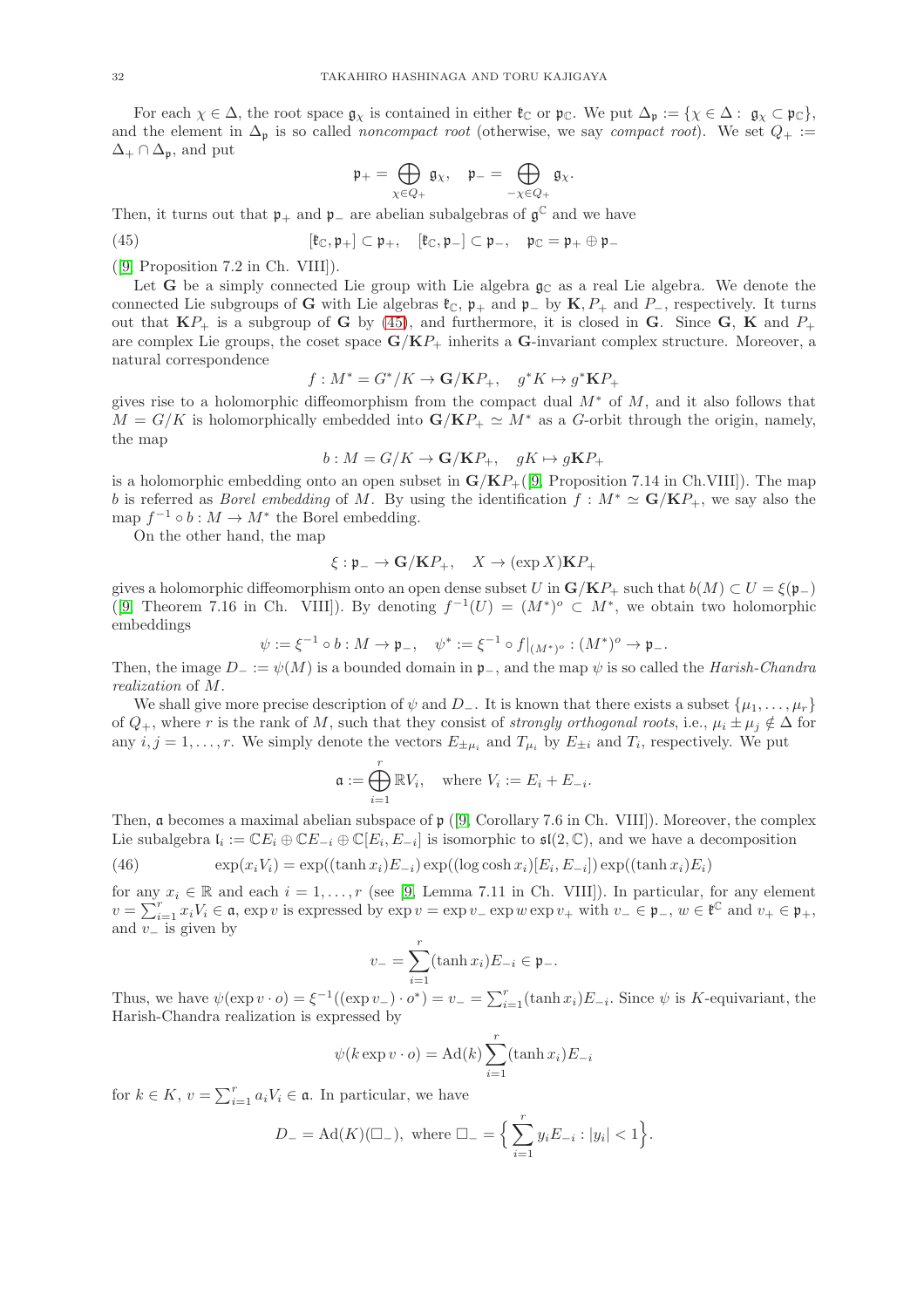For each $\chi \in \Delta$, the root space $\mathfrak{g}_\chi$ is contained in either $\mathfrak{k}_\mathbb{C}$ or $\mathfrak{p}_\mathbb{C}$. We put $\Delta_\mathfrak{p} := \{\chi \in \Delta : \mathfrak{g}_\chi \subset \mathfrak{p}_\mathbb{C}\}$, and the element in $\Delta_\mathfrak{p}$ is so called *noncompact root* (otherwise, we say *compact root*). We set $Q_+ := \Delta_+ \cap \Delta_\mathfrak{p}$, and put

$$\mathfrak{p}_+ = \bigoplus_{\chi \in Q_+} \mathfrak{g}_\chi, \quad \mathfrak{p}_- = \bigoplus_{-\chi \in Q_+} \mathfrak{g}_\chi.$$

Then, it turns out that $\mathfrak{p}_+$ and $\mathfrak{p}_-$ are abelian subalgebras of $\mathfrak{g}^\mathbb{C}$ and we have

$$[\mathfrak{k}_\mathbb{C}, \mathfrak{p}_+] \subset \mathfrak{p}_+, \quad [\mathfrak{k}_\mathbb{C}, \mathfrak{p}_-] \subset \mathfrak{p}_-, \quad \mathfrak{p}_\mathbb{C} = \mathfrak{p}_+ \oplus \mathfrak{p}_- \tag{45}$$

([9, Proposition 7.2 in Ch. VIII]).

Let $\mathbf{G}$ be a simply connected Lie group with Lie algebra $\mathfrak{g}_\mathbb{C}$ as a real Lie algebra. We denote the connected Lie subgroups of $\mathbf{G}$ with Lie algebras $\mathfrak{k}_\mathbb{C}$, $\mathfrak{p}_+$ and $\mathfrak{p}_-$ by $\mathbf{K}, P_+$ and $P_-$, respectively. It turns out that $\mathbf{K}P_+$ is a subgroup of $\mathbf{G}$ by (45), and furthermore, it is closed in $\mathbf{G}$. Since $\mathbf{G}$, $\mathbf{K}$ and $P_+$ are complex Lie groups, the coset space $\mathbf{G}/\mathbf{K}P_+$ inherits a $\mathbf{G}$-invariant complex structure. Moreover, a natural correspondence

$$f : M^* = G^*/K \to \mathbf{G}/\mathbf{K}P_+, \quad g^*K \mapsto g^*\mathbf{K}P_+$$

gives rise to a holomorphic diffeomorphism from the compact dual $M^*$ of $M$, and it also follows that $M = G/K$ is holomorphically embedded into $\mathbf{G}/\mathbf{K}P_+ \simeq M^*$ as a $G$-orbit through the origin, namely, the map

$$b : M = G/K \to \mathbf{G}/\mathbf{K}P_+, \quad gK \mapsto g\mathbf{K}P_+$$

is a holomorphic embedding onto an open subset in $\mathbf{G}/\mathbf{K}P_+$([9, Proposition 7.14 in Ch.VIII]). The map $b$ is referred as *Borel embedding* of $M$. By using the identification $f : M^* \simeq \mathbf{G}/\mathbf{K}P_+$, we say also the map $f^{-1} \circ b : M \to M^*$ the Borel embedding.

On the other hand, the map

$$\xi : \mathfrak{p}_- \to \mathbf{G}/\mathbf{K}P_+, \quad X \to (\exp X)\mathbf{K}P_+$$

gives a holomorphic diffeomorphism onto an open dense subset $U$ in $\mathbf{G}/\mathbf{K}P_+$ such that $b(M) \subset U = \xi(\mathfrak{p}_-)$ ([9, Theorem 7.16 in Ch. VIII]). By denoting $f^{-1}(U) = (M^*)^o \subset M^*$, we obtain two holomorphic embeddings

$$\psi := \xi^{-1} \circ b : M \to \mathfrak{p}_-, \quad \psi^* := \xi^{-1} \circ f|_{(M^*)^o} : (M^*)^o \to \mathfrak{p}_-.$$

Then, the image $D_- := \psi(M)$ is a bounded domain in $\mathfrak{p}_-$, and the map $\psi$ is so called the *Harish-Chandra realization* of $M$.

We shall give more precise description of $\psi$ and $D_-$. It is known that there exists a subset $\{\mu_1, \dots, \mu_r\}$ of $Q_+$, where $r$ is the rank of $M$, such that they consist of *strongly orthogonal roots*, i.e., $\mu_i \pm \mu_j \notin \Delta$ for any $i, j = 1, \dots, r$. We simply denote the vectors $E_{\pm\mu_i}$ and $T_{\mu_i}$ by $E_{\pm i}$ and $T_i$, respectively. We put

$$\mathfrak{a} := \bigoplus_{i=1}^r \mathbb{R}V_i, \quad \text{where } V_i := E_i + E_{-i}.$$

Then, $\mathfrak{a}$ becomes a maximal abelian subspace of $\mathfrak{p}$ ([9, Corollary 7.6 in Ch. VIII]). Moreover, the complex Lie subalgebra $\mathfrak{l}_i := \mathbb{C}E_i \oplus \mathbb{C}E_{-i} \oplus \mathbb{C}[E_i, E_{-i}]$ is isomorphic to $\mathfrak{sl}(2, \mathbb{C})$, and we have a decomposition

$$\exp(x_i V_i) = \exp((\tanh x_i)E_{-i}) \exp((\log \cosh x_i)[E_i, E_{-i}]) \exp((\tanh x_i)E_i) \tag{46}$$

for any $x_i \in \mathbb{R}$ and each $i = 1, \dots, r$ (see [9, Lemma 7.11 in Ch. VIII]). In particular, for any element $v = \sum_{i=1}^r x_i V_i \in \mathfrak{a}$, $\exp v$ is expressed by $\exp v = \exp v_- \exp w \exp v_+$ with $v_- \in \mathfrak{p}_-$, $w \in \mathfrak{k}^\mathbb{C}$ and $v_+ \in \mathfrak{p}_+$, and $v_-$ is given by

$$v_- = \sum_{i=1}^r (\tanh x_i)E_{-i} \in \mathfrak{p}_-.$$

Thus, we have $\psi(\exp v \cdot o) = \xi^{-1}((\exp v_-) \cdot o^*) = v_- = \sum_{i=1}^r (\tanh x_i)E_{-i}$. Since $\psi$ is $K$-equivariant, the Harish-Chandra realization is expressed by

$$\psi(k \exp v \cdot o) = \mathrm{Ad}(k) \sum_{i=1}^r (\tanh x_i)E_{-i}$$

for $k \in K$, $v = \sum_{i=1}^r a_i V_i \in \mathfrak{a}$. In particular, we have

$$D_- = \mathrm{Ad}(K)(\square_-), \text{ where } \square_- = \Big\{ \sum_{i=1}^r y_i E_{-i} : |y_i| < 1 \Big\}.$$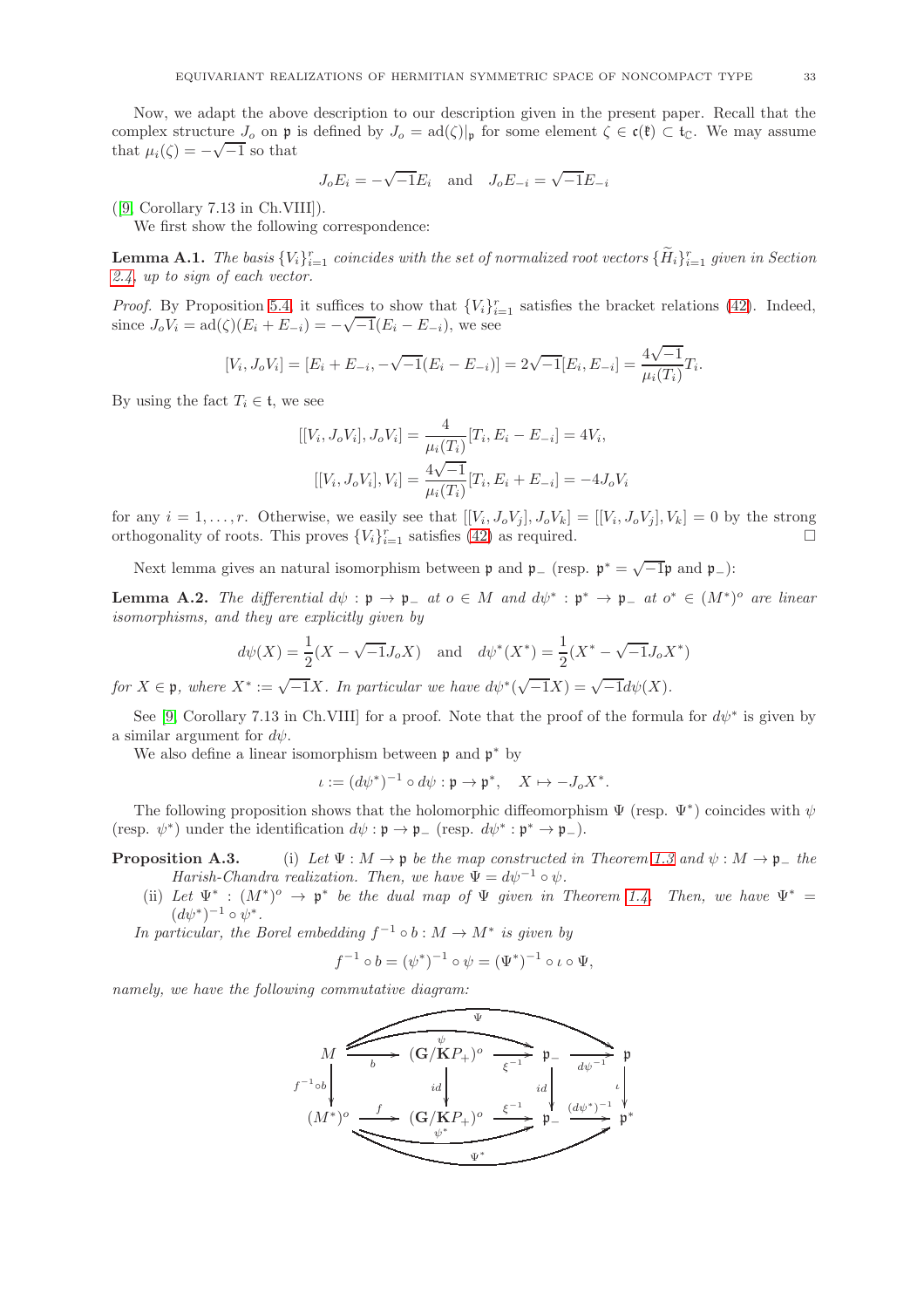Now, we adapt the above description to our description given in the present paper. Recall that the complex structure $J_o$ on $\mathfrak{p}$ is defined by $J_o = \mathrm{ad}(\zeta)|_{\mathfrak{p}}$ for some element $\zeta \in \mathfrak{c}(\mathfrak{k}) \subset \mathfrak{t}_{\mathbb{C}}$. We may assume that $\mu_i(\zeta) = -\sqrt{-1}$ so that

$$J_o E_i = -\sqrt{-1} E_i \quad \text{and} \quad J_o E_{-i} = \sqrt{-1} E_{-i}$$

([9, Corollary 7.13 in Ch.VIII]).

We first show the following correspondence:

**Lemma A.1.** *The basis $\{V_i\}_{i=1}^r$ coincides with the set of normalized root vectors $\{\widetilde{H}_i\}_{i=1}^r$ given in Section 2.4, up to sign of each vector.*

*Proof.* By Proposition 5.4, it suffices to show that $\{V_i\}_{i=1}^r$ satisfies the bracket relations (42). Indeed, since $J_o V_i = \mathrm{ad}(\zeta)(E_i + E_{-i}) = -\sqrt{-1}(E_i - E_{-i})$, we see

$$[V_i, J_o V_i] = [E_i + E_{-i}, -\sqrt{-1}(E_i - E_{-i})] = 2\sqrt{-1}[E_i, E_{-i}] = \frac{4\sqrt{-1}}{\mu_i(T_i)} T_i.$$

By using the fact $T_i \in \mathfrak{t}$, we see

$$[[V_i, J_o V_i], J_o V_i] = \frac{4}{\mu_i(T_i)}[T_i, E_i - E_{-i}] = 4V_i,$$

$$[[V_i, J_o V_i], V_i] = \frac{4\sqrt{-1}}{\mu_i(T_i)}[T_i, E_i + E_{-i}] = -4J_o V_i$$

for any $i = 1, \dots, r$. Otherwise, we easily see that $[[V_i, J_o V_j], J_o V_k] = [[V_i, J_o V_j], V_k] = 0$ by the strong orthogonality of roots. This proves $\{V_i\}_{i=1}^r$ satisfies (42) as required. □

Next lemma gives an natural isomorphism between $\mathfrak{p}$ and $\mathfrak{p}_-$ (resp. $\mathfrak{p}^* = \sqrt{-1}\mathfrak{p}$ and $\mathfrak{p}_-$):

**Lemma A.2.** *The differential $d\psi : \mathfrak{p} \to \mathfrak{p}_-$ at $o \in M$ and $d\psi^* : \mathfrak{p}^* \to \mathfrak{p}_-$ at $o^* \in (M^*)^o$ are linear isomorphisms, and they are explicitly given by*

$$d\psi(X) = \frac{1}{2}(X - \sqrt{-1}J_o X) \quad \text{and} \quad d\psi^*(X^*) = \frac{1}{2}(X^* - \sqrt{-1}J_o X^*)$$

*for $X \in \mathfrak{p}$, where $X^* := \sqrt{-1}X$. In particular we have $d\psi^*(\sqrt{-1}X) = \sqrt{-1}d\psi(X)$.*

See [9, Corollary 7.13 in Ch.VIII] for a proof. Note that the proof of the formula for $d\psi^*$ is given by a similar argument for $d\psi$.

We also define a linear isomorphism between $\mathfrak{p}$ and $\mathfrak{p}^*$ by

$$\iota := (d\psi^*)^{-1} \circ d\psi : \mathfrak{p} \to \mathfrak{p}^*, \quad X \mapsto -J_o X^*.$$

The following proposition shows that the holomorphic diffeomorphism $\Psi$ (resp. $\Psi^*$) coincides with $\psi$ (resp. $\psi^*$) under the identification $d\psi : \mathfrak{p} \to \mathfrak{p}_-$ (resp. $d\psi^* : \mathfrak{p}^* \to \mathfrak{p}_-$).

**Proposition A.3.** (i) *Let $\Psi : M \to \mathfrak{p}$ be the map constructed in Theorem 1.3 and $\psi : M \to \mathfrak{p}_-$ the Harish-Chandra realization. Then, we have $\Psi = d\psi^{-1} \circ \psi$.*

(ii) *Let $\Psi^* : (M^*)^o \to \mathfrak{p}^*$ be the dual map of $\Psi$ given in Theorem 1.4. Then, we have $\Psi^* = (d\psi^*)^{-1} \circ \psi^*$.*

*In particular, the Borel embedding $f^{-1} \circ b : M \to M^*$ is given by*

$$f^{-1} \circ b = (\psi^*)^{-1} \circ \psi = (\Psi^*)^{-1} \circ \iota \circ \Psi,$$

*namely, we have the following commutative diagram:*

$$\begin{array}{ccccccc}
M & \xrightarrow{\;b\;} & (\mathbf{G}/\mathbf{K}P_+)^o & \xrightarrow{\;\xi^{-1}\;} & \mathfrak{p}_- & \xrightarrow{\;d\psi^{-1}\;} & \mathfrak{p} \\
\downarrow{\scriptstyle f^{-1}\circ b} & & \downarrow{\scriptstyle id} & & \downarrow{\scriptstyle id} & & \downarrow{\scriptstyle \iota} \\
(M^*)^o & \xrightarrow{\;f\;} & (\mathbf{G}/\mathbf{K}P_+)^o & \xrightarrow{\;\xi^{-1}\;} & \mathfrak{p}_- & \xrightarrow{\;(d\psi^*)^{-1}\;} & \mathfrak{p}^*
\end{array}$$

(with $\psi : M \to \mathfrak{p}_-$, $\Psi : M \to \mathfrak{p}$ along the top, and $\psi^* : (M^*)^o \to \mathfrak{p}_-$, $\Psi^* : (M^*)^o \to \mathfrak{p}^*$ along the bottom.)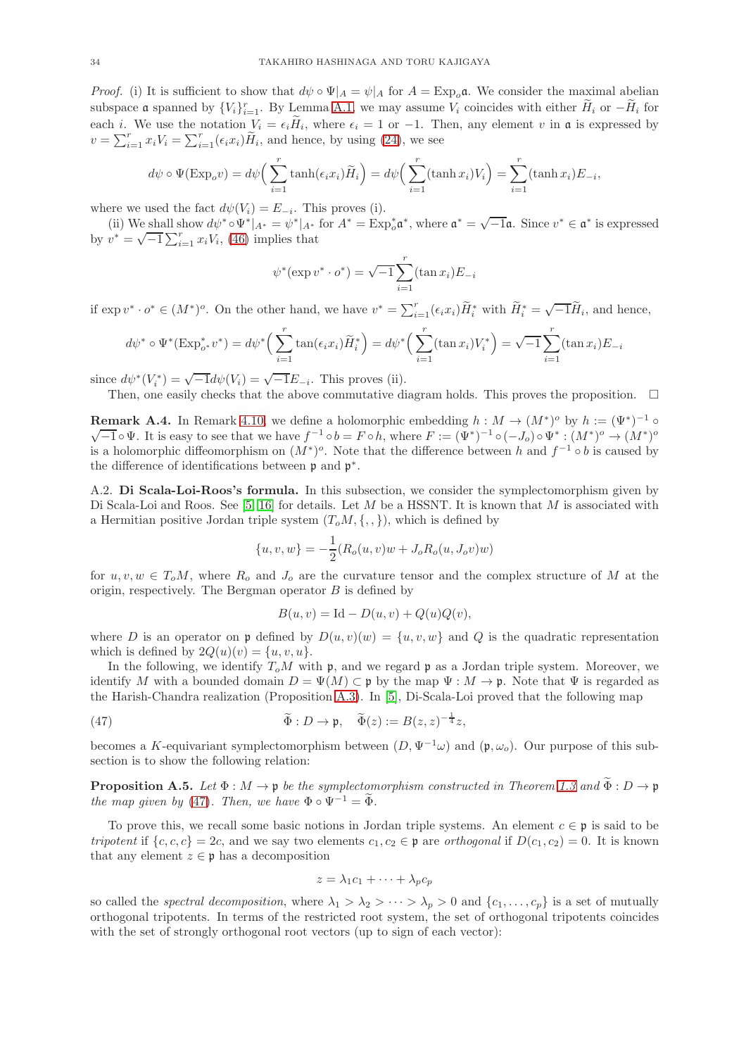*Proof.* (i) It is sufficient to show that $d\psi \circ \Psi|_A = \psi|_A$ for $A = \mathrm{Exp}_o \mathfrak{a}$. We consider the maximal abelian subspace $\mathfrak{a}$ spanned by $\{V_i\}_{i=1}^r$. By Lemma A.1, we may assume $V_i$ coincides with either $\widetilde{H}_i$ or $-\widetilde{H}_i$ for each $i$. We use the notation $V_i = \epsilon_i \widetilde{H}_i$, where $\epsilon_i = 1$ or $-1$. Then, any element $v$ in $\mathfrak{a}$ is expressed by $v = \sum_{i=1}^r x_i V_i = \sum_{i=1}^r (\epsilon_i x_i) \widetilde{H}_i$, and hence, by using (24), we see

$$d\psi \circ \Psi(\mathrm{Exp}_o v) = d\psi\Big( \sum_{i=1}^r \tanh(\epsilon_i x_i) \widetilde{H}_i \Big) = d\psi\Big( \sum_{i=1}^r (\tanh x_i) V_i \Big) = \sum_{i=1}^r (\tanh x_i) E_{-i},$$

where we used the fact $d\psi(V_i) = E_{-i}$. This proves (i).

(ii) We shall show $d\psi^* \circ \Psi^*|_{A^*} = \psi^*|_{A^*}$ for $A^* = \mathrm{Exp}_o^* \mathfrak{a}^*$, where $\mathfrak{a}^* = \sqrt{-1}\mathfrak{a}$. Since $v^* \in \mathfrak{a}^*$ is expressed by $v^* = \sqrt{-1}\sum_{i=1}^r x_i V_i$, (46) implies that

$$\psi^*(\exp v^* \cdot o^*) = \sqrt{-1}\sum_{i=1}^r (\tan x_i) E_{-i}$$

if $\exp v^* \cdot o^* \in (M^*)^o$. On the other hand, we have $v^* = \sum_{i=1}^r (\epsilon_i x_i)\widetilde{H}_i^*$ with $\widetilde{H}_i^* = \sqrt{-1}\widetilde{H}_i$, and hence,

$$d\psi^* \circ \Psi^*(\mathrm{Exp}_{o^*}^* v^*) = d\psi^*\Big( \sum_{i=1}^r \tan(\epsilon_i x_i)\widetilde{H}_i^* \Big) = d\psi^*\Big( \sum_{i=1}^r (\tan x_i) V_i^* \Big) = \sqrt{-1}\sum_{i=1}^r (\tan x_i) E_{-i}$$

since $d\psi^*(V_i^*) = \sqrt{-1} d\psi(V_i) = \sqrt{-1}E_{-i}$. This proves (ii).

Then, one easily checks that the above commutative diagram holds. This proves the proposition. $\square$

**Remark A.4.** In Remark 4.10, we define a holomorphic embedding $h : M \to (M^*)^o$ by $h := (\Psi^*)^{-1} \circ \sqrt{-1} \circ \Psi$. It is easy to see that we have $f^{-1} \circ b = F \circ h$, where $F := (\Psi^*)^{-1} \circ (-J_o) \circ \Psi^* : (M^*)^o \to (M^*)^o$ is a holomorphic diffeomorphism on $(M^*)^o$. Note that the difference between $h$ and $f^{-1} \circ b$ is caused by the difference of identifications between $\mathfrak{p}$ and $\mathfrak{p}^*$.

A.2. **Di Scala-Loi-Roos's formula.** In this subsection, we consider the symplectomorphism given by Di Scala-Loi and Roos. See [5] [16] for details. Let $M$ be a HSSNT. It is known that $M$ is associated with a Hermitian positive Jordan triple system $(T_o M, \{,,\})$, which is defined by

$$\{u, v, w\} = -\frac{1}{2}(R_o(u, v)w + J_o R_o(u, J_o v)w)$$

for $u, v, w \in T_o M$, where $R_o$ and $J_o$ are the curvature tensor and the complex structure of $M$ at the origin, respectively. The Bergman operator $B$ is defined by

$$B(u, v) = \mathrm{Id} - D(u, v) + Q(u)Q(v),$$

where $D$ is an operator on $\mathfrak{p}$ defined by $D(u, v)(w) = \{u, v, w\}$ and $Q$ is the quadratic representation which is defined by $2Q(u)(v) = \{u, v, u\}$.

In the following, we identify $T_o M$ with $\mathfrak{p}$, and we regard $\mathfrak{p}$ as a Jordan triple system. Moreover, we identify $M$ with a bounded domain $D = \Psi(M) \subset \mathfrak{p}$ by the map $\Psi : M \to \mathfrak{p}$. Note that $\Psi$ is regarded as the Harish-Chandra realization (Proposition A.3). In [5], Di-Scala-Loi proved that the following map

$$\widetilde{\Phi} : D \to \mathfrak{p}, \quad \widetilde{\Phi}(z) := B(z, z)^{-\frac{1}{4}} z, \tag{47}$$

becomes a $K$-equivariant symplectomorphism between $(D, \Psi^{-1}\omega)$ and $(\mathfrak{p}, \omega_o)$. Our purpose of this subsection is to show the following relation:

**Proposition A.5.** *Let $\Phi : M \to \mathfrak{p}$ be the symplectomorphism constructed in Theorem 1.3 and $\widetilde{\Phi} : D \to \mathfrak{p}$ the map given by (47). Then, we have $\Phi \circ \Psi^{-1} = \widetilde{\Phi}$.*

To prove this, we recall some basic notions in Jordan triple systems. An element $c \in \mathfrak{p}$ is said to be *tripotent* if $\{c, c, c\} = 2c$, and we say two elements $c_1, c_2 \in \mathfrak{p}$ are *orthogonal* if $D(c_1, c_2) = 0$. It is known that any element $z \in \mathfrak{p}$ has a decomposition

$$z = \lambda_1 c_1 + \cdots + \lambda_p c_p$$

so called the *spectral decomposition*, where $\lambda_1 > \lambda_2 > \cdots > \lambda_p > 0$ and $\{c_1, \ldots, c_p\}$ is a set of mutually orthogonal tripotents. In terms of the restricted root system, the set of orthogonal tripotents coincides with the set of strongly orthogonal root vectors (up to sign of each vector):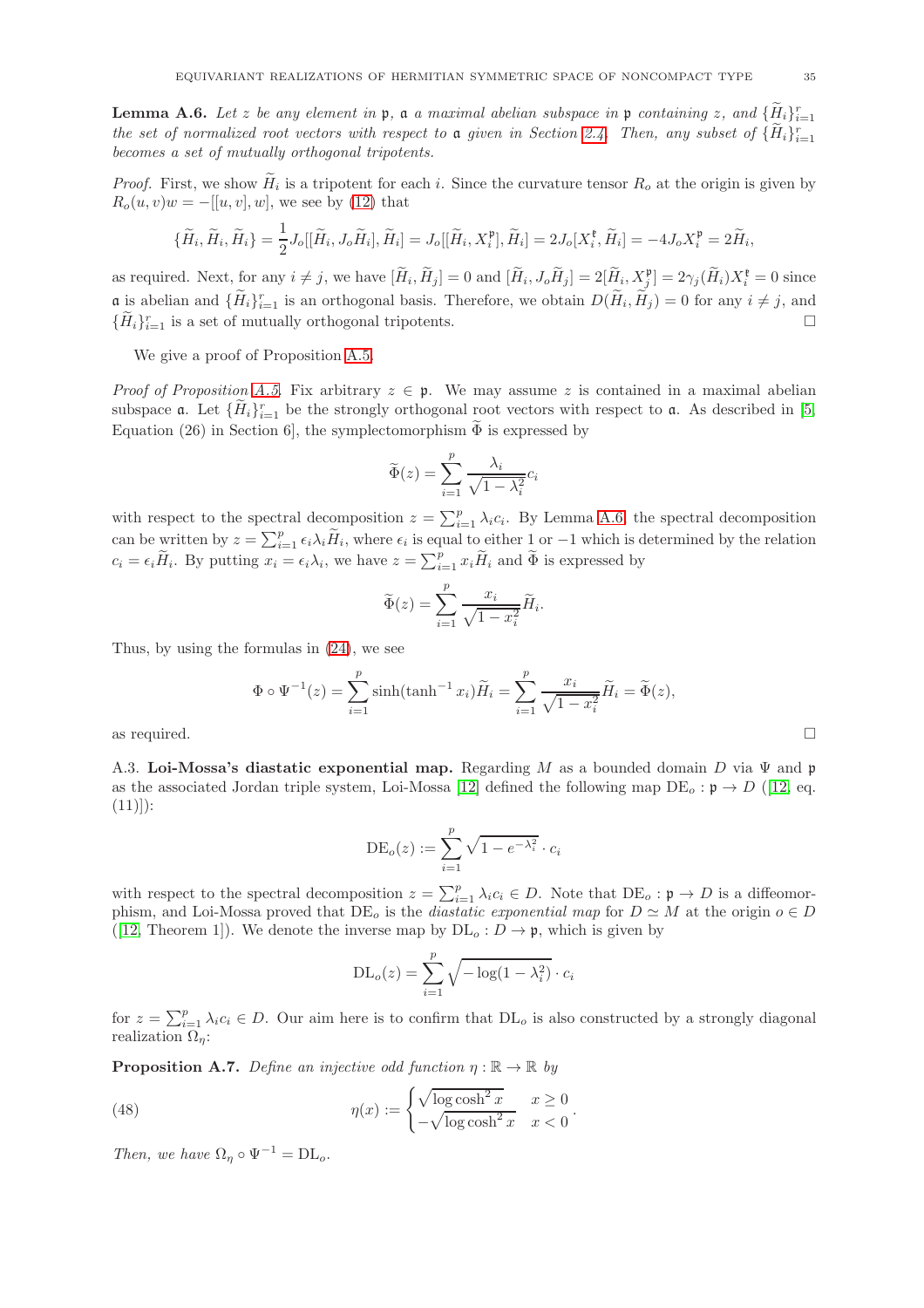**Lemma A.6.** *Let $z$ be any element in $\mathfrak{p}$, $\mathfrak{a}$ a maximal abelian subspace in $\mathfrak{p}$ containing $z$, and $\{\widetilde{H}_i\}_{i=1}^r$ the set of normalized root vectors with respect to $\mathfrak{a}$ given in Section 2.4. Then, any subset of $\{\widetilde{H}_i\}_{i=1}^r$ becomes a set of mutually orthogonal tripotents.*

*Proof.* First, we show $\widetilde{H}_i$ is a tripotent for each $i$. Since the curvature tensor $R_o$ at the origin is given by $R_o(u,v)w = -[[u,v],w]$, we see by (12) that

$$\{\widetilde{H}_i, \widetilde{H}_i, \widetilde{H}_i\} = \frac{1}{2} J_o[[\widetilde{H}_i, J_o\widetilde{H}_i], \widetilde{H}_i] = J_o[[\widetilde{H}_i, X_i^{\mathfrak{p}}], \widetilde{H}_i] = 2J_o[X_i^{\mathfrak{k}}, \widetilde{H}_i] = -4J_o X_i^{\mathfrak{p}} = 2\widetilde{H}_i,$$

as required. Next, for any $i \neq j$, we have $[\widetilde{H}_i, \widetilde{H}_j] = 0$ and $[\widetilde{H}_i, J_o\widetilde{H}_j] = 2[\widetilde{H}_i, X_j^{\mathfrak{p}}] = 2\gamma_j(\widetilde{H}_i)X_i^{\mathfrak{k}} = 0$ since $\mathfrak{a}$ is abelian and $\{\widetilde{H}_i\}_{i=1}^r$ is an orthogonal basis. Therefore, we obtain $D(\widetilde{H}_i, \widetilde{H}_j) = 0$ for any $i \neq j$, and $\{\widetilde{H}_i\}_{i=1}^r$ is a set of mutually orthogonal tripotents. $\square$

We give a proof of Proposition A.5.

*Proof of Proposition A.5.* Fix arbitrary $z \in \mathfrak{p}$. We may assume $z$ is contained in a maximal abelian subspace $\mathfrak{a}$. Let $\{\widetilde{H}_i\}_{i=1}^r$ be the strongly orthogonal root vectors with respect to $\mathfrak{a}$. As described in [5, Equation (26) in Section 6], the symplectomorphism $\widetilde{\Phi}$ is expressed by

$$\widetilde{\Phi}(z) = \sum_{i=1}^{p} \frac{\lambda_i}{\sqrt{1-\lambda_i^2}} c_i$$

with respect to the spectral decomposition $z = \sum_{i=1}^p \lambda_i c_i$. By Lemma A.6, the spectral decomposition can be written by $z = \sum_{i=1}^p \epsilon_i \lambda_i \widetilde{H}_i$, where $\epsilon_i$ is equal to either 1 or $-1$ which is determined by the relation $c_i = \epsilon_i \widetilde{H}_i$. By putting $x_i = \epsilon_i \lambda_i$, we have $z = \sum_{i=1}^p x_i \widetilde{H}_i$ and $\widetilde{\Phi}$ is expressed by

$$\widetilde{\Phi}(z) = \sum_{i=1}^{p} \frac{x_i}{\sqrt{1-x_i^2}} \widetilde{H}_i.$$

Thus, by using the formulas in (24), we see

$$\Phi \circ \Psi^{-1}(z) = \sum_{i=1}^{p} \sinh(\tanh^{-1} x_i)\widetilde{H}_i = \sum_{i=1}^{p} \frac{x_i}{\sqrt{1-x_i^2}} \widetilde{H}_i = \widetilde{\Phi}(z),$$

as required. $\square$

A.3. **Loi-Mossa's diastatic exponential map.** Regarding $M$ as a bounded domain $D$ via $\Psi$ and $\mathfrak{p}$ as the associated Jordan triple system, Loi-Mossa [12] defined the following map $\mathrm{DE}_o : \mathfrak{p} \to D$ ([12, eq. (11)]):

$$\mathrm{DE}_o(z) := \sum_{i=1}^{p} \sqrt{1 - e^{-\lambda_i^2}} \cdot c_i$$

with respect to the spectral decomposition $z = \sum_{i=1}^p \lambda_i c_i \in D$. Note that $\mathrm{DE}_o : \mathfrak{p} \to D$ is a diffeomorphism, and Loi-Mossa proved that $\mathrm{DE}_o$ is the *diastatic exponential map* for $D \simeq M$ at the origin $o \in D$ ([12, Theorem 1]). We denote the inverse map by $\mathrm{DL}_o : D \to \mathfrak{p}$, which is given by

$$\mathrm{DL}_o(z) = \sum_{i=1}^{p} \sqrt{-\log(1-\lambda_i^2)} \cdot c_i$$

for $z = \sum_{i=1}^p \lambda_i c_i \in D$. Our aim here is to confirm that $\mathrm{DL}_o$ is also constructed by a strongly diagonal realization $\Omega_\eta$:

**Proposition A.7.** *Define an injective odd function $\eta : \mathbb{R} \to \mathbb{R}$ by*

$$\eta(x) := \begin{cases} \sqrt{\log \cosh^2 x} & x \geq 0 \\ -\sqrt{\log \cosh^2 x} & x < 0 \end{cases}. \tag{48}$$

*Then, we have $\Omega_\eta \circ \Psi^{-1} = \mathrm{DL}_o$.*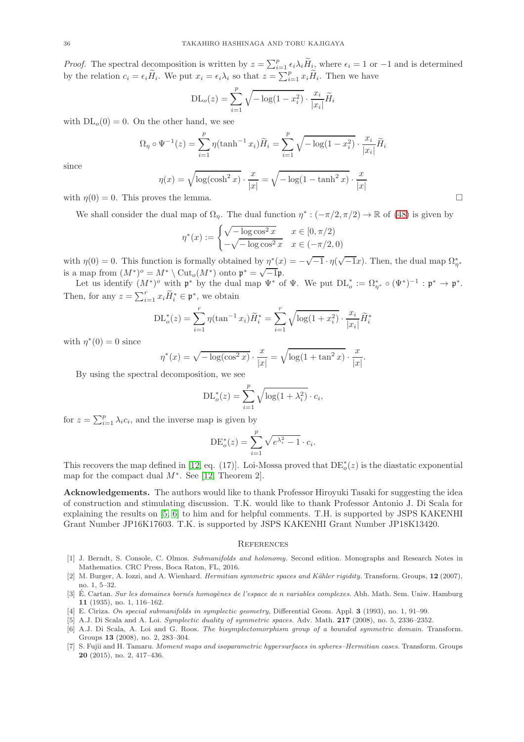*Proof.* The spectral decomposition is written by $z = \sum_{i=1}^p \epsilon_i \lambda_i \widetilde{H}_i$, where $\epsilon_i = 1$ or $-1$ and is determined by the relation $c_i = \epsilon_i \widetilde{H}_i$. We put $x_i = \epsilon_i \lambda_i$ so that $z = \sum_{i=1}^p x_i \widetilde{H}_i$. Then we have

$$\mathrm{DL}_o(z) = \sum_{i=1}^p \sqrt{-\log(1-x_i^2)} \cdot \frac{x_i}{|x_i|} \widetilde{H}_i$$

with $\mathrm{DL}_o(0) = 0$. On the other hand, we see

$$\Omega_\eta \circ \Psi^{-1}(z) = \sum_{i=1}^p \eta(\tanh^{-1} x_i) \widetilde{H}_i = \sum_{i=1}^p \sqrt{-\log(1-x_i^2)} \cdot \frac{x_i}{|x_i|} \widetilde{H}_i$$

since

$$\eta(x) = \sqrt{\log(\cosh^2 x)} \cdot \frac{x}{|x|} = \sqrt{-\log(1-\tanh^2 x)} \cdot \frac{x}{|x|}$$

with $\eta(0) = 0$. This proves the lemma. $\square$

We shall consider the dual map of $\Omega_\eta$. The dual function $\eta^* : (-\pi/2, \pi/2) \to \mathbb{R}$ of (48) is given by

$$\eta^*(x) := \begin{cases} \sqrt{-\log \cos^2 x} & x \in [0, \pi/2) \\ -\sqrt{-\log \cos^2 x} & x \in (-\pi/2, 0) \end{cases}$$

with $\eta(0) = 0$. This function is formally obtained by $\eta^*(x) = -\sqrt{-1} \cdot \eta(\sqrt{-1}x)$. Then, the dual map $\Omega^*_{\eta^*}$ is a map from $(M^*)^o = M^* \setminus \mathrm{Cut}_o(M^*)$ onto $\mathfrak{p}^* = \sqrt{-1}\mathfrak{p}$.

Let us identify $(M^*)^o$ with $\mathfrak{p}^*$ by the dual map $\Psi^*$ of $\Psi$. We put $\mathrm{DL}^*_o := \Omega^*_{\eta^*} \circ (\Psi^*)^{-1} : \mathfrak{p}^* \to \mathfrak{p}^*$. Then, for any $z = \sum_{i=1}^r x_i \widetilde{H}^*_i \in \mathfrak{p}^*$, we obtain

$$\mathrm{DL}^*_o(z) = \sum_{i=1}^r \eta(\tan^{-1} x_i) \widetilde{H}^*_i = \sum_{i=1}^r \sqrt{\log(1+x_i^2)} \cdot \frac{x_i}{|x_i|} \widetilde{H}^*_i$$

with $\eta^*(0) = 0$ since

$$\eta^*(x) = \sqrt{-\log(\cos^2 x)} \cdot \frac{x}{|x|} = \sqrt{\log(1+\tan^2 x)} \cdot \frac{x}{|x|}.$$

By using the spectral decomposition, we see

$$\mathrm{DL}^*_o(z) = \sum_{i=1}^p \sqrt{\log(1+\lambda_i^2)} \cdot c_i,$$

for $z = \sum_{i=1}^p \lambda_i c_i$, and the inverse map is given by

$$\mathrm{DE}^*_o(z) = \sum_{i=1}^p \sqrt{e^{\lambda_i^2} - 1} \cdot c_i.$$

This recovers the map defined in [12, eq. (17)]. Loi-Mossa proved that $\mathrm{DE}^*_o(z)$ is the diastatic exponential map for the compact dual $M^*$. See [12, Theorem 2].

**Acknowledgements.** The authors would like to thank Professor Hiroyuki Tasaki for suggesting the idea of construction and stimulating discussion. T.K. would like to thank Professor Antonio J. Di Scala for explaining the results on [5, 6] to him and for helpful comments. T.H. is supported by JSPS KAKENHI Grant Number JP16K17603. T.K. is supported by JSPS KAKENHI Grant Number JP18K13420.

## References

[1] J. Berndt, S. Console, C. Olmos. *Submanifolds and holonomy*. Second edition. Monographs and Research Notes in Mathematics. CRC Press, Boca Raton, FL, 2016.

[2] M. Burger, A. Iozzi, and A. Wienhard. *Hermitian symmetric spaces and Kähler rigidity*. Transform. Groups, **12** (2007), no. 1, 5–32.

[3] É. Cartan. *Sur les domaines bornés homogènes de l'espace de n variables complexes*. Abh. Math. Sem. Uniw. Hamburg **11** (1935), no. 1, 116–162.

[4] E. Ciriza. *On special submanifolds in symplectic geometry*, Differential Geom. Appl. **3** (1993), no. 1, 91–99.

[5] A.J. Di Scala and A. Loi. *Symplectic duality of symmetric spaces*. Adv. Math. **217** (2008), no. 5, 2336–2352.

[6] A.J. Di Scala, A. Loi and G. Roos. *The bisymplectomorphism group of a bounded symmetric domain*. Transform. Groups **13** (2008), no. 2, 283–304.

[7] S. Fujii and H. Tamaru. *Moment maps and isoparametric hypersurfaces in spheres–Hermitian cases*. Transform. Groups **20** (2015), no. 2, 417–436.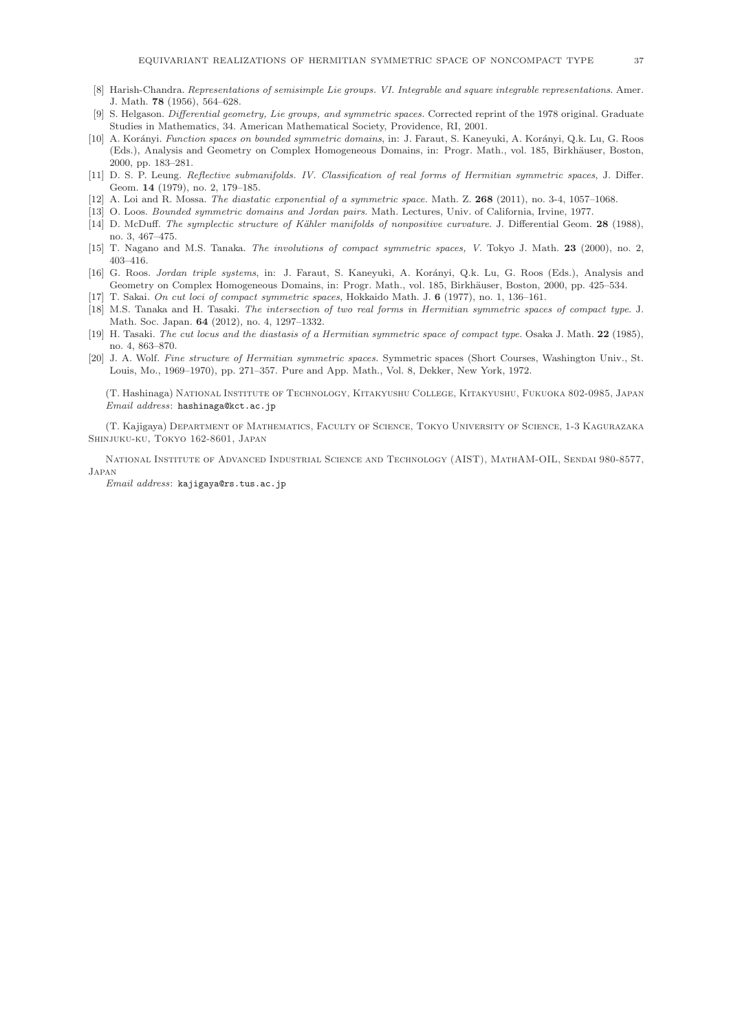[8] Harish-Chandra. *Representations of semisimple Lie groups. VI. Integrable and square integrable representations.* Amer. J. Math. **78** (1956), 564–628.

[9] S. Helgason. *Differential geometry, Lie groups, and symmetric spaces.* Corrected reprint of the 1978 original. Graduate Studies in Mathematics, 34. American Mathematical Society, Providence, RI, 2001.

[10] A. Korányi. *Function spaces on bounded symmetric domains*, in: J. Faraut, S. Kaneyuki, A. Korányi, Q.k. Lu, G. Roos (Eds.), Analysis and Geometry on Complex Homogeneous Domains, in: Progr. Math., vol. 185, Birkhäuser, Boston, 2000, pp. 183–281.

[11] D. S. P. Leung. *Reflective submanifolds. IV. Classification of real forms of Hermitian symmetric spaces*, J. Differ. Geom. **14** (1979), no. 2, 179–185.

[12] A. Loi and R. Mossa. *The diastatic exponential of a symmetric space.* Math. Z. **268** (2011), no. 3-4, 1057–1068.

[13] O. Loos. *Bounded symmetric domains and Jordan pairs.* Math. Lectures, Univ. of California, Irvine, 1977.

[14] D. McDuff. *The symplectic structure of Kähler manifolds of nonpositive curvature.* J. Differential Geom. **28** (1988), no. 3, 467–475.

[15] T. Nagano and M.S. Tanaka. *The involutions of compact symmetric spaces, V.* Tokyo J. Math. **23** (2000), no. 2, 403–416.

[16] G. Roos. *Jordan triple systems*, in: J. Faraut, S. Kaneyuki, A. Korányi, Q.k. Lu, G. Roos (Eds.), Analysis and Geometry on Complex Homogeneous Domains, in: Progr. Math., vol. 185, Birkhäuser, Boston, 2000, pp. 425–534.

[17] T. Sakai. *On cut loci of compact symmetric spaces*, Hokkaido Math. J. **6** (1977), no. 1, 136–161.

[18] M.S. Tanaka and H. Tasaki. *The intersection of two real forms in Hermitian symmetric spaces of compact type.* J. Math. Soc. Japan. **64** (2012), no. 4, 1297–1332.

[19] H. Tasaki. *The cut locus and the diastasis of a Hermitian symmetric space of compact type.* Osaka J. Math. **22** (1985), no. 4, 863–870.

[20] J. A. Wolf. *Fine structure of Hermitian symmetric spaces.* Symmetric spaces (Short Courses, Washington Univ., St. Louis, Mo., 1969–1970), pp. 271–357. Pure and App. Math., Vol. 8, Dekker, New York, 1972.

(T. Hashinaga) National Institute of Technology, Kitakyushu College, Kitakyushu, Fukuoka 802-0985, Japan
*Email address*: `hashinaga@kct.ac.jp`

(T. Kajigaya) Department of Mathematics, Faculty of Science, Tokyo University of Science, 1-3 Kagurazaka Shinjuku-ku, Tokyo 162-8601, Japan

National Institute of Advanced Industrial Science and Technology (AIST), MathAM-OIL, Sendai 980-8577, Japan
*Email address*: `kajigaya@rs.tus.ac.jp`